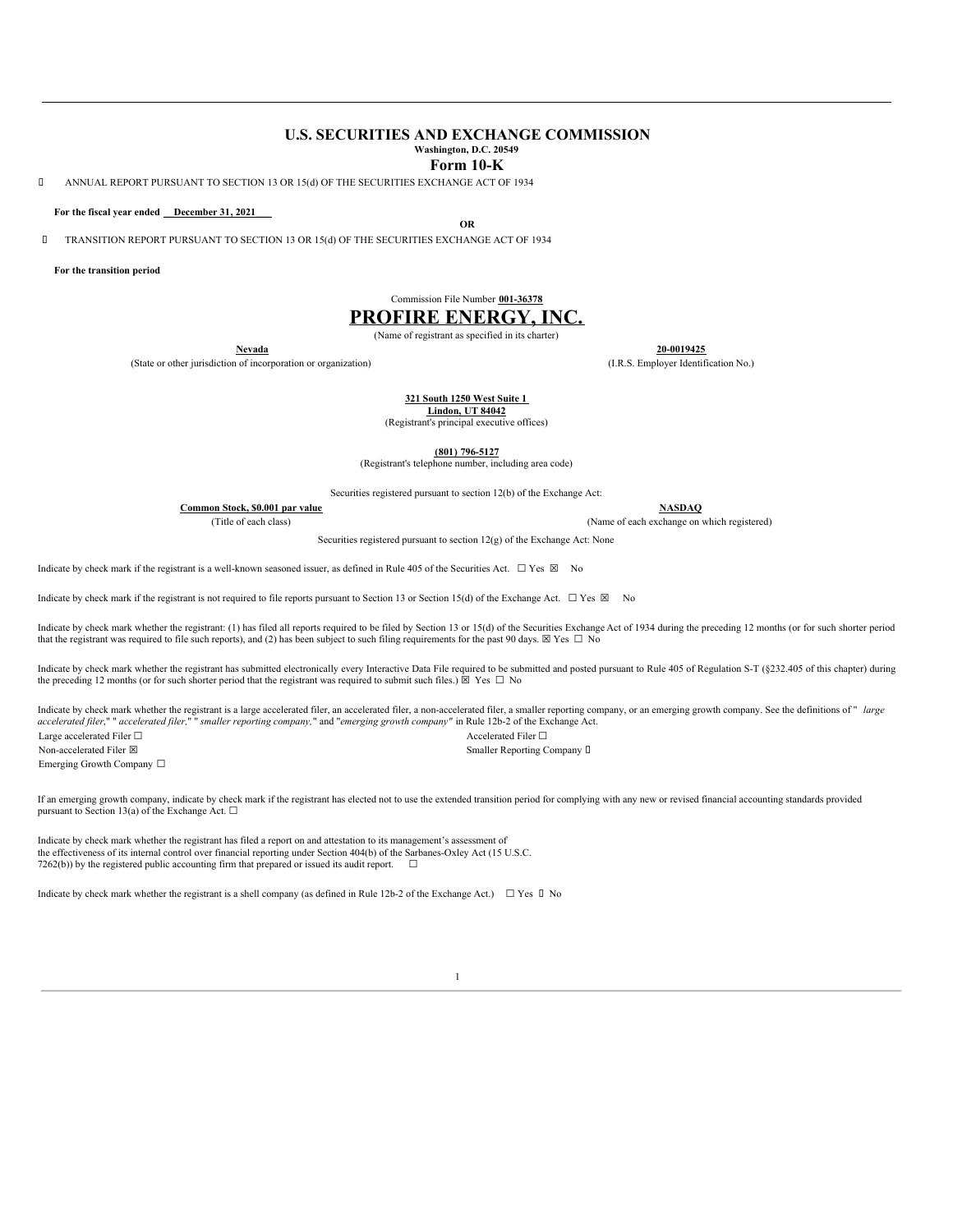# U.S. SECURITIES AND EXCHANGE COMMISSION

**Washington, D.C. 20549**

## Form 10-K

 ANNUAL REPORT PURSUANT TO SECTION 13 OR 15(d) OF THE SECURITIES EXCHANGE ACT OF 1934

**For the fiscal year ended December 31, 2021**

**OR**

 TRANSITION REPORT PURSUANT TO SECTION 13 OR 15(d) OF THE SECURITIES EXCHANGE ACT OF 1934

**For the transition period**

Commission File Number **001-36378**

# PROFIRE ENERGY, INC.

(Name of registrant as specified in its charter)

| **Nevada** | **20-0019425** |
|---|---|
| (State or other jurisdiction of incorporation or organization) | (I.R.S. Employer Identification No.) |

**321 South 1250 West Suite 1**
**Lindon, UT 84042**
(Registrant's principal executive offices)

**(801) 796-5127**
(Registrant's telephone number, including area code)

Securities registered pursuant to section 12(b) of the Exchange Act:

| **Common Stock, $0.001 par value** | **NASDAQ** |
|---|---|
| (Title of each class) | (Name of each exchange on which registered) |

Securities registered pursuant to section 12(g) of the Exchange Act: None

Indicate by check mark if the registrant is a well-known seasoned issuer, as defined in Rule 405 of the Securities Act. ☐ Yes ☒ No

Indicate by check mark if the registrant is not required to file reports pursuant to Section 13 or Section 15(d) of the Exchange Act. ☐ Yes ☒ No

Indicate by check mark whether the registrant: (1) has filed all reports required to be filed by Section 13 or 15(d) of the Securities Exchange Act of 1934 during the preceding 12 months (or for such shorter period that the registrant was required to file such reports), and (2) has been subject to such filing requirements for the past 90 days. ☒ Yes ☐ No

Indicate by check mark whether the registrant has submitted electronically every Interactive Data File required to be submitted and posted pursuant to Rule 405 of Regulation S-T (§232.405 of this chapter) during the preceding 12 months (or for such shorter period that the registrant was required to submit such files.) ☒ Yes ☐ No

Indicate by check mark whether the registrant is a large accelerated filer, an accelerated filer, a non-accelerated filer, a smaller reporting company, or an emerging growth company. See the definitions of "*large accelerated filer*," "*accelerated filer*," "*smaller reporting company*," and "*emerging growth company*" in Rule 12b-2 of the Exchange Act.

| | |
|---|---|
| Large accelerated Filer ☐ | Accelerated Filer ☐ |
| Non-accelerated Filer ☒ | Smaller Reporting Company  |
| Emerging Growth Company ☐ | |

If an emerging growth company, indicate by check mark if the registrant has elected not to use the extended transition period for complying with any new or revised financial accounting standards provided pursuant to Section 13(a) of the Exchange Act. ☐

Indicate by check mark whether the registrant has filed a report on and attestation to its management's assessment of the effectiveness of its internal control over financial reporting under Section 404(b) of the Sarbanes-Oxley Act (15 U.S.C. 7262(b)) by the registered public accounting firm that prepared or issued its audit report. ☐

Indicate by check mark whether the registrant is a shell company (as defined in Rule 12b-2 of the Exchange Act.) ☐ Yes  No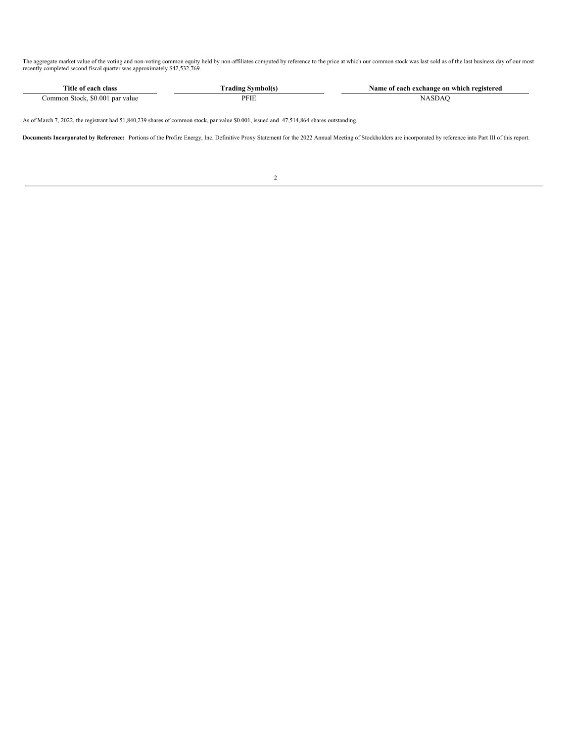The aggregate market value of the voting and non-voting common equity held by non-affiliates computed by reference to the price at which our common stock was last sold as of the last business day of our most recently completed second fiscal quarter was approximately $42,532,769.

| Title of each class | Trading Symbol(s) | Name of each exchange on which registered |
|---|---|---|
| Common Stock, $0.001 par value | PFIE | NASDAQ |

As of March 7, 2022, the registrant had 51,840,239 shares of common stock, par value $0.001, issued and 47,514,864 shares outstanding.

**Documents Incorporated by Reference:** Portions of the Profire Energy, Inc. Definitive Proxy Statement for the 2022 Annual Meeting of Stockholders are incorporated by reference into Part III of this report.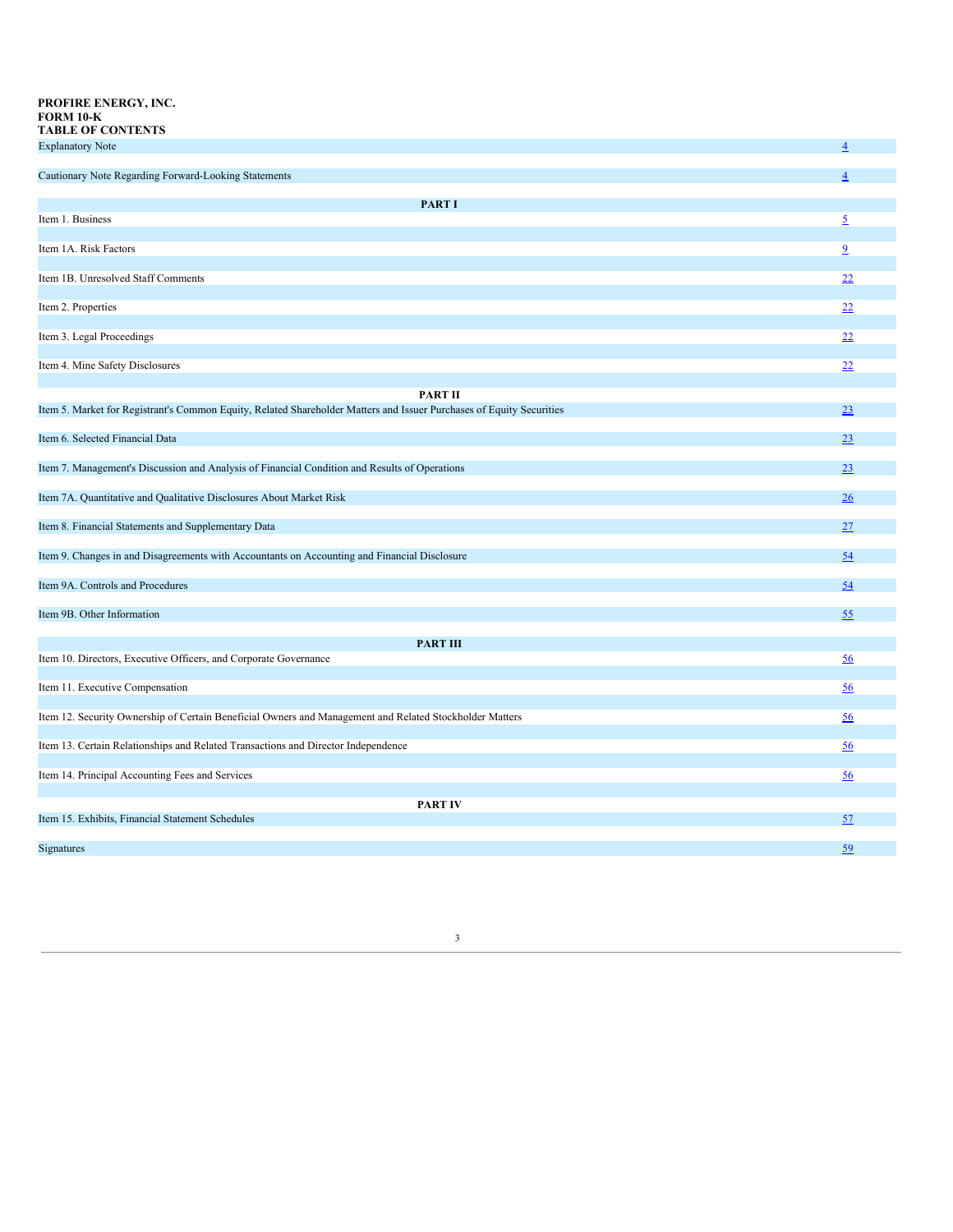**PROFIRE ENERGY, INC.**
**FORM 10-K**
**TABLE OF CONTENTS**

| | |
|---|---|
| Explanatory Note | 4 |
| Cautionary Note Regarding Forward-Looking Statements | 4 |
| **PART I** | |
| Item 1. Business | 5 |
| Item 1A. Risk Factors | 9 |
| Item 1B. Unresolved Staff Comments | 22 |
| Item 2. Properties | 22 |
| Item 3. Legal Proceedings | 22 |
| Item 4. Mine Safety Disclosures | 22 |
| **PART II** | |
| Item 5. Market for Registrant's Common Equity, Related Shareholder Matters and Issuer Purchases of Equity Securities | 23 |
| Item 6. Selected Financial Data | 23 |
| Item 7. Management's Discussion and Analysis of Financial Condition and Results of Operations | 23 |
| Item 7A. Quantitative and Qualitative Disclosures About Market Risk | 26 |
| Item 8. Financial Statements and Supplementary Data | 27 |
| Item 9. Changes in and Disagreements with Accountants on Accounting and Financial Disclosure | 54 |
| Item 9A. Controls and Procedures | 54 |
| Item 9B. Other Information | 55 |
| **PART III** | |
| Item 10. Directors, Executive Officers, and Corporate Governance | 56 |
| Item 11. Executive Compensation | 56 |
| Item 12. Security Ownership of Certain Beneficial Owners and Management and Related Stockholder Matters | 56 |
| Item 13. Certain Relationships and Related Transactions and Director Independence | 56 |
| Item 14. Principal Accounting Fees and Services | 56 |
| **PART IV** | |
| Item 15. Exhibits, Financial Statement Schedules | 57 |
| Signatures | 59 |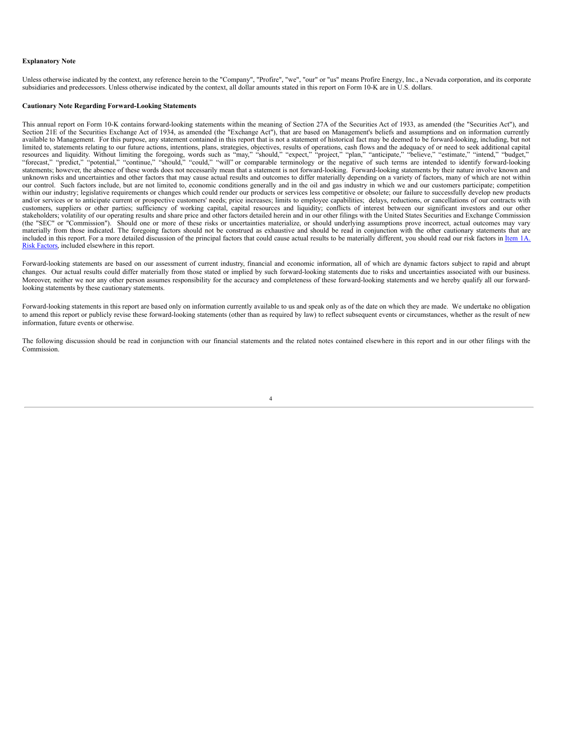**Explanatory Note**

Unless otherwise indicated by the context, any reference herein to the "Company", "Profire", "we", "our" or "us" means Profire Energy, Inc., a Nevada corporation, and its corporate subsidiaries and predecessors. Unless otherwise indicated by the context, all dollar amounts stated in this report on Form 10-K are in U.S. dollars.

**Cautionary Note Regarding Forward-Looking Statements**

This annual report on Form 10-K contains forward-looking statements within the meaning of Section 27A of the Securities Act of 1933, as amended (the "Securities Act"), and Section 21E of the Securities Exchange Act of 1934, as amended (the "Exchange Act"), that are based on Management's beliefs and assumptions and on information currently available to Management. For this purpose, any statement contained in this report that is not a statement of historical fact may be deemed to be forward-looking, including, but not limited to, statements relating to our future actions, intentions, plans, strategies, objectives, results of operations, cash flows and the adequacy of or need to seek additional capital resources and liquidity. Without limiting the foregoing, words such as "may," "should," "expect," "project," "plan," "anticipate," "believe," "estimate," "intend," "budget," "forecast," "predict," "potential," "continue," "should," "could," "will" or comparable terminology or the negative of such terms are intended to identify forward-looking statements; however, the absence of these words does not necessarily mean that a statement is not forward-looking. Forward-looking statements by their nature involve known and unknown risks and uncertainties and other factors that may cause actual results and outcomes to differ materially depending on a variety of factors, many of which are not within our control. Such factors include, but are not limited to, economic conditions generally and in the oil and gas industry in which we and our customers participate; competition within our industry; legislative requirements or changes which could render our products or services less competitive or obsolete; our failure to successfully develop new products and/or services or to anticipate current or prospective customers' needs; price increases; limits to employee capabilities; delays, reductions, or cancellations of our contracts with customers, suppliers or other parties; sufficiency of working capital, capital resources and liquidity; conflicts of interest between our significant investors and our other stakeholders; volatility of our operating results and share price and other factors detailed herein and in our other filings with the United States Securities and Exchange Commission (the "SEC" or "Commission"). Should one or more of these risks or uncertainties materialize, or should underlying assumptions prove incorrect, actual outcomes may vary materially from those indicated. The foregoing factors should not be construed as exhaustive and should be read in conjunction with the other cautionary statements that are included in this report. For a more detailed discussion of the principal factors that could cause actual results to be materially different, you should read our risk factors in Item 1A. Risk Factors, included elsewhere in this report.

Forward-looking statements are based on our assessment of current industry, financial and economic information, all of which are dynamic factors subject to rapid and abrupt changes. Our actual results could differ materially from those stated or implied by such forward-looking statements due to risks and uncertainties associated with our business. Moreover, neither we nor any other person assumes responsibility for the accuracy and completeness of these forward-looking statements and we hereby qualify all our forward-looking statements by these cautionary statements.

Forward-looking statements in this report are based only on information currently available to us and speak only as of the date on which they are made. We undertake no obligation to amend this report or publicly revise these forward-looking statements (other than as required by law) to reflect subsequent events or circumstances, whether as the result of new information, future events or otherwise.

The following discussion should be read in conjunction with our financial statements and the related notes contained elsewhere in this report and in our other filings with the Commission.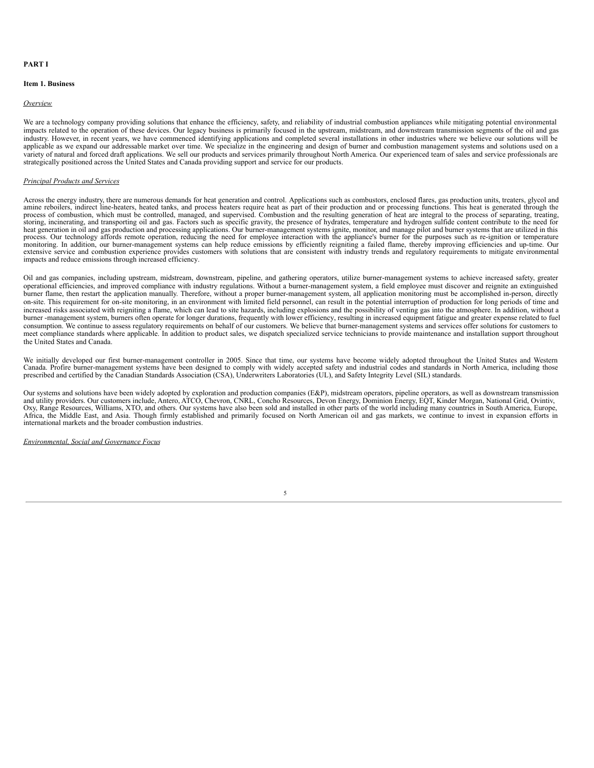# PART I

## Item 1. Business

*Overview*

We are a technology company providing solutions that enhance the efficiency, safety, and reliability of industrial combustion appliances while mitigating potential environmental impacts related to the operation of these devices. Our legacy business is primarily focused in the upstream, midstream, and downstream transmission segments of the oil and gas industry. However, in recent years, we have commenced identifying applications and completed several installations in other industries where we believe our solutions will be applicable as we expand our addressable market over time. We specialize in the engineering and design of burner and combustion management systems and solutions used on a variety of natural and forced draft applications. We sell our products and services primarily throughout North America. Our experienced team of sales and service professionals are strategically positioned across the United States and Canada providing support and service for our products.

*Principal Products and Services*

Across the energy industry, there are numerous demands for heat generation and control. Applications such as combustors, enclosed flares, gas production units, treaters, glycol and amine reboilers, indirect line-heaters, heated tanks, and process heaters require heat as part of their production and or processing functions. This heat is generated through the process of combustion, which must be controlled, managed, and supervised. Combustion and the resulting generation of heat are integral to the process of separating, treating, storing, incinerating, and transporting oil and gas. Factors such as specific gravity, the presence of hydrates, temperature and hydrogen sulfide content contribute to the need for heat generation in oil and gas production and processing applications. Our burner-management systems ignite, monitor, and manage pilot and burner systems that are utilized in this process. Our technology affords remote operation, reducing the need for employee interaction with the appliance's burner for the purposes such as re-ignition or temperature monitoring. In addition, our burner-management systems can help reduce emissions by efficiently reigniting a failed flame, thereby improving efficiencies and up-time. Our extensive service and combustion experience provides customers with solutions that are consistent with industry trends and regulatory requirements to mitigate environmental impacts and reduce emissions through increased efficiency.

Oil and gas companies, including upstream, midstream, downstream, pipeline, and gathering operators, utilize burner-management systems to achieve increased safety, greater operational efficiencies, and improved compliance with industry regulations. Without a burner-management system, a field employee must discover and reignite an extinguished burner flame, then restart the application manually. Therefore, without a proper burner-management system, all application monitoring must be accomplished in-person, directly on-site. This requirement for on-site monitoring, in an environment with limited field personnel, can result in the potential interruption of production for long periods of time and increased risks associated with reigniting a flame, which can lead to site hazards, including explosions and the possibility of venting gas into the atmosphere. In addition, without a burner -management system, burners often operate for longer durations, frequently with lower efficiency, resulting in increased equipment fatigue and greater expense related to fuel consumption. We continue to assess regulatory requirements on behalf of our customers. We believe that burner-management systems and services offer solutions for customers to meet compliance standards where applicable. In addition to product sales, we dispatch specialized service technicians to provide maintenance and installation support throughout the United States and Canada.

We initially developed our first burner-management controller in 2005. Since that time, our systems have become widely adopted throughout the United States and Western Canada. Profire burner-management systems have been designed to comply with widely accepted safety and industrial codes and standards in North America, including those prescribed and certified by the Canadian Standards Association (CSA), Underwriters Laboratories (UL), and Safety Integrity Level (SIL) standards.

Our systems and solutions have been widely adopted by exploration and production companies (E&P), midstream operators, pipeline operators, as well as downstream transmission and utility providers. Our customers include, Antero, ATCO, Chevron, CNRL, Concho Resources, Devon Energy, Dominion Energy, EQT, Kinder Morgan, National Grid, Ovintiv, Oxy, Range Resources, Williams, XTO, and others. Our systems have also been sold and installed in other parts of the world including many countries in South America, Europe, Africa, the Middle East, and Asia. Though firmly established and primarily focused on North American oil and gas markets, we continue to invest in expansion efforts in international markets and the broader combustion industries.

*Environmental, Social and Governance Focus*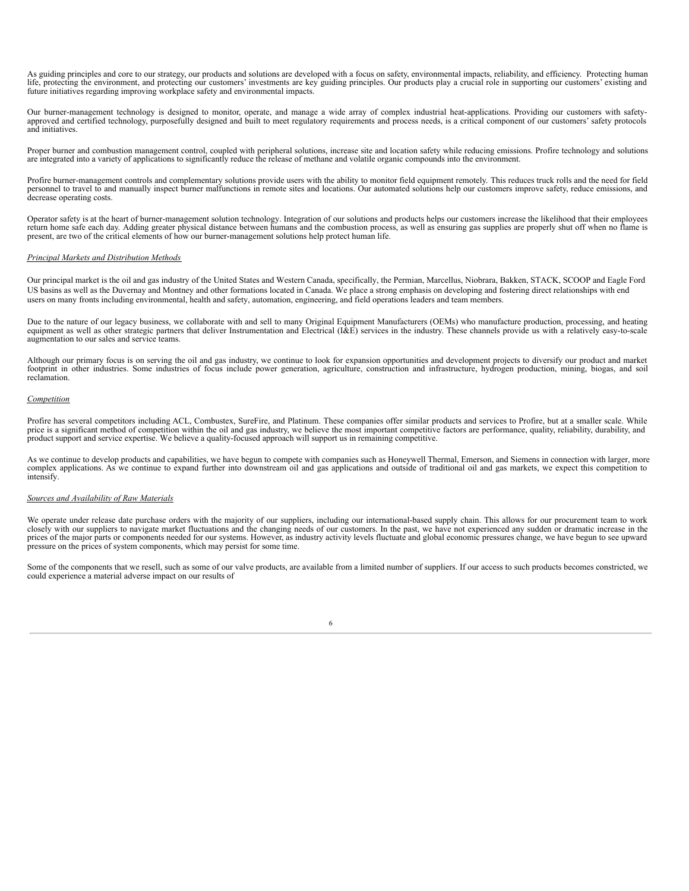As guiding principles and core to our strategy, our products and solutions are developed with a focus on safety, environmental impacts, reliability, and efficiency. Protecting human life, protecting the environment, and protecting our customers' investments are key guiding principles. Our products play a crucial role in supporting our customers' existing and future initiatives regarding improving workplace safety and environmental impacts.

Our burner-management technology is designed to monitor, operate, and manage a wide array of complex industrial heat-applications. Providing our customers with safety-approved and certified technology, purposefully designed and built to meet regulatory requirements and process needs, is a critical component of our customers' safety protocols and initiatives.

Proper burner and combustion management control, coupled with peripheral solutions, increase site and location safety while reducing emissions. Profire technology and solutions are integrated into a variety of applications to significantly reduce the release of methane and volatile organic compounds into the environment.

Profire burner-management controls and complementary solutions provide users with the ability to monitor field equipment remotely. This reduces truck rolls and the need for field personnel to travel to and manually inspect burner malfunctions in remote sites and locations. Our automated solutions help our customers improve safety, reduce emissions, and decrease operating costs.

Operator safety is at the heart of burner-management solution technology. Integration of our solutions and products helps our customers increase the likelihood that their employees return home safe each day. Adding greater physical distance between humans and the combustion process, as well as ensuring gas supplies are properly shut off when no flame is present, are two of the critical elements of how our burner-management solutions help protect human life.

*Principal Markets and Distribution Methods*

Our principal market is the oil and gas industry of the United States and Western Canada, specifically, the Permian, Marcellus, Niobrara, Bakken, STACK, SCOOP and Eagle Ford US basins as well as the Duvernay and Montney and other formations located in Canada. We place a strong emphasis on developing and fostering direct relationships with end users on many fronts including environmental, health and safety, automation, engineering, and field operations leaders and team members.

Due to the nature of our legacy business, we collaborate with and sell to many Original Equipment Manufacturers (OEMs) who manufacture production, processing, and heating equipment as well as other strategic partners that deliver Instrumentation and Electrical (I&E) services in the industry. These channels provide us with a relatively easy-to-scale augmentation to our sales and service teams.

Although our primary focus is on serving the oil and gas industry, we continue to look for expansion opportunities and development projects to diversify our product and market footprint in other industries. Some industries of focus include power generation, agriculture, construction and infrastructure, hydrogen production, mining, biogas, and soil reclamation.

*Competition*

Profire has several competitors including ACL, Combustex, SureFire, and Platinum. These companies offer similar products and services to Profire, but at a smaller scale. While price is a significant method of competition within the oil and gas industry, we believe the most important competitive factors are performance, quality, reliability, durability, and product support and service expertise. We believe a quality-focused approach will support us in remaining competitive.

As we continue to develop products and capabilities, we have begun to compete with companies such as Honeywell Thermal, Emerson, and Siemens in connection with larger, more complex applications. As we continue to expand further into downstream oil and gas applications and outside of traditional oil and gas markets, we expect this competition to intensify.

*Sources and Availability of Raw Materials*

We operate under release date purchase orders with the majority of our suppliers, including our international-based supply chain. This allows for our procurement team to work closely with our suppliers to navigate market fluctuations and the changing needs of our customers. In the past, we have not experienced any sudden or dramatic increase in the prices of the major parts or components needed for our systems. However, as industry activity levels fluctuate and global economic pressures change, we have begun to see upward pressure on the prices of system components, which may persist for some time.

Some of the components that we resell, such as some of our valve products, are available from a limited number of suppliers. If our access to such products becomes constricted, we could experience a material adverse impact on our results of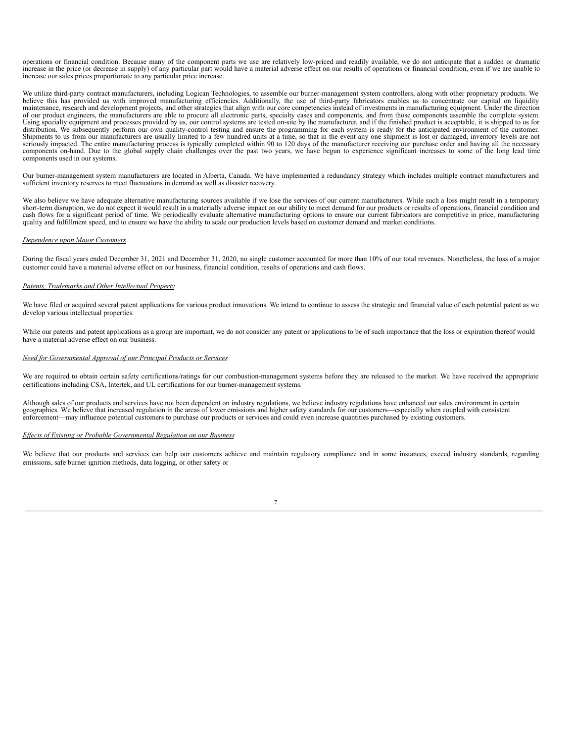operations or financial condition. Because many of the component parts we use are relatively low-priced and readily available, we do not anticipate that a sudden or dramatic increase in the price (or decrease in supply) of any particular part would have a material adverse effect on our results of operations or financial condition, even if we are unable to increase our sales prices proportionate to any particular price increase.

We utilize third-party contract manufacturers, including Logican Technologies, to assemble our burner-management system controllers, along with other proprietary products. We believe this has provided us with improved manufacturing efficiencies. Additionally, the use of third-party fabricators enables us to concentrate our capital on liquidity maintenance, research and development projects, and other strategies that align with our core competencies instead of investments in manufacturing equipment. Under the direction of our product engineers, the manufacturers are able to procure all electronic parts, specialty cases and components, and from those components assemble the complete system. Using specialty equipment and processes provided by us, our control systems are tested on-site by the manufacturer, and if the finished product is acceptable, it is shipped to us for distribution. We subsequently perform our own quality-control testing and ensure the programming for each system is ready for the anticipated environment of the customer. Shipments to us from our manufacturers are usually limited to a few hundred units at a time, so that in the event any one shipment is lost or damaged, inventory levels are not seriously impacted. The entire manufacturing process is typically completed within 90 to 120 days of the manufacturer receiving our purchase order and having all the necessary components on-hand. Due to the global supply chain challenges over the past two years, we have begun to experience significant increases to some of the long lead time components used in our systems.

Our burner-management system manufacturers are located in Alberta, Canada. We have implemented a redundancy strategy which includes multiple contract manufacturers and sufficient inventory reserves to meet fluctuations in demand as well as disaster recovery.

We also believe we have adequate alternative manufacturing sources available if we lose the services of our current manufacturers. While such a loss might result in a temporary short-term disruption, we do not expect it would result in a materially adverse impact on our ability to meet demand for our products or results of operations, financial condition and cash flows for a significant period of time. We periodically evaluate alternative manufacturing options to ensure our current fabricators are competitive in price, manufacturing quality and fulfillment speed, and to ensure we have the ability to scale our production levels based on customer demand and market conditions.

*Dependence upon Major Customers*

During the fiscal years ended December 31, 2021 and December 31, 2020, no single customer accounted for more than 10% of our total revenues. Nonetheless, the loss of a major customer could have a material adverse effect on our business, financial condition, results of operations and cash flows.

*Patents, Trademarks and Other Intellectual Property*

We have filed or acquired several patent applications for various product innovations. We intend to continue to assess the strategic and financial value of each potential patent as we develop various intellectual properties.

While our patents and patent applications as a group are important, we do not consider any patent or applications to be of such importance that the loss or expiration thereof would have a material adverse effect on our business.

*Need for Governmental Approval of our Principal Products or Services*

We are required to obtain certain safety certifications/ratings for our combustion-management systems before they are released to the market. We have received the appropriate certifications including CSA, Intertek, and UL certifications for our burner-management systems.

Although sales of our products and services have not been dependent on industry regulations, we believe industry regulations have enhanced our sales environment in certain geographies. We believe that increased regulation in the areas of lower emissions and higher safety standards for our customers—especially when coupled with consistent enforcement—may influence potential customers to purchase our products or services and could even increase quantities purchased by existing customers.

*Effects of Existing or Probable Governmental Regulation on our Business*

We believe that our products and services can help our customers achieve and maintain regulatory compliance and in some instances, exceed industry standards, regarding emissions, safe burner ignition methods, data logging, or other safety or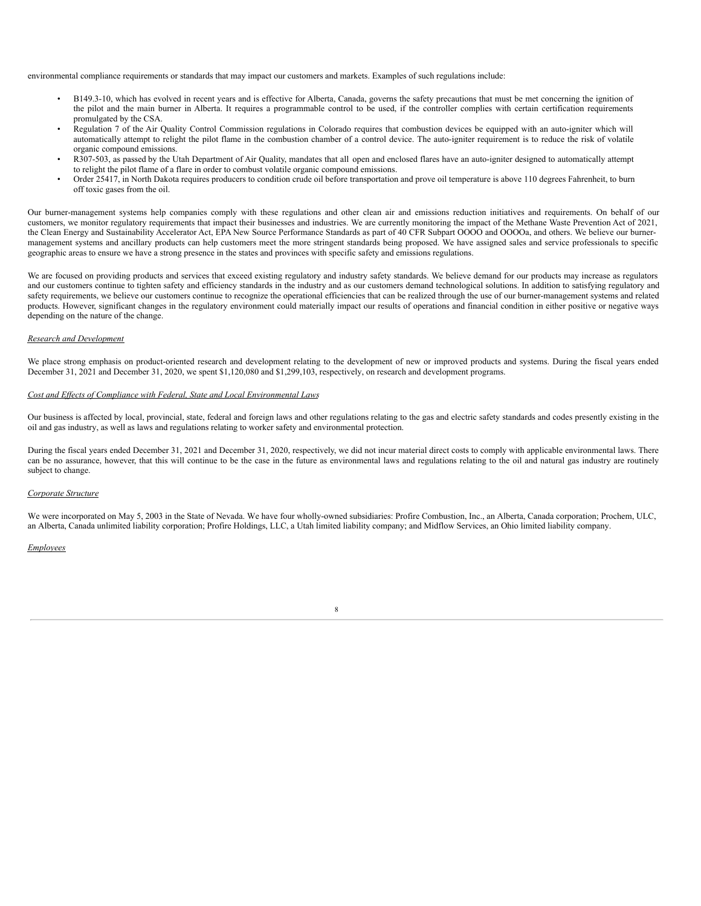environmental compliance requirements or standards that may impact our customers and markets. Examples of such regulations include:

- B149.3-10, which has evolved in recent years and is effective for Alberta, Canada, governs the safety precautions that must be met concerning the ignition of the pilot and the main burner in Alberta. It requires a programmable control to be used, if the controller complies with certain certification requirements promulgated by the CSA.
- Regulation 7 of the Air Quality Control Commission regulations in Colorado requires that combustion devices be equipped with an auto-igniter which will automatically attempt to relight the pilot flame in the combustion chamber of a control device. The auto-igniter requirement is to reduce the risk of volatile organic compound emissions.
- R307-503, as passed by the Utah Department of Air Quality, mandates that all open and enclosed flares have an auto-igniter designed to automatically attempt to relight the pilot flame of a flare in order to combust volatile organic compound emissions.
- Order 25417, in North Dakota requires producers to condition crude oil before transportation and prove oil temperature is above 110 degrees Fahrenheit, to burn off toxic gases from the oil.

Our burner-management systems help companies comply with these regulations and other clean air and emissions reduction initiatives and requirements. On behalf of our customers, we monitor regulatory requirements that impact their businesses and industries. We are currently monitoring the impact of the Methane Waste Prevention Act of 2021, the Clean Energy and Sustainability Accelerator Act, EPA New Source Performance Standards as part of 40 CFR Subpart OOOO and OOOOa, and others. We believe our burner-management systems and ancillary products can help customers meet the more stringent standards being proposed. We have assigned sales and service professionals to specific geographic areas to ensure we have a strong presence in the states and provinces with specific safety and emissions regulations.

We are focused on providing products and services that exceed existing regulatory and industry safety standards. We believe demand for our products may increase as regulators and our customers continue to tighten safety and efficiency standards in the industry and as our customers demand technological solutions. In addition to satisfying regulatory and safety requirements, we believe our customers continue to recognize the operational efficiencies that can be realized through the use of our burner-management systems and related products. However, significant changes in the regulatory environment could materially impact our results of operations and financial condition in either positive or negative ways depending on the nature of the change.

*Research and Development*

We place strong emphasis on product-oriented research and development relating to the development of new or improved products and systems. During the fiscal years ended December 31, 2021 and December 31, 2020, we spent $1,120,080 and $1,299,103, respectively, on research and development programs.

*Cost and Effects of Compliance with Federal, State and Local Environmental Laws*

Our business is affected by local, provincial, state, federal and foreign laws and other regulations relating to the gas and electric safety standards and codes presently existing in the oil and gas industry, as well as laws and regulations relating to worker safety and environmental protection.

During the fiscal years ended December 31, 2021 and December 31, 2020, respectively, we did not incur material direct costs to comply with applicable environmental laws. There can be no assurance, however, that this will continue to be the case in the future as environmental laws and regulations relating to the oil and natural gas industry are routinely subject to change.

*Corporate Structure*

We were incorporated on May 5, 2003 in the State of Nevada. We have four wholly-owned subsidiaries: Profire Combustion, Inc., an Alberta, Canada corporation; Prochem, ULC, an Alberta, Canada unlimited liability corporation; Profire Holdings, LLC, a Utah limited liability company; and Midflow Services, an Ohio limited liability company.

*Employees*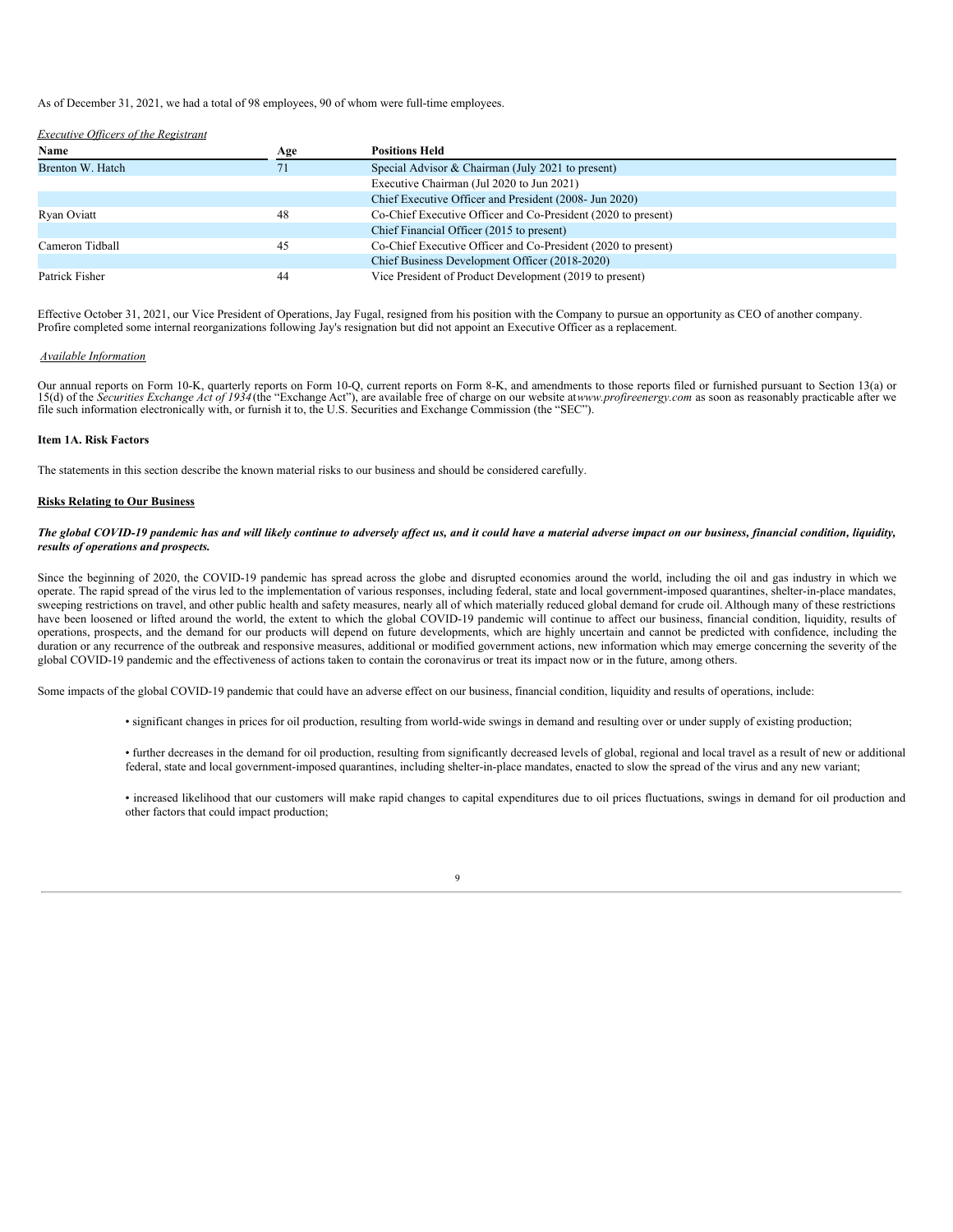As of December 31, 2021, we had a total of 98 employees, 90 of whom were full-time employees.

*Executive Officers of the Registrant*

| Name | Age | Positions Held |
| --- | --- | --- |
| Brenton W. Hatch | 71 | Special Advisor & Chairman (July 2021 to present) |
| | | Executive Chairman (Jul 2020 to Jun 2021) |
| | | Chief Executive Officer and President (2008- Jun 2020) |
| Ryan Oviatt | 48 | Co-Chief Executive Officer and Co-President (2020 to present) |
| | | Chief Financial Officer (2015 to present) |
| Cameron Tidball | 45 | Co-Chief Executive Officer and Co-President (2020 to present) |
| | | Chief Business Development Officer (2018-2020) |
| Patrick Fisher | 44 | Vice President of Product Development (2019 to present) |

Effective October 31, 2021, our Vice President of Operations, Jay Fugal, resigned from his position with the Company to pursue an opportunity as CEO of another company. Profire completed some internal reorganizations following Jay's resignation but did not appoint an Executive Officer as a replacement.

*Available Information*

Our annual reports on Form 10-K, quarterly reports on Form 10-Q, current reports on Form 8-K, and amendments to those reports filed or furnished pursuant to Section 13(a) or 15(d) of the *Securities Exchange Act of 1934* (the "Exchange Act"), are available free of charge on our website at *www.profireenergy.com* as soon as reasonably practicable after we file such information electronically with, or furnish it to, the U.S. Securities and Exchange Commission (the "SEC").

**Item 1A. Risk Factors**

The statements in this section describe the known material risks to our business and should be considered carefully.

**Risks Relating to Our Business**

***The global COVID-19 pandemic has and will likely continue to adversely affect us, and it could have a material adverse impact on our business, financial condition, liquidity, results of operations and prospects.***

Since the beginning of 2020, the COVID-19 pandemic has spread across the globe and disrupted economies around the world, including the oil and gas industry in which we operate. The rapid spread of the virus led to the implementation of various responses, including federal, state and local government-imposed quarantines, shelter-in-place mandates, sweeping restrictions on travel, and other public health and safety measures, nearly all of which materially reduced global demand for crude oil. Although many of these restrictions have been loosened or lifted around the world, the extent to which the global COVID-19 pandemic will continue to affect our business, financial condition, liquidity, results of operations, prospects, and the demand for our products will depend on future developments, which are highly uncertain and cannot be predicted with confidence, including the duration or any recurrence of the outbreak and responsive measures, additional or modified government actions, new information which may emerge concerning the severity of the global COVID-19 pandemic and the effectiveness of actions taken to contain the coronavirus or treat its impact now or in the future, among others.

Some impacts of the global COVID-19 pandemic that could have an adverse effect on our business, financial condition, liquidity and results of operations, include:

- significant changes in prices for oil production, resulting from world-wide swings in demand and resulting over or under supply of existing production;
- further decreases in the demand for oil production, resulting from significantly decreased levels of global, regional and local travel as a result of new or additional federal, state and local government-imposed quarantines, including shelter-in-place mandates, enacted to slow the spread of the virus and any new variant;
- increased likelihood that our customers will make rapid changes to capital expenditures due to oil prices fluctuations, swings in demand for oil production and other factors that could impact production;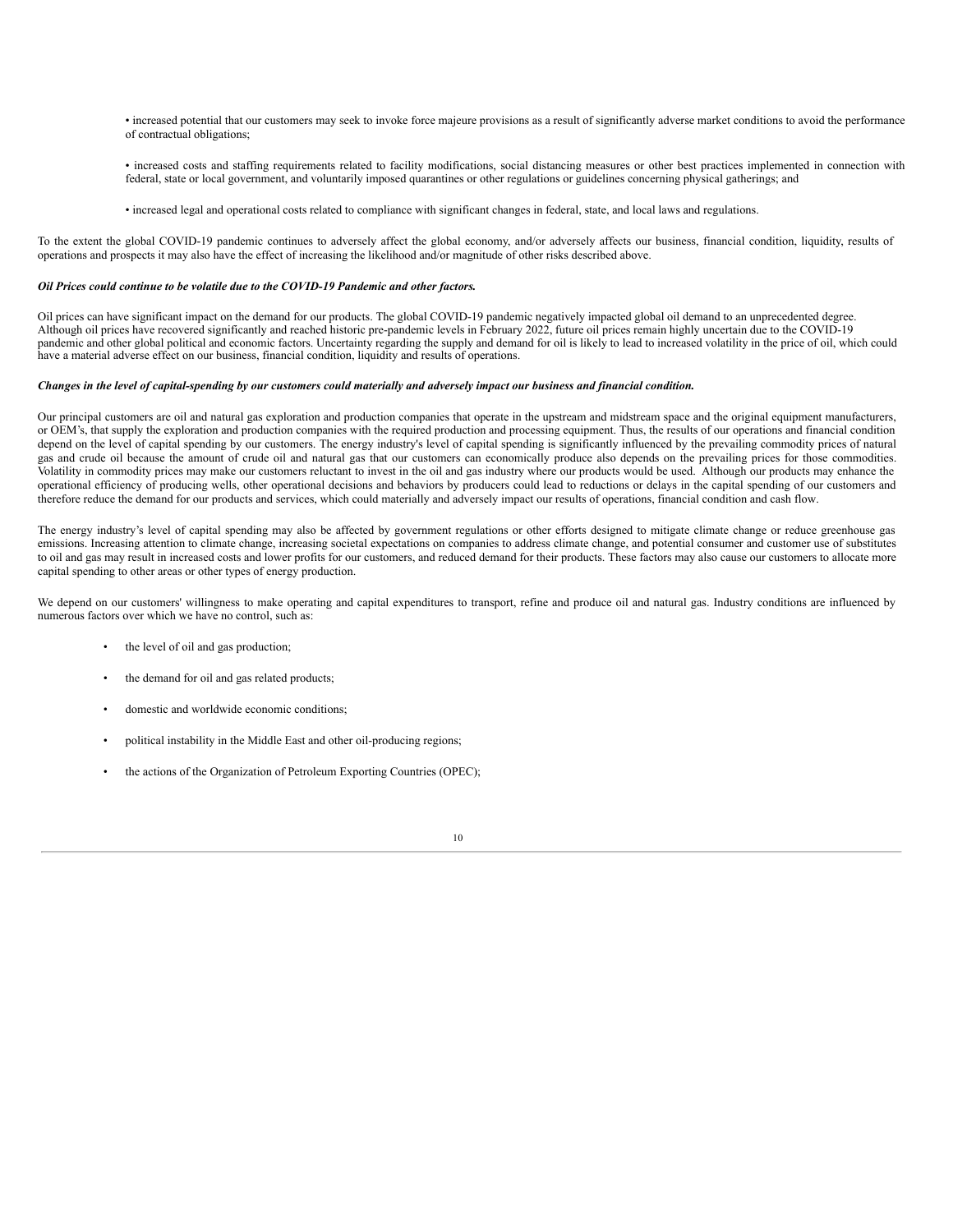- increased potential that our customers may seek to invoke force majeure provisions as a result of significantly adverse market conditions to avoid the performance of contractual obligations;

- increased costs and staffing requirements related to facility modifications, social distancing measures or other best practices implemented in connection with federal, state or local government, and voluntarily imposed quarantines or other regulations or guidelines concerning physical gatherings; and

- increased legal and operational costs related to compliance with significant changes in federal, state, and local laws and regulations.

To the extent the global COVID-19 pandemic continues to adversely affect the global economy, and/or adversely affects our business, financial condition, liquidity, results of operations and prospects it may also have the effect of increasing the likelihood and/or magnitude of other risks described above.

***Oil Prices could continue to be volatile due to the COVID-19 Pandemic and other factors.***

Oil prices can have significant impact on the demand for our products. The global COVID-19 pandemic negatively impacted global oil demand to an unprecedented degree. Although oil prices have recovered significantly and reached historic pre-pandemic levels in February 2022, future oil prices remain highly uncertain due to the COVID-19 pandemic and other global political and economic factors. Uncertainty regarding the supply and demand for oil is likely to lead to increased volatility in the price of oil, which could have a material adverse effect on our business, financial condition, liquidity and results of operations.

***Changes in the level of capital-spending by our customers could materially and adversely impact our business and financial condition.***

Our principal customers are oil and natural gas exploration and production companies that operate in the upstream and midstream space and the original equipment manufacturers, or OEM's, that supply the exploration and production companies with the required production and processing equipment. Thus, the results of our operations and financial condition depend on the level of capital spending by our customers. The energy industry's level of capital spending is significantly influenced by the prevailing commodity prices of natural gas and crude oil because the amount of crude oil and natural gas that our customers can economically produce also depends on the prevailing prices for those commodities. Volatility in commodity prices may make our customers reluctant to invest in the oil and gas industry where our products would be used. Although our products may enhance the operational efficiency of producing wells, other operational decisions and behaviors by producers could lead to reductions or delays in the capital spending of our customers and therefore reduce the demand for our products and services, which could materially and adversely impact our results of operations, financial condition and cash flow.

The energy industry's level of capital spending may also be affected by government regulations or other efforts designed to mitigate climate change or reduce greenhouse gas emissions. Increasing attention to climate change, increasing societal expectations on companies to address climate change, and potential consumer and customer use of substitutes to oil and gas may result in increased costs and lower profits for our customers, and reduced demand for their products. These factors may also cause our customers to allocate more capital spending to other areas or other types of energy production.

We depend on our customers' willingness to make operating and capital expenditures to transport, refine and produce oil and natural gas. Industry conditions are influenced by numerous factors over which we have no control, such as:

- the level of oil and gas production;

- the demand for oil and gas related products;

- domestic and worldwide economic conditions;

- political instability in the Middle East and other oil-producing regions;

- the actions of the Organization of Petroleum Exporting Countries (OPEC);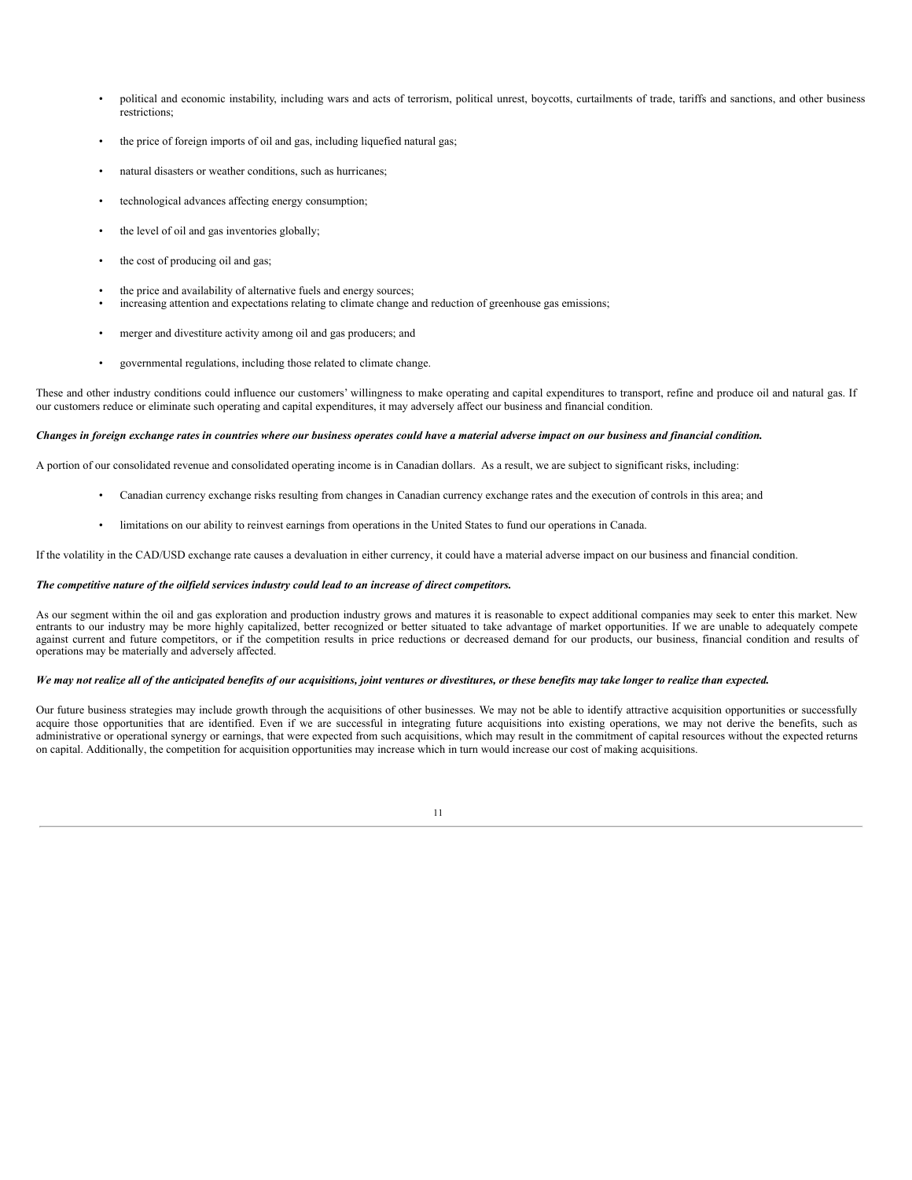- political and economic instability, including wars and acts of terrorism, political unrest, boycotts, curtailments of trade, tariffs and sanctions, and other business restrictions;
- the price of foreign imports of oil and gas, including liquefied natural gas;
- natural disasters or weather conditions, such as hurricanes;
- technological advances affecting energy consumption;
- the level of oil and gas inventories globally;
- the cost of producing oil and gas;
- the price and availability of alternative fuels and energy sources;
- increasing attention and expectations relating to climate change and reduction of greenhouse gas emissions;
- merger and divestiture activity among oil and gas producers; and
- governmental regulations, including those related to climate change.

These and other industry conditions could influence our customers' willingness to make operating and capital expenditures to transport, refine and produce oil and natural gas. If our customers reduce or eliminate such operating and capital expenditures, it may adversely affect our business and financial condition.

***Changes in foreign exchange rates in countries where our business operates could have a material adverse impact on our business and financial condition.***

A portion of our consolidated revenue and consolidated operating income is in Canadian dollars. As a result, we are subject to significant risks, including:

- Canadian currency exchange risks resulting from changes in Canadian currency exchange rates and the execution of controls in this area; and
- limitations on our ability to reinvest earnings from operations in the United States to fund our operations in Canada.

If the volatility in the CAD/USD exchange rate causes a devaluation in either currency, it could have a material adverse impact on our business and financial condition.

***The competitive nature of the oilfield services industry could lead to an increase of direct competitors.***

As our segment within the oil and gas exploration and production industry grows and matures it is reasonable to expect additional companies may seek to enter this market. New entrants to our industry may be more highly capitalized, better recognized or better situated to take advantage of market opportunities. If we are unable to adequately compete against current and future competitors, or if the competition results in price reductions or decreased demand for our products, our business, financial condition and results of operations may be materially and adversely affected.

***We may not realize all of the anticipated benefits of our acquisitions, joint ventures or divestitures, or these benefits may take longer to realize than expected.***

Our future business strategies may include growth through the acquisitions of other businesses. We may not be able to identify attractive acquisition opportunities or successfully acquire those opportunities that are identified. Even if we are successful in integrating future acquisitions into existing operations, we may not derive the benefits, such as administrative or operational synergy or earnings, that were expected from such acquisitions, which may result in the commitment of capital resources without the expected returns on capital. Additionally, the competition for acquisition opportunities may increase which in turn would increase our cost of making acquisitions.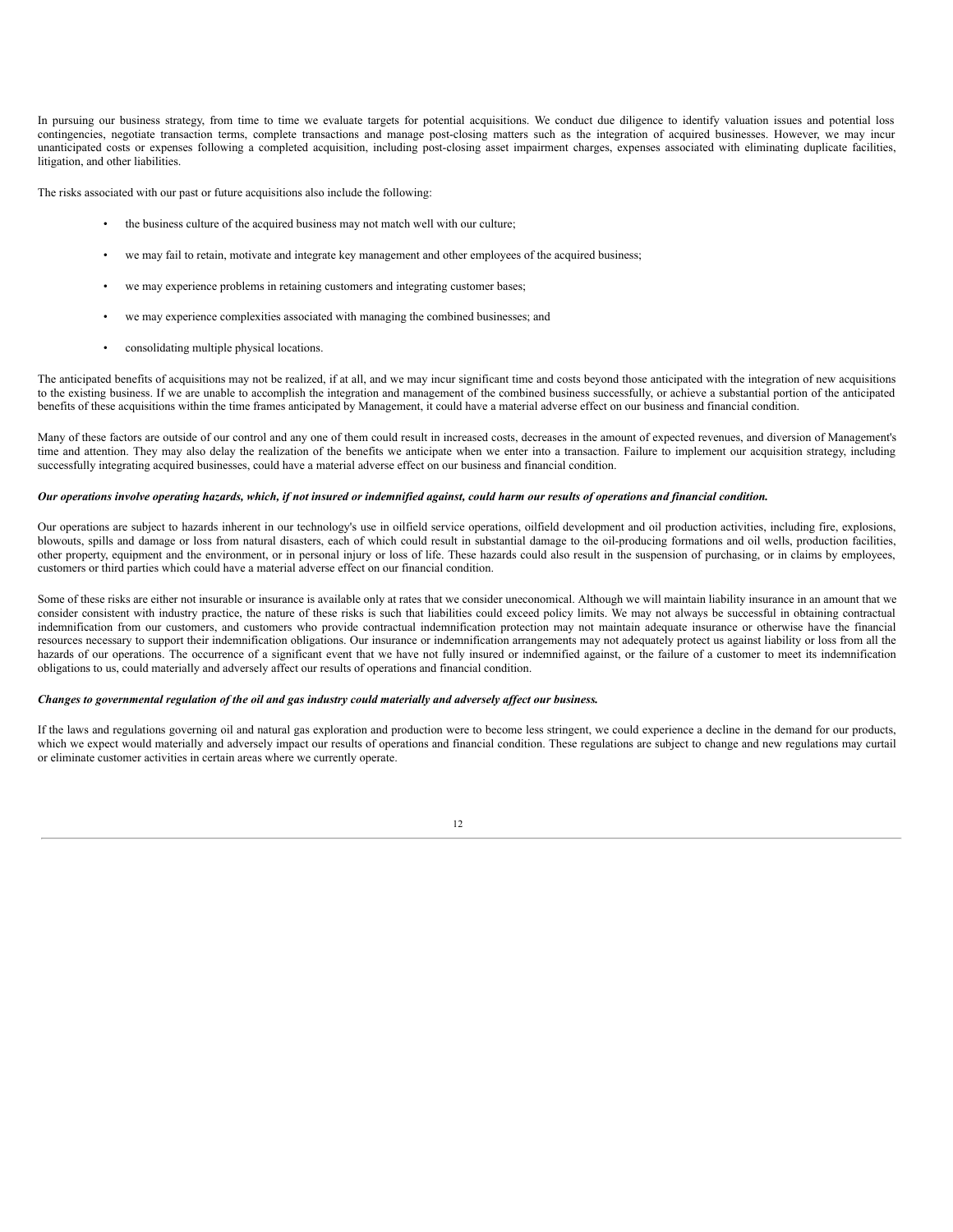In pursuing our business strategy, from time to time we evaluate targets for potential acquisitions. We conduct due diligence to identify valuation issues and potential loss contingencies, negotiate transaction terms, complete transactions and manage post-closing matters such as the integration of acquired businesses. However, we may incur unanticipated costs or expenses following a completed acquisition, including post-closing asset impairment charges, expenses associated with eliminating duplicate facilities, litigation, and other liabilities.

The risks associated with our past or future acquisitions also include the following:

- the business culture of the acquired business may not match well with our culture;
- we may fail to retain, motivate and integrate key management and other employees of the acquired business;
- we may experience problems in retaining customers and integrating customer bases;
- we may experience complexities associated with managing the combined businesses; and
- consolidating multiple physical locations.

The anticipated benefits of acquisitions may not be realized, if at all, and we may incur significant time and costs beyond those anticipated with the integration of new acquisitions to the existing business. If we are unable to accomplish the integration and management of the combined business successfully, or achieve a substantial portion of the anticipated benefits of these acquisitions within the time frames anticipated by Management, it could have a material adverse effect on our business and financial condition.

Many of these factors are outside of our control and any one of them could result in increased costs, decreases in the amount of expected revenues, and diversion of Management's time and attention. They may also delay the realization of the benefits we anticipate when we enter into a transaction. Failure to implement our acquisition strategy, including successfully integrating acquired businesses, could have a material adverse effect on our business and financial condition.

***Our operations involve operating hazards, which, if not insured or indemnified against, could harm our results of operations and financial condition.***

Our operations are subject to hazards inherent in our technology's use in oilfield service operations, oilfield development and oil production activities, including fire, explosions, blowouts, spills and damage or loss from natural disasters, each of which could result in substantial damage to the oil-producing formations and oil wells, production facilities, other property, equipment and the environment, or in personal injury or loss of life. These hazards could also result in the suspension of purchasing, or in claims by employees, customers or third parties which could have a material adverse effect on our financial condition.

Some of these risks are either not insurable or insurance is available only at rates that we consider uneconomical. Although we will maintain liability insurance in an amount that we consider consistent with industry practice, the nature of these risks is such that liabilities could exceed policy limits. We may not always be successful in obtaining contractual indemnification from our customers, and customers who provide contractual indemnification protection may not maintain adequate insurance or otherwise have the financial resources necessary to support their indemnification obligations. Our insurance or indemnification arrangements may not adequately protect us against liability or loss from all the hazards of our operations. The occurrence of a significant event that we have not fully insured or indemnified against, or the failure of a customer to meet its indemnification obligations to us, could materially and adversely affect our results of operations and financial condition.

***Changes to governmental regulation of the oil and gas industry could materially and adversely affect our business.***

If the laws and regulations governing oil and natural gas exploration and production were to become less stringent, we could experience a decline in the demand for our products, which we expect would materially and adversely impact our results of operations and financial condition. These regulations are subject to change and new regulations may curtail or eliminate customer activities in certain areas where we currently operate.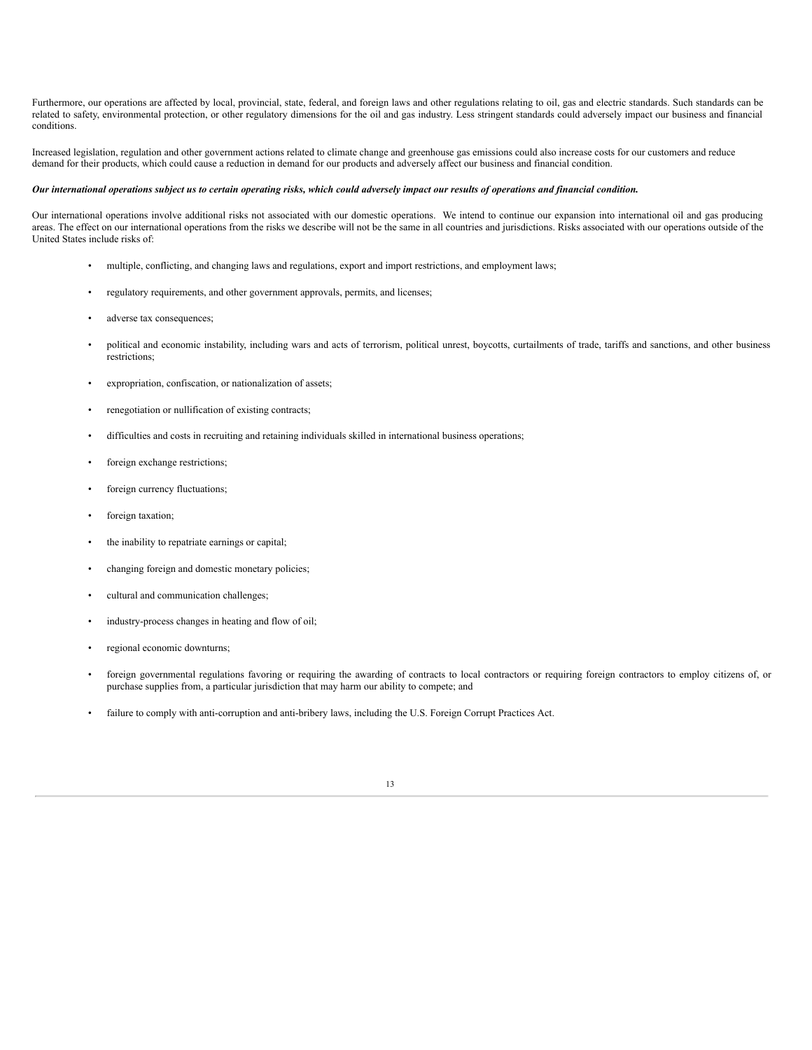Furthermore, our operations are affected by local, provincial, state, federal, and foreign laws and other regulations relating to oil, gas and electric standards. Such standards can be related to safety, environmental protection, or other regulatory dimensions for the oil and gas industry. Less stringent standards could adversely impact our business and financial conditions.

Increased legislation, regulation and other government actions related to climate change and greenhouse gas emissions could also increase costs for our customers and reduce demand for their products, which could cause a reduction in demand for our products and adversely affect our business and financial condition.

***Our international operations subject us to certain operating risks, which could adversely impact our results of operations and financial condition.***

Our international operations involve additional risks not associated with our domestic operations. We intend to continue our expansion into international oil and gas producing areas. The effect on our international operations from the risks we describe will not be the same in all countries and jurisdictions. Risks associated with our operations outside of the United States include risks of:

- multiple, conflicting, and changing laws and regulations, export and import restrictions, and employment laws;
- regulatory requirements, and other government approvals, permits, and licenses;
- adverse tax consequences;
- political and economic instability, including wars and acts of terrorism, political unrest, boycotts, curtailments of trade, tariffs and sanctions, and other business restrictions;
- expropriation, confiscation, or nationalization of assets;
- renegotiation or nullification of existing contracts;
- difficulties and costs in recruiting and retaining individuals skilled in international business operations;
- foreign exchange restrictions;
- foreign currency fluctuations;
- foreign taxation;
- the inability to repatriate earnings or capital;
- changing foreign and domestic monetary policies;
- cultural and communication challenges;
- industry-process changes in heating and flow of oil;
- regional economic downturns;
- foreign governmental regulations favoring or requiring the awarding of contracts to local contractors or requiring foreign contractors to employ citizens of, or purchase supplies from, a particular jurisdiction that may harm our ability to compete; and
- failure to comply with anti-corruption and anti-bribery laws, including the U.S. Foreign Corrupt Practices Act.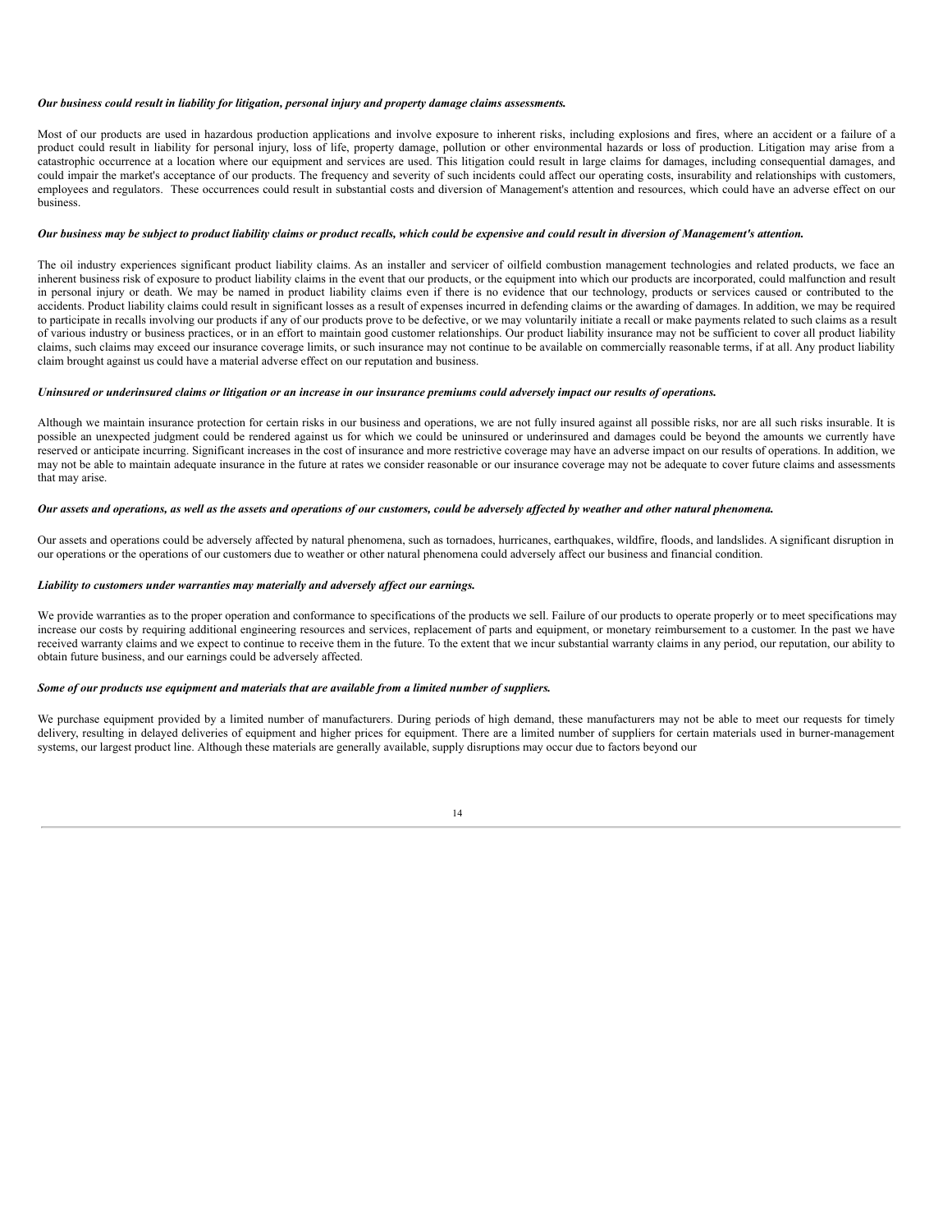***Our business could result in liability for litigation, personal injury and property damage claims assessments.***

Most of our products are used in hazardous production applications and involve exposure to inherent risks, including explosions and fires, where an accident or a failure of a product could result in liability for personal injury, loss of life, property damage, pollution or other environmental hazards or loss of production. Litigation may arise from a catastrophic occurrence at a location where our equipment and services are used. This litigation could result in large claims for damages, including consequential damages, and could impair the market's acceptance of our products. The frequency and severity of such incidents could affect our operating costs, insurability and relationships with customers, employees and regulators. These occurrences could result in substantial costs and diversion of Management's attention and resources, which could have an adverse effect on our business.

***Our business may be subject to product liability claims or product recalls, which could be expensive and could result in diversion of Management's attention.***

The oil industry experiences significant product liability claims. As an installer and servicer of oilfield combustion management technologies and related products, we face an inherent business risk of exposure to product liability claims in the event that our products, or the equipment into which our products are incorporated, could malfunction and result in personal injury or death. We may be named in product liability claims even if there is no evidence that our technology, products or services caused or contributed to the accidents. Product liability claims could result in significant losses as a result of expenses incurred in defending claims or the awarding of damages. In addition, we may be required to participate in recalls involving our products if any of our products prove to be defective, or we may voluntarily initiate a recall or make payments related to such claims as a result of various industry or business practices, or in an effort to maintain good customer relationships. Our product liability insurance may not be sufficient to cover all product liability claims, such claims may exceed our insurance coverage limits, or such insurance may not continue to be available on commercially reasonable terms, if at all. Any product liability claim brought against us could have a material adverse effect on our reputation and business.

***Uninsured or underinsured claims or litigation or an increase in our insurance premiums could adversely impact our results of operations.***

Although we maintain insurance protection for certain risks in our business and operations, we are not fully insured against all possible risks, nor are all such risks insurable. It is possible an unexpected judgment could be rendered against us for which we could be uninsured or underinsured and damages could be beyond the amounts we currently have reserved or anticipate incurring. Significant increases in the cost of insurance and more restrictive coverage may have an adverse impact on our results of operations. In addition, we may not be able to maintain adequate insurance in the future at rates we consider reasonable or our insurance coverage may not be adequate to cover future claims and assessments that may arise.

***Our assets and operations, as well as the assets and operations of our customers, could be adversely affected by weather and other natural phenomena.***

Our assets and operations could be adversely affected by natural phenomena, such as tornadoes, hurricanes, earthquakes, wildfire, floods, and landslides. A significant disruption in our operations or the operations of our customers due to weather or other natural phenomena could adversely affect our business and financial condition.

***Liability to customers under warranties may materially and adversely affect our earnings.***

We provide warranties as to the proper operation and conformance to specifications of the products we sell. Failure of our products to operate properly or to meet specifications may increase our costs by requiring additional engineering resources and services, replacement of parts and equipment, or monetary reimbursement to a customer. In the past we have received warranty claims and we expect to continue to receive them in the future. To the extent that we incur substantial warranty claims in any period, our reputation, our ability to obtain future business, and our earnings could be adversely affected.

***Some of our products use equipment and materials that are available from a limited number of suppliers.***

We purchase equipment provided by a limited number of manufacturers. During periods of high demand, these manufacturers may not be able to meet our requests for timely delivery, resulting in delayed deliveries of equipment and higher prices for equipment. There are a limited number of suppliers for certain materials used in burner-management systems, our largest product line. Although these materials are generally available, supply disruptions may occur due to factors beyond our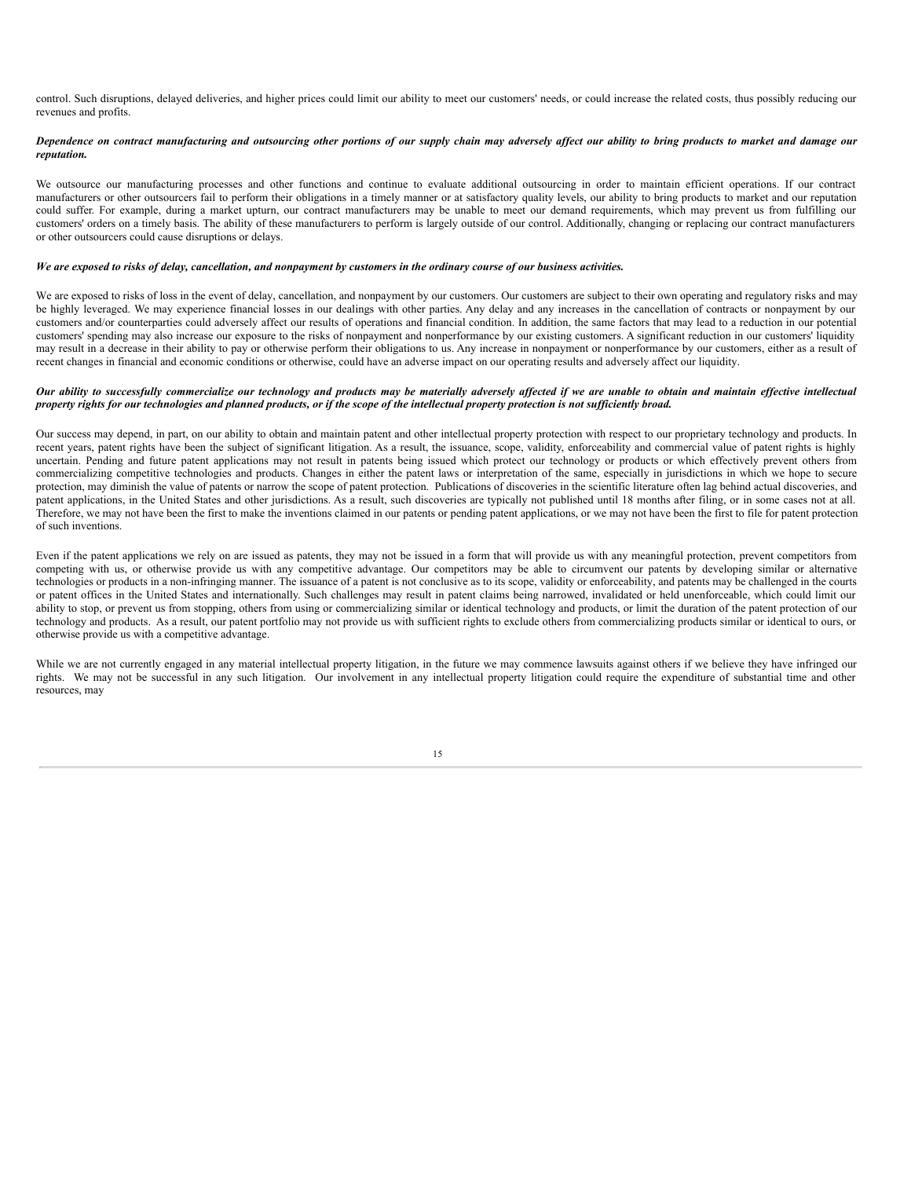control. Such disruptions, delayed deliveries, and higher prices could limit our ability to meet our customers' needs, or could increase the related costs, thus possibly reducing our revenues and profits.

***Dependence on contract manufacturing and outsourcing other portions of our supply chain may adversely affect our ability to bring products to market and damage our reputation.***

We outsource our manufacturing processes and other functions and continue to evaluate additional outsourcing in order to maintain efficient operations. If our contract manufacturers or other outsourcers fail to perform their obligations in a timely manner or at satisfactory quality levels, our ability to bring products to market and our reputation could suffer. For example, during a market upturn, our contract manufacturers may be unable to meet our demand requirements, which may prevent us from fulfilling our customers' orders on a timely basis. The ability of these manufacturers to perform is largely outside of our control. Additionally, changing or replacing our contract manufacturers or other outsourcers could cause disruptions or delays.

***We are exposed to risks of delay, cancellation, and nonpayment by customers in the ordinary course of our business activities.***

We are exposed to risks of loss in the event of delay, cancellation, and nonpayment by our customers. Our customers are subject to their own operating and regulatory risks and may be highly leveraged. We may experience financial losses in our dealings with other parties. Any delay and any increases in the cancellation of contracts or nonpayment by our customers and/or counterparties could adversely affect our results of operations and financial condition. In addition, the same factors that may lead to a reduction in our potential customers' spending may also increase our exposure to the risks of nonpayment and nonperformance by our existing customers. A significant reduction in our customers' liquidity may result in a decrease in their ability to pay or otherwise perform their obligations to us. Any increase in nonpayment or nonperformance by our customers, either as a result of recent changes in financial and economic conditions or otherwise, could have an adverse impact on our operating results and adversely affect our liquidity.

***Our ability to successfully commercialize our technology and products may be materially adversely affected if we are unable to obtain and maintain effective intellectual property rights for our technologies and planned products, or if the scope of the intellectual property protection is not sufficiently broad.***

Our success may depend, in part, on our ability to obtain and maintain patent and other intellectual property protection with respect to our proprietary technology and products. In recent years, patent rights have been the subject of significant litigation. As a result, the issuance, scope, validity, enforceability and commercial value of patent rights is highly uncertain. Pending and future patent applications may not result in patents being issued which protect our technology or products or which effectively prevent others from commercializing competitive technologies and products. Changes in either the patent laws or interpretation of the same, especially in jurisdictions in which we hope to secure protection, may diminish the value of patents or narrow the scope of patent protection. Publications of discoveries in the scientific literature often lag behind actual discoveries, and patent applications, in the United States and other jurisdictions. As a result, such discoveries are typically not published until 18 months after filing, or in some cases not at all. Therefore, we may not have been the first to make the inventions claimed in our patents or pending patent applications, or we may not have been the first to file for patent protection of such inventions.

Even if the patent applications we rely on are issued as patents, they may not be issued in a form that will provide us with any meaningful protection, prevent competitors from competing with us, or otherwise provide us with any competitive advantage. Our competitors may be able to circumvent our patents by developing similar or alternative technologies or products in a non-infringing manner. The issuance of a patent is not conclusive as to its scope, validity or enforceability, and patents may be challenged in the courts or patent offices in the United States and internationally. Such challenges may result in patent claims being narrowed, invalidated or held unenforceable, which could limit our ability to stop, or prevent us from stopping, others from using or commercializing similar or identical technology and products, or limit the duration of the patent protection of our technology and products. As a result, our patent portfolio may not provide us with sufficient rights to exclude others from commercializing products similar or identical to ours, or otherwise provide us with a competitive advantage.

While we are not currently engaged in any material intellectual property litigation, in the future we may commence lawsuits against others if we believe they have infringed our rights. We may not be successful in any such litigation. Our involvement in any intellectual property litigation could require the expenditure of substantial time and other resources, may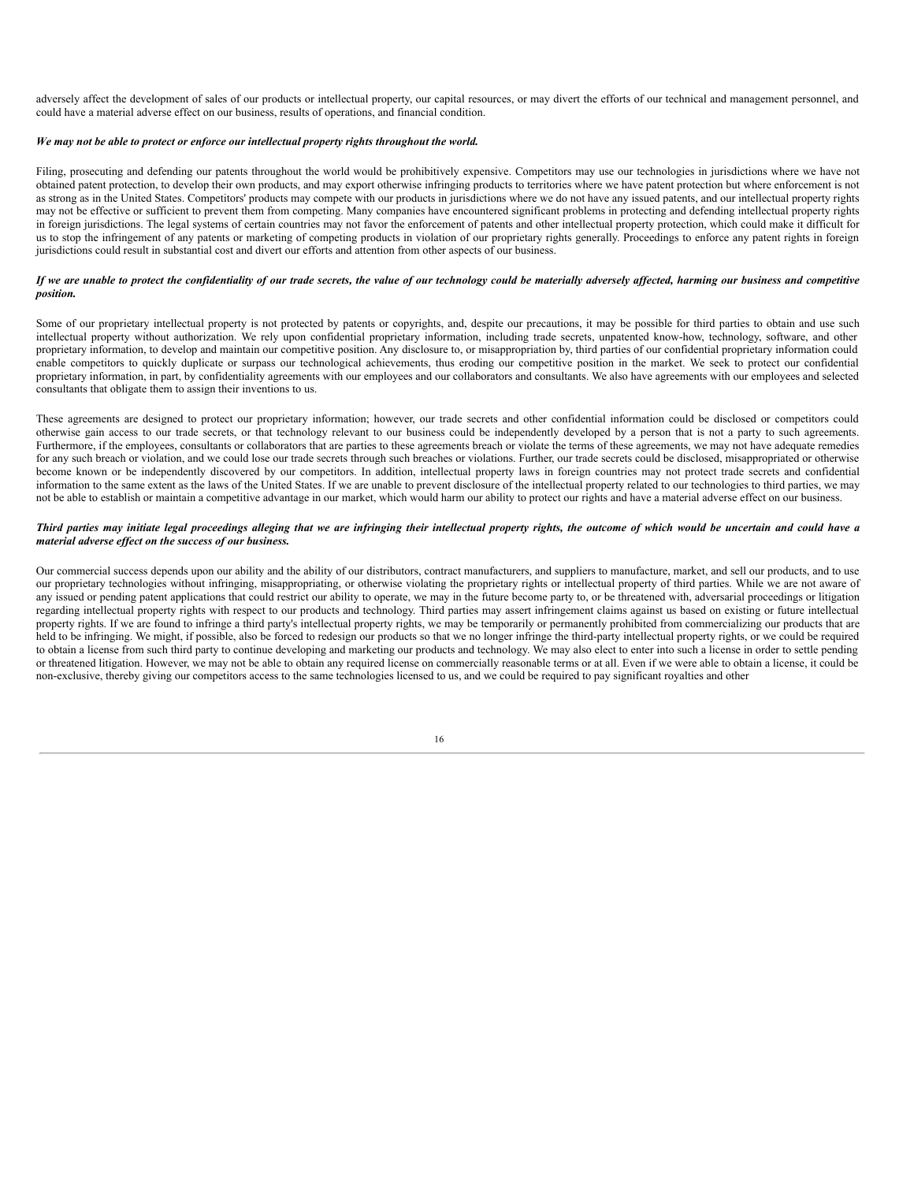adversely affect the development of sales of our products or intellectual property, our capital resources, or may divert the efforts of our technical and management personnel, and could have a material adverse effect on our business, results of operations, and financial condition.

***We may not be able to protect or enforce our intellectual property rights throughout the world.***

Filing, prosecuting and defending our patents throughout the world would be prohibitively expensive. Competitors may use our technologies in jurisdictions where we have not obtained patent protection, to develop their own products, and may export otherwise infringing products to territories where we have patent protection but where enforcement is not as strong as in the United States. Competitors' products may compete with our products in jurisdictions where we do not have any issued patents, and our intellectual property rights may not be effective or sufficient to prevent them from competing. Many companies have encountered significant problems in protecting and defending intellectual property rights in foreign jurisdictions. The legal systems of certain countries may not favor the enforcement of patents and other intellectual property protection, which could make it difficult for us to stop the infringement of any patents or marketing of competing products in violation of our proprietary rights generally. Proceedings to enforce any patent rights in foreign jurisdictions could result in substantial cost and divert our efforts and attention from other aspects of our business.

***If we are unable to protect the confidentiality of our trade secrets, the value of our technology could be materially adversely affected, harming our business and competitive position.***

Some of our proprietary intellectual property is not protected by patents or copyrights, and, despite our precautions, it may be possible for third parties to obtain and use such intellectual property without authorization. We rely upon confidential proprietary information, including trade secrets, unpatented know-how, technology, software, and other proprietary information, to develop and maintain our competitive position. Any disclosure to, or misappropriation by, third parties of our confidential proprietary information could enable competitors to quickly duplicate or surpass our technological achievements, thus eroding our competitive position in the market. We seek to protect our confidential proprietary information, in part, by confidentiality agreements with our employees and our collaborators and consultants. We also have agreements with our employees and selected consultants that obligate them to assign their inventions to us.

These agreements are designed to protect our proprietary information; however, our trade secrets and other confidential information could be disclosed or competitors could otherwise gain access to our trade secrets, or that technology relevant to our business could be independently developed by a person that is not a party to such agreements. Furthermore, if the employees, consultants or collaborators that are parties to these agreements breach or violate the terms of these agreements, we may not have adequate remedies for any such breach or violation, and we could lose our trade secrets through such breaches or violations. Further, our trade secrets could be disclosed, misappropriated or otherwise become known or be independently discovered by our competitors. In addition, intellectual property laws in foreign countries may not protect trade secrets and confidential information to the same extent as the laws of the United States. If we are unable to prevent disclosure of the intellectual property related to our technologies to third parties, we may not be able to establish or maintain a competitive advantage in our market, which would harm our ability to protect our rights and have a material adverse effect on our business.

***Third parties may initiate legal proceedings alleging that we are infringing their intellectual property rights, the outcome of which would be uncertain and could have a material adverse effect on the success of our business.***

Our commercial success depends upon our ability and the ability of our distributors, contract manufacturers, and suppliers to manufacture, market, and sell our products, and to use our proprietary technologies without infringing, misappropriating, or otherwise violating the proprietary rights or intellectual property of third parties. While we are not aware of any issued or pending patent applications that could restrict our ability to operate, we may in the future become party to, or be threatened with, adversarial proceedings or litigation regarding intellectual property rights with respect to our products and technology. Third parties may assert infringement claims against us based on existing or future intellectual property rights. If we are found to infringe a third party's intellectual property rights, we may be temporarily or permanently prohibited from commercializing our products that are held to be infringing. We might, if possible, also be forced to redesign our products so that we no longer infringe the third-party intellectual property rights, or we could be required to obtain a license from such third party to continue developing and marketing our products and technology. We may also elect to enter into such a license in order to settle pending or threatened litigation. However, we may not be able to obtain any required license on commercially reasonable terms or at all. Even if we were able to obtain a license, it could be non-exclusive, thereby giving our competitors access to the same technologies licensed to us, and we could be required to pay significant royalties and other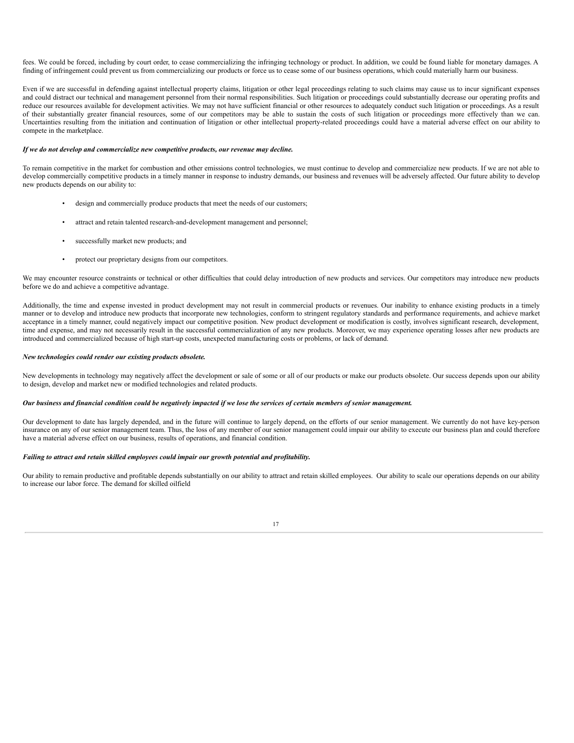fees. We could be forced, including by court order, to cease commercializing the infringing technology or product. In addition, we could be found liable for monetary damages. A finding of infringement could prevent us from commercializing our products or force us to cease some of our business operations, which could materially harm our business.

Even if we are successful in defending against intellectual property claims, litigation or other legal proceedings relating to such claims may cause us to incur significant expenses and could distract our technical and management personnel from their normal responsibilities. Such litigation or proceedings could substantially decrease our operating profits and reduce our resources available for development activities. We may not have sufficient financial or other resources to adequately conduct such litigation or proceedings. As a result of their substantially greater financial resources, some of our competitors may be able to sustain the costs of such litigation or proceedings more effectively than we can. Uncertainties resulting from the initiation and continuation of litigation or other intellectual property-related proceedings could have a material adverse effect on our ability to compete in the marketplace.

***If we do not develop and commercialize new competitive products, our revenue may decline.***

To remain competitive in the market for combustion and other emissions control technologies, we must continue to develop and commercialize new products. If we are not able to develop commercially competitive products in a timely manner in response to industry demands, our business and revenues will be adversely affected. Our future ability to develop new products depends on our ability to:

- design and commercially produce products that meet the needs of our customers;
- attract and retain talented research-and-development management and personnel;
- successfully market new products; and
- protect our proprietary designs from our competitors.

We may encounter resource constraints or technical or other difficulties that could delay introduction of new products and services. Our competitors may introduce new products before we do and achieve a competitive advantage.

Additionally, the time and expense invested in product development may not result in commercial products or revenues. Our inability to enhance existing products in a timely manner or to develop and introduce new products that incorporate new technologies, conform to stringent regulatory standards and performance requirements, and achieve market acceptance in a timely manner, could negatively impact our competitive position. New product development or modification is costly, involves significant research, development, time and expense, and may not necessarily result in the successful commercialization of any new products. Moreover, we may experience operating losses after new products are introduced and commercialized because of high start-up costs, unexpected manufacturing costs or problems, or lack of demand.

***New technologies could render our existing products obsolete.***

New developments in technology may negatively affect the development or sale of some or all of our products or make our products obsolete. Our success depends upon our ability to design, develop and market new or modified technologies and related products.

***Our business and financial condition could be negatively impacted if we lose the services of certain members of senior management.***

Our development to date has largely depended, and in the future will continue to largely depend, on the efforts of our senior management. We currently do not have key-person insurance on any of our senior management team. Thus, the loss of any member of our senior management could impair our ability to execute our business plan and could therefore have a material adverse effect on our business, results of operations, and financial condition.

***Failing to attract and retain skilled employees could impair our growth potential and profitability.***

Our ability to remain productive and profitable depends substantially on our ability to attract and retain skilled employees. Our ability to scale our operations depends on our ability to increase our labor force. The demand for skilled oilfield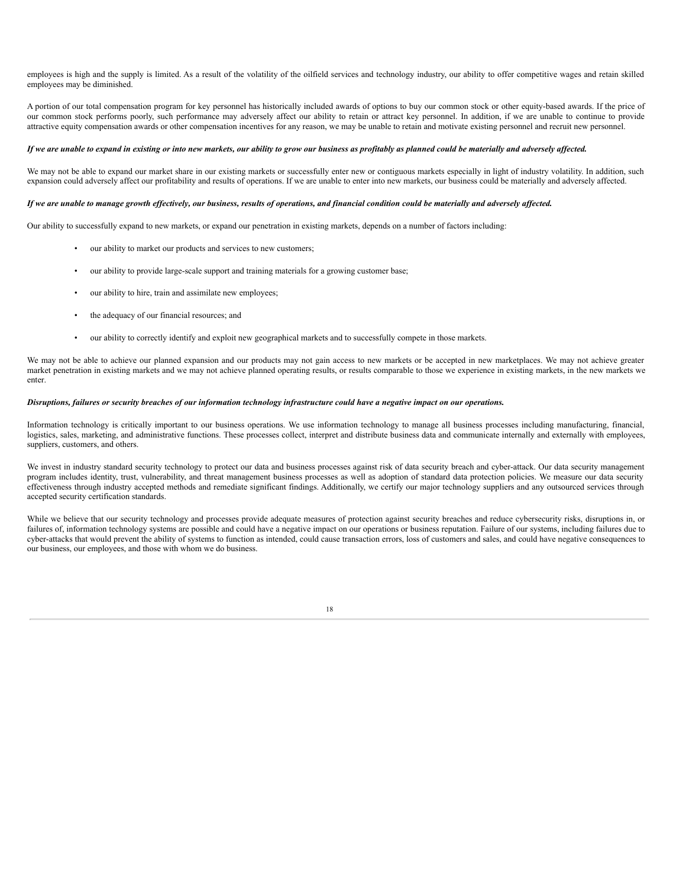employees is high and the supply is limited. As a result of the volatility of the oilfield services and technology industry, our ability to offer competitive wages and retain skilled employees may be diminished.

A portion of our total compensation program for key personnel has historically included awards of options to buy our common stock or other equity-based awards. If the price of our common stock performs poorly, such performance may adversely affect our ability to retain or attract key personnel. In addition, if we are unable to continue to provide attractive equity compensation awards or other compensation incentives for any reason, we may be unable to retain and motivate existing personnel and recruit new personnel.

***If we are unable to expand in existing or into new markets, our ability to grow our business as profitably as planned could be materially and adversely affected.***

We may not be able to expand our market share in our existing markets or successfully enter new or contiguous markets especially in light of industry volatility. In addition, such expansion could adversely affect our profitability and results of operations. If we are unable to enter into new markets, our business could be materially and adversely affected.

***If we are unable to manage growth effectively, our business, results of operations, and financial condition could be materially and adversely affected.***

Our ability to successfully expand to new markets, or expand our penetration in existing markets, depends on a number of factors including:

- our ability to market our products and services to new customers;
- our ability to provide large-scale support and training materials for a growing customer base;
- our ability to hire, train and assimilate new employees;
- the adequacy of our financial resources; and
- our ability to correctly identify and exploit new geographical markets and to successfully compete in those markets.

We may not be able to achieve our planned expansion and our products may not gain access to new markets or be accepted in new marketplaces. We may not achieve greater market penetration in existing markets and we may not achieve planned operating results, or results comparable to those we experience in existing markets, in the new markets we enter.

***Disruptions, failures or security breaches of our information technology infrastructure could have a negative impact on our operations.***

Information technology is critically important to our business operations. We use information technology to manage all business processes including manufacturing, financial, logistics, sales, marketing, and administrative functions. These processes collect, interpret and distribute business data and communicate internally and externally with employees, suppliers, customers, and others.

We invest in industry standard security technology to protect our data and business processes against risk of data security breach and cyber-attack. Our data security management program includes identity, trust, vulnerability, and threat management business processes as well as adoption of standard data protection policies. We measure our data security effectiveness through industry accepted methods and remediate significant findings. Additionally, we certify our major technology suppliers and any outsourced services through accepted security certification standards.

While we believe that our security technology and processes provide adequate measures of protection against security breaches and reduce cybersecurity risks, disruptions in, or failures of, information technology systems are possible and could have a negative impact on our operations or business reputation. Failure of our systems, including failures due to cyber-attacks that would prevent the ability of systems to function as intended, could cause transaction errors, loss of customers and sales, and could have negative consequences to our business, our employees, and those with whom we do business.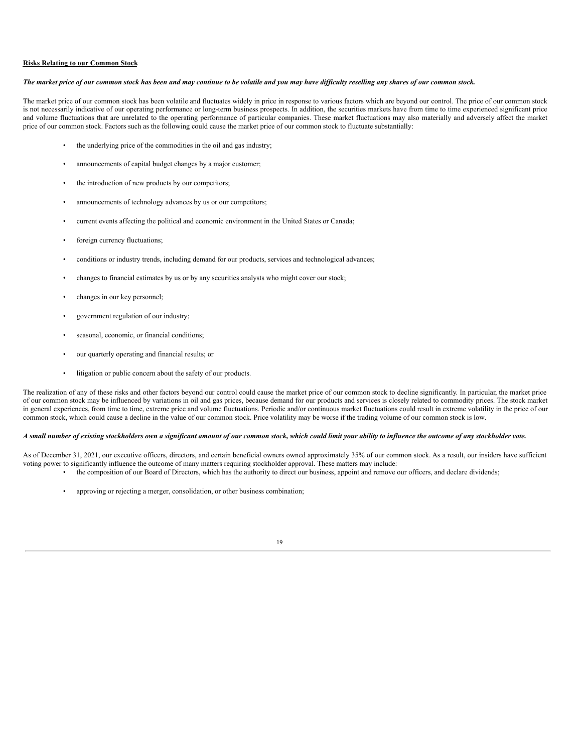**Risks Relating to our Common Stock**

***The market price of our common stock has been and may continue to be volatile and you may have difficulty reselling any shares of our common stock.***

The market price of our common stock has been volatile and fluctuates widely in price in response to various factors which are beyond our control. The price of our common stock is not necessarily indicative of our operating performance or long-term business prospects. In addition, the securities markets have from time to time experienced significant price and volume fluctuations that are unrelated to the operating performance of particular companies. These market fluctuations may also materially and adversely affect the market price of our common stock. Factors such as the following could cause the market price of our common stock to fluctuate substantially:

- the underlying price of the commodities in the oil and gas industry;
- announcements of capital budget changes by a major customer;
- the introduction of new products by our competitors;
- announcements of technology advances by us or our competitors;
- current events affecting the political and economic environment in the United States or Canada;
- foreign currency fluctuations;
- conditions or industry trends, including demand for our products, services and technological advances;
- changes to financial estimates by us or by any securities analysts who might cover our stock;
- changes in our key personnel;
- government regulation of our industry;
- seasonal, economic, or financial conditions;
- our quarterly operating and financial results; or
- litigation or public concern about the safety of our products.

The realization of any of these risks and other factors beyond our control could cause the market price of our common stock to decline significantly. In particular, the market price of our common stock may be influenced by variations in oil and gas prices, because demand for our products and services is closely related to commodity prices. The stock market in general experiences, from time to time, extreme price and volume fluctuations. Periodic and/or continuous market fluctuations could result in extreme volatility in the price of our common stock, which could cause a decline in the value of our common stock. Price volatility may be worse if the trading volume of our common stock is low.

***A small number of existing stockholders own a significant amount of our common stock, which could limit your ability to influence the outcome of any stockholder vote.***

As of December 31, 2021, our executive officers, directors, and certain beneficial owners owned approximately 35% of our common stock. As a result, our insiders have sufficient voting power to significantly influence the outcome of many matters requiring stockholder approval. These matters may include:

- the composition of our Board of Directors, which has the authority to direct our business, appoint and remove our officers, and declare dividends;
- approving or rejecting a merger, consolidation, or other business combination;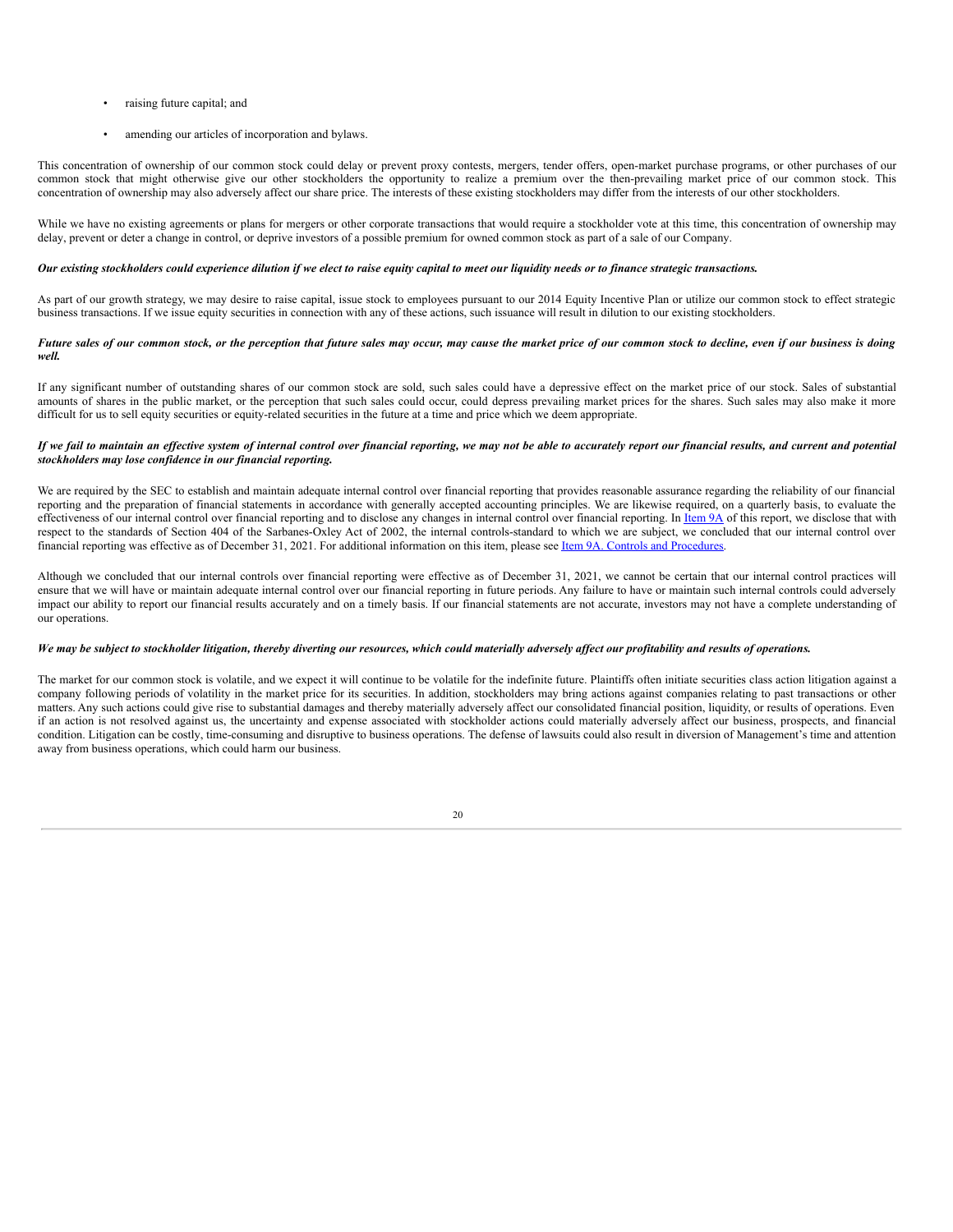- raising future capital; and
- amending our articles of incorporation and bylaws.

This concentration of ownership of our common stock could delay or prevent proxy contests, mergers, tender offers, open-market purchase programs, or other purchases of our common stock that might otherwise give our other stockholders the opportunity to realize a premium over the then-prevailing market price of our common stock. This concentration of ownership may also adversely affect our share price. The interests of these existing stockholders may differ from the interests of our other stockholders.

While we have no existing agreements or plans for mergers or other corporate transactions that would require a stockholder vote at this time, this concentration of ownership may delay, prevent or deter a change in control, or deprive investors of a possible premium for owned common stock as part of a sale of our Company.

***Our existing stockholders could experience dilution if we elect to raise equity capital to meet our liquidity needs or to finance strategic transactions.***

As part of our growth strategy, we may desire to raise capital, issue stock to employees pursuant to our 2014 Equity Incentive Plan or utilize our common stock to effect strategic business transactions. If we issue equity securities in connection with any of these actions, such issuance will result in dilution to our existing stockholders.

***Future sales of our common stock, or the perception that future sales may occur, may cause the market price of our common stock to decline, even if our business is doing well.***

If any significant number of outstanding shares of our common stock are sold, such sales could have a depressive effect on the market price of our stock. Sales of substantial amounts of shares in the public market, or the perception that such sales could occur, could depress prevailing market prices for the shares. Such sales may also make it more difficult for us to sell equity securities or equity-related securities in the future at a time and price which we deem appropriate.

***If we fail to maintain an effective system of internal control over financial reporting, we may not be able to accurately report our financial results, and current and potential stockholders may lose confidence in our financial reporting.***

We are required by the SEC to establish and maintain adequate internal control over financial reporting that provides reasonable assurance regarding the reliability of our financial reporting and the preparation of financial statements in accordance with generally accepted accounting principles. We are likewise required, on a quarterly basis, to evaluate the effectiveness of our internal control over financial reporting and to disclose any changes in internal control over financial reporting. In Item 9A of this report, we disclose that with respect to the standards of Section 404 of the Sarbanes-Oxley Act of 2002, the internal controls-standard to which we are subject, we concluded that our internal control over financial reporting was effective as of December 31, 2021. For additional information on this item, please see Item 9A. Controls and Procedures.

Although we concluded that our internal controls over financial reporting were effective as of December 31, 2021, we cannot be certain that our internal control practices will ensure that we will have or maintain adequate internal control over our financial reporting in future periods. Any failure to have or maintain such internal controls could adversely impact our ability to report our financial results accurately and on a timely basis. If our financial statements are not accurate, investors may not have a complete understanding of our operations.

***We may be subject to stockholder litigation, thereby diverting our resources, which could materially adversely affect our profitability and results of operations.***

The market for our common stock is volatile, and we expect it will continue to be volatile for the indefinite future. Plaintiffs often initiate securities class action litigation against a company following periods of volatility in the market price for its securities. In addition, stockholders may bring actions against companies relating to past transactions or other matters. Any such actions could give rise to substantial damages and thereby materially adversely affect our consolidated financial position, liquidity, or results of operations. Even if an action is not resolved against us, the uncertainty and expense associated with stockholder actions could materially adversely affect our business, prospects, and financial condition. Litigation can be costly, time-consuming and disruptive to business operations. The defense of lawsuits could also result in diversion of Management's time and attention away from business operations, which could harm our business.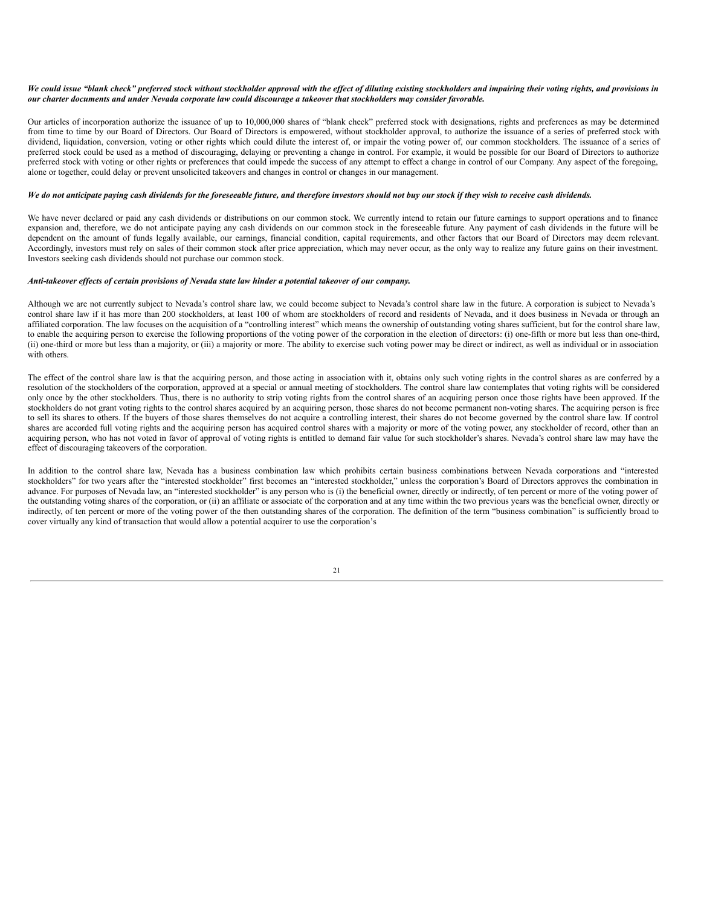***We could issue "blank check" preferred stock without stockholder approval with the effect of diluting existing stockholders and impairing their voting rights, and provisions in our charter documents and under Nevada corporate law could discourage a takeover that stockholders may consider favorable.***

Our articles of incorporation authorize the issuance of up to 10,000,000 shares of "blank check" preferred stock with designations, rights and preferences as may be determined from time to time by our Board of Directors. Our Board of Directors is empowered, without stockholder approval, to authorize the issuance of a series of preferred stock with dividend, liquidation, conversion, voting or other rights which could dilute the interest of, or impair the voting power of, our common stockholders. The issuance of a series of preferred stock could be used as a method of discouraging, delaying or preventing a change in control. For example, it would be possible for our Board of Directors to authorize preferred stock with voting or other rights or preferences that could impede the success of any attempt to effect a change in control of our Company. Any aspect of the foregoing, alone or together, could delay or prevent unsolicited takeovers and changes in control or changes in our management.

***We do not anticipate paying cash dividends for the foreseeable future, and therefore investors should not buy our stock if they wish to receive cash dividends.***

We have never declared or paid any cash dividends or distributions on our common stock. We currently intend to retain our future earnings to support operations and to finance expansion and, therefore, we do not anticipate paying any cash dividends on our common stock in the foreseeable future. Any payment of cash dividends in the future will be dependent on the amount of funds legally available, our earnings, financial condition, capital requirements, and other factors that our Board of Directors may deem relevant. Accordingly, investors must rely on sales of their common stock after price appreciation, which may never occur, as the only way to realize any future gains on their investment. Investors seeking cash dividends should not purchase our common stock.

***Anti-takeover effects of certain provisions of Nevada state law hinder a potential takeover of our company.***

Although we are not currently subject to Nevada's control share law, we could become subject to Nevada's control share law in the future. A corporation is subject to Nevada's control share law if it has more than 200 stockholders, at least 100 of whom are stockholders of record and residents of Nevada, and it does business in Nevada or through an affiliated corporation. The law focuses on the acquisition of a "controlling interest" which means the ownership of outstanding voting shares sufficient, but for the control share law, to enable the acquiring person to exercise the following proportions of the voting power of the corporation in the election of directors: (i) one-fifth or more but less than one-third, (ii) one-third or more but less than a majority, or (iii) a majority or more. The ability to exercise such voting power may be direct or indirect, as well as individual or in association with others.

The effect of the control share law is that the acquiring person, and those acting in association with it, obtains only such voting rights in the control shares as are conferred by a resolution of the stockholders of the corporation, approved at a special or annual meeting of stockholders. The control share law contemplates that voting rights will be considered only once by the other stockholders. Thus, there is no authority to strip voting rights from the control shares of an acquiring person once those rights have been approved. If the stockholders do not grant voting rights to the control shares acquired by an acquiring person, those shares do not become permanent non-voting shares. The acquiring person is free to sell its shares to others. If the buyers of those shares themselves do not acquire a controlling interest, their shares do not become governed by the control share law. If control shares are accorded full voting rights and the acquiring person has acquired control shares with a majority or more of the voting power, any stockholder of record, other than an acquiring person, who has not voted in favor of approval of voting rights is entitled to demand fair value for such stockholder's shares. Nevada's control share law may have the effect of discouraging takeovers of the corporation.

In addition to the control share law, Nevada has a business combination law which prohibits certain business combinations between Nevada corporations and "interested stockholders" for two years after the "interested stockholder" first becomes an "interested stockholder," unless the corporation's Board of Directors approves the combination in advance. For purposes of Nevada law, an "interested stockholder" is any person who is (i) the beneficial owner, directly or indirectly, of ten percent or more of the voting power of the outstanding voting shares of the corporation, or (ii) an affiliate or associate of the corporation and at any time within the two previous years was the beneficial owner, directly or indirectly, of ten percent or more of the voting power of the then outstanding shares of the corporation. The definition of the term "business combination" is sufficiently broad to cover virtually any kind of transaction that would allow a potential acquirer to use the corporation's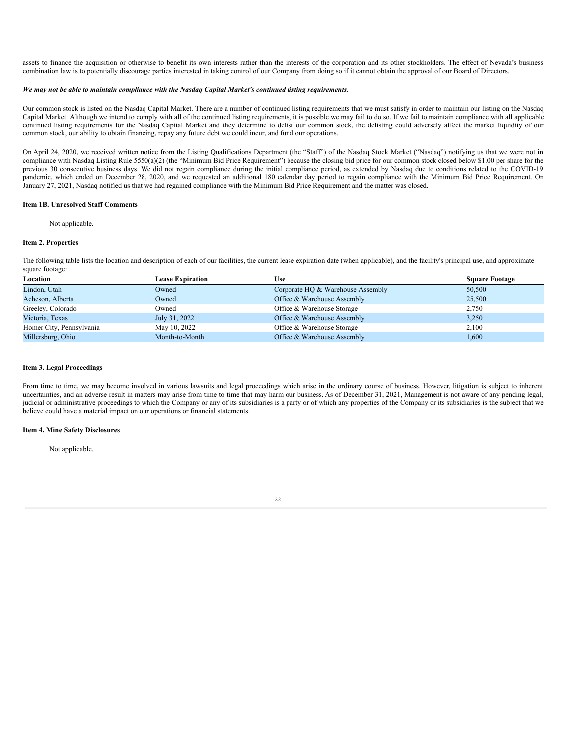assets to finance the acquisition or otherwise to benefit its own interests rather than the interests of the corporation and its other stockholders. The effect of Nevada's business combination law is to potentially discourage parties interested in taking control of our Company from doing so if it cannot obtain the approval of our Board of Directors.

***We may not be able to maintain compliance with the Nasdaq Capital Market's continued listing requirements.***

Our common stock is listed on the Nasdaq Capital Market. There are a number of continued listing requirements that we must satisfy in order to maintain our listing on the Nasdaq Capital Market. Although we intend to comply with all of the continued listing requirements, it is possible we may fail to do so. If we fail to maintain compliance with all applicable continued listing requirements for the Nasdaq Capital Market and they determine to delist our common stock, the delisting could adversely affect the market liquidity of our common stock, our ability to obtain financing, repay any future debt we could incur, and fund our operations.

On April 24, 2020, we received written notice from the Listing Qualifications Department (the "Staff") of the Nasdaq Stock Market ("Nasdaq") notifying us that we were not in compliance with Nasdaq Listing Rule 5550(a)(2) (the "Minimum Bid Price Requirement") because the closing bid price for our common stock closed below $1.00 per share for the previous 30 consecutive business days. We did not regain compliance during the initial compliance period, as extended by Nasdaq due to conditions related to the COVID-19 pandemic, which ended on December 28, 2020, and we requested an additional 180 calendar day period to regain compliance with the Minimum Bid Price Requirement. On January 27, 2021, Nasdaq notified us that we had regained compliance with the Minimum Bid Price Requirement and the matter was closed.

**Item 1B. Unresolved Staff Comments**

Not applicable.

**Item 2. Properties**

The following table lists the location and description of each of our facilities, the current lease expiration date (when applicable), and the facility's principal use, and approximate square footage:

| Location | Lease Expiration | Use | Square Footage |
|---|---|---|---|
| Lindon, Utah | Owned | Corporate HQ & Warehouse Assembly | 50,500 |
| Acheson, Alberta | Owned | Office & Warehouse Assembly | 25,500 |
| Greeley, Colorado | Owned | Office & Warehouse Storage | 2,750 |
| Victoria, Texas | July 31, 2022 | Office & Warehouse Assembly | 3,250 |
| Homer City, Pennsylvania | May 10, 2022 | Office & Warehouse Storage | 2,100 |
| Millersburg, Ohio | Month-to-Month | Office & Warehouse Assembly | 1,600 |

**Item 3. Legal Proceedings**

From time to time, we may become involved in various lawsuits and legal proceedings which arise in the ordinary course of business. However, litigation is subject to inherent uncertainties, and an adverse result in matters may arise from time to time that may harm our business. As of December 31, 2021, Management is not aware of any pending legal, judicial or administrative proceedings to which the Company or any of its subsidiaries is a party or of which any properties of the Company or its subsidiaries is the subject that we believe could have a material impact on our operations or financial statements.

**Item 4. Mine Safety Disclosures**

Not applicable.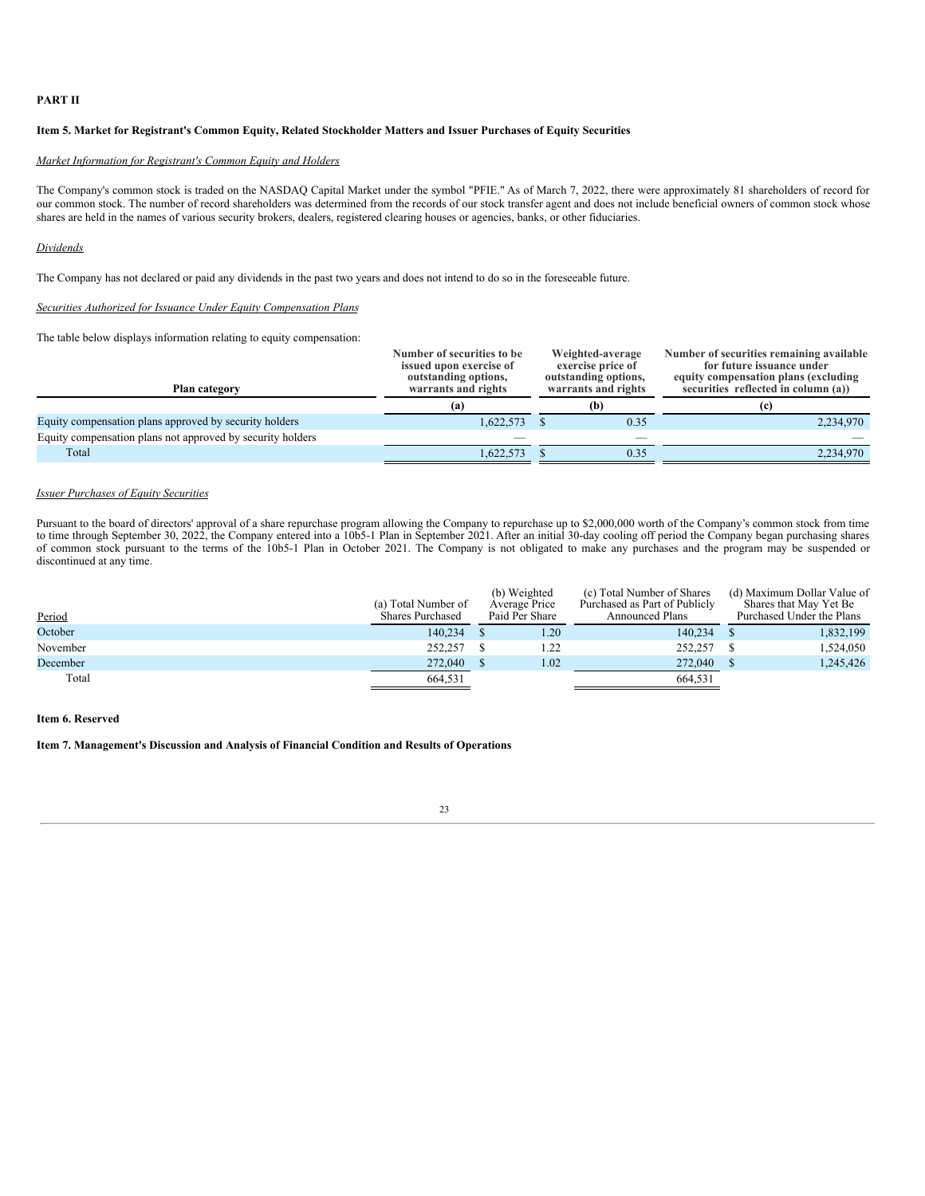## PART II

### Item 5. Market for Registrant's Common Equity, Related Stockholder Matters and Issuer Purchases of Equity Securities

*Market Information for Registrant's Common Equity and Holders*

The Company's common stock is traded on the NASDAQ Capital Market under the symbol "PFIE." As of March 7, 2022, there were approximately 81 shareholders of record for our common stock. The number of record shareholders was determined from the records of our stock transfer agent and does not include beneficial owners of common stock whose shares are held in the names of various security brokers, dealers, registered clearing houses or agencies, banks, or other fiduciaries.

*Dividends*

The Company has not declared or paid any dividends in the past two years and does not intend to do so in the foreseeable future.

*Securities Authorized for Issuance Under Equity Compensation Plans*

The table below displays information relating to equity compensation:

| Plan category | Number of securities to be issued upon exercise of outstanding options, warrants and rights | Weighted-average exercise price of outstanding options, warrants and rights | Number of securities remaining available for future issuance under equity compensation plans (excluding securities reflected in column (a)) |
|---|---|---|---|
| | (a) | (b) | (c) |
| Equity compensation plans approved by security holders | 1,622,573 | $ 0.35 | 2,234,970 |
| Equity compensation plans not approved by security holders | — | — | — |
| Total | 1,622,573 | $ 0.35 | 2,234,970 |

*Issuer Purchases of Equity Securities*

Pursuant to the board of directors' approval of a share repurchase program allowing the Company to repurchase up to $2,000,000 worth of the Company's common stock from time to time through September 30, 2022, the Company entered into a 10b5-1 Plan in September 2021. After an initial 30-day cooling off period the Company began purchasing shares of common stock pursuant to the terms of the 10b5-1 Plan in October 2021. The Company is not obligated to make any purchases and the program may be suspended or discontinued at any time.

| Period | (a) Total Number of Shares Purchased | (b) Weighted Average Price Paid Per Share | (c) Total Number of Shares Purchased as Part of Publicly Announced Plans | (d) Maximum Dollar Value of Shares that May Yet Be Purchased Under the Plans |
|---|---|---|---|---|
| October | 140,234 | $ 1.20 | 140,234 | $ 1,832,199 |
| November | 252,257 | $ 1.22 | 252,257 | $ 1,524,050 |
| December | 272,040 | $ 1.02 | 272,040 | $ 1,245,426 |
| Total | 664,531 | | 664,531 | |

### Item 6. Reserved

### Item 7. Management's Discussion and Analysis of Financial Condition and Results of Operations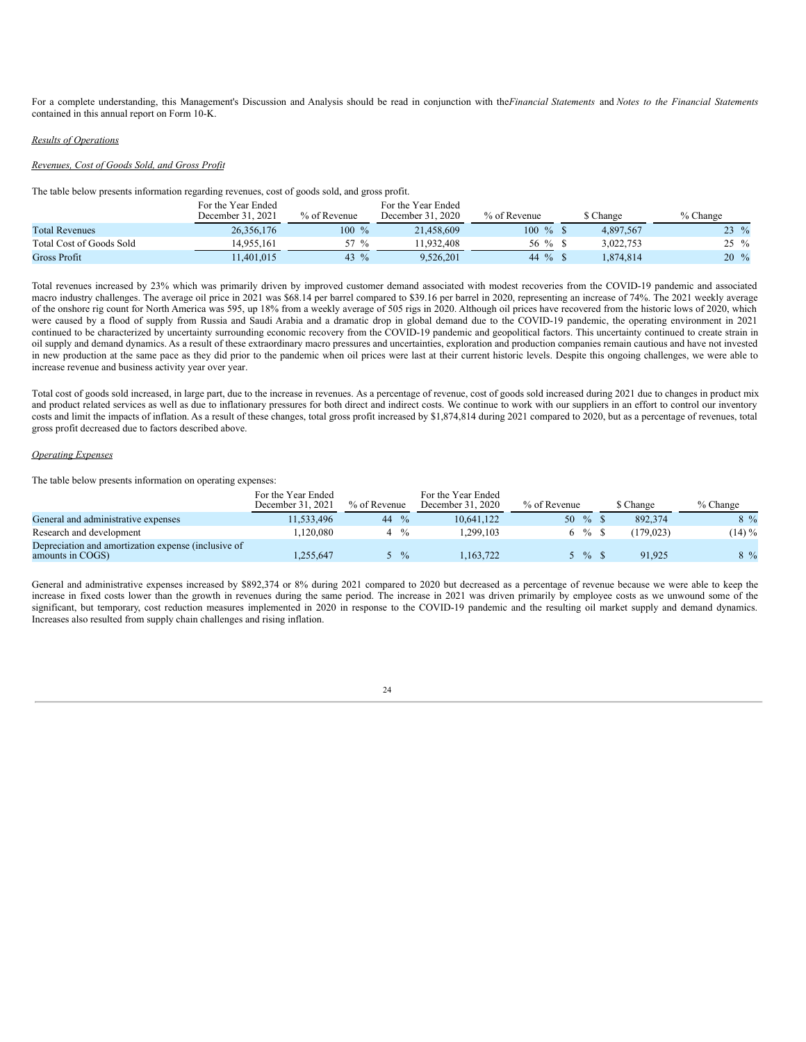For a complete understanding, this Management's Discussion and Analysis should be read in conjunction with the *Financial Statements* and *Notes to the Financial Statements* contained in this annual report on Form 10-K.

*Results of Operations*

*Revenues, Cost of Goods Sold, and Gross Profit*

The table below presents information regarding revenues, cost of goods sold, and gross profit.

| | For the Year Ended December 31, 2021 | % of Revenue | For the Year Ended December 31, 2020 | % of Revenue | $ Change | % Change |
|---|---|---|---|---|---|---|
| Total Revenues | 26,356,176 | 100 % | 21,458,609 | 100 % | $ 4,897,567 | 23 % |
| Total Cost of Goods Sold | 14,955,161 | 57 % | 11,932,408 | 56 % | $ 3,022,753 | 25 % |
| Gross Profit | 11,401,015 | 43 % | 9,526,201 | 44 % | $ 1,874,814 | 20 % |

Total revenues increased by 23% which was primarily driven by improved customer demand associated with modest recoveries from the COVID-19 pandemic and associated macro industry challenges. The average oil price in 2021 was $68.14 per barrel compared to $39.16 per barrel in 2020, representing an increase of 74%. The 2021 weekly average of the onshore rig count for North America was 595, up 18% from a weekly average of 505 rigs in 2020. Although oil prices have recovered from the historic lows of 2020, which were caused by a flood of supply from Russia and Saudi Arabia and a dramatic drop in global demand due to the COVID-19 pandemic, the operating environment in 2021 continued to be characterized by uncertainty surrounding economic recovery from the COVID-19 pandemic and geopolitical factors. This uncertainty continued to create strain in oil supply and demand dynamics. As a result of these extraordinary macro pressures and uncertainties, exploration and production companies remain cautious and have not invested in new production at the same pace as they did prior to the pandemic when oil prices were last at their current historic levels. Despite this ongoing challenges, we were able to increase revenue and business activity year over year.

Total cost of goods sold increased, in large part, due to the increase in revenues. As a percentage of revenue, cost of goods sold increased during 2021 due to changes in product mix and product related services as well as due to inflationary pressures for both direct and indirect costs. We continue to work with our suppliers in an effort to control our inventory costs and limit the impacts of inflation. As a result of these changes, total gross profit increased by $1,874,814 during 2021 compared to 2020, but as a percentage of revenues, total gross profit decreased due to factors described above.

*Operating Expenses*

The table below presents information on operating expenses:

| | For the Year Ended December 31, 2021 | % of Revenue | For the Year Ended December 31, 2020 | % of Revenue | $ Change | % Change |
|---|---|---|---|---|---|---|
| General and administrative expenses | 11,533,496 | 44 % | 10,641,122 | 50 % | $ 892,374 | 8 % |
| Research and development | 1,120,080 | 4 % | 1,299,103 | 6 % | $ (179,023) | (14) % |
| Depreciation and amortization expense (inclusive of amounts in COGS) | 1,255,647 | 5 % | 1,163,722 | 5 % | $ 91,925 | 8 % |

General and administrative expenses increased by $892,374 or 8% during 2021 compared to 2020 but decreased as a percentage of revenue because we were able to keep the increase in fixed costs lower than the growth in revenues during the same period. The increase in 2021 was driven primarily by employee costs as we unwound some of the significant, but temporary, cost reduction measures implemented in 2020 in response to the COVID-19 pandemic and the resulting oil market supply and demand dynamics. Increases also resulted from supply chain challenges and rising inflation.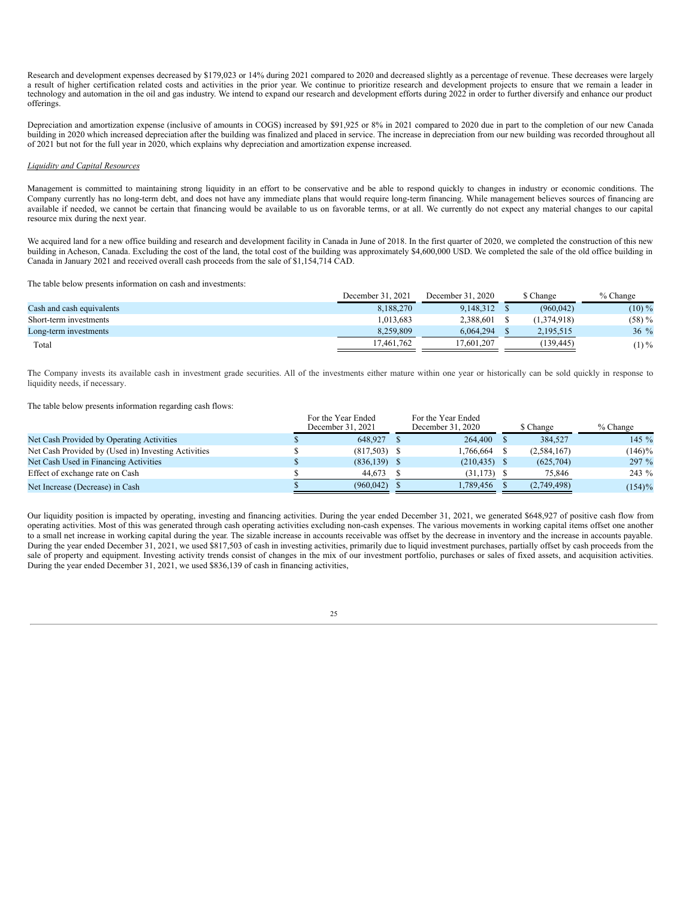Research and development expenses decreased by $179,023 or 14% during 2021 compared to 2020 and decreased slightly as a percentage of revenue. These decreases were largely a result of higher certification related costs and activities in the prior year. We continue to prioritize research and development projects to ensure that we remain a leader in technology and automation in the oil and gas industry. We intend to expand our research and development efforts during 2022 in order to further diversify and enhance our product offerings.

Depreciation and amortization expense (inclusive of amounts in COGS) increased by $91,925 or 8% in 2021 compared to 2020 due in part to the completion of our new Canada building in 2020 which increased depreciation after the building was finalized and placed in service. The increase in depreciation from our new building was recorded throughout all of 2021 but not for the full year in 2020, which explains why depreciation and amortization expense increased.

*Liquidity and Capital Resources*

Management is committed to maintaining strong liquidity in an effort to be conservative and be able to respond quickly to changes in industry or economic conditions. The Company currently has no long-term debt, and does not have any immediate plans that would require long-term financing. While management believes sources of financing are available if needed, we cannot be certain that financing would be available to us on favorable terms, or at all. We currently do not expect any material changes to our capital resource mix during the next year.

We acquired land for a new office building and research and development facility in Canada in June of 2018. In the first quarter of 2020, we completed the construction of this new building in Acheson, Canada. Excluding the cost of the land, the total cost of the building was approximately $4,600,000 USD. We completed the sale of the old office building in Canada in January 2021 and received overall cash proceeds from the sale of $1,154,714 CAD.

The table below presents information on cash and investments:

| | December 31, 2021 | December 31, 2020 | $ Change | % Change |
|---|---|---|---|---|
| Cash and cash equivalents | 8,188,270 | 9,148,312 | $ (960,042) | (10) % |
| Short-term investments | 1,013,683 | 2,388,601 | $ (1,374,918) | (58) % |
| Long-term investments | 8,259,809 | 6,064,294 | $ 2,195,515 | 36 % |
| Total | 17,461,762 | 17,601,207 | (139,445) | (1) % |

The Company invests its available cash in investment grade securities. All of the investments either mature within one year or historically can be sold quickly in response to liquidity needs, if necessary.

The table below presents information regarding cash flows:

| | For the Year Ended December 31, 2021 | For the Year Ended December 31, 2020 | $ Change | % Change |
|---|---|---|---|---|
| Net Cash Provided by Operating Activities | $ 648,927 | $ 264,400 | $ 384,527 | 145 % |
| Net Cash Provided by (Used in) Investing Activities | $ (817,503) | $ 1,766,664 | $ (2,584,167) | (146)% |
| Net Cash Used in Financing Activities | $ (836,139) | $ (210,435) | $ (625,704) | 297 % |
| Effect of exchange rate on Cash | $ 44,673 | $ (31,173) | $ 75,846 | 243 % |
| Net Increase (Decrease) in Cash | $ (960,042) | $ 1,789,456 | $ (2,749,498) | (154)% |

Our liquidity position is impacted by operating, investing and financing activities. During the year ended December 31, 2021, we generated $648,927 of positive cash flow from operating activities. Most of this was generated through cash operating activities excluding non-cash expenses. The various movements in working capital items offset one another to a small net increase in working capital during the year. The sizable increase in accounts receivable was offset by the decrease in inventory and the increase in accounts payable. During the year ended December 31, 2021, we used $817,503 of cash in investing activities, primarily due to liquid investment purchases, partially offset by cash proceeds from the sale of property and equipment. Investing activity trends consist of changes in the mix of our investment portfolio, purchases or sales of fixed assets, and acquisition activities. During the year ended December 31, 2021, we used $836,139 of cash in financing activities,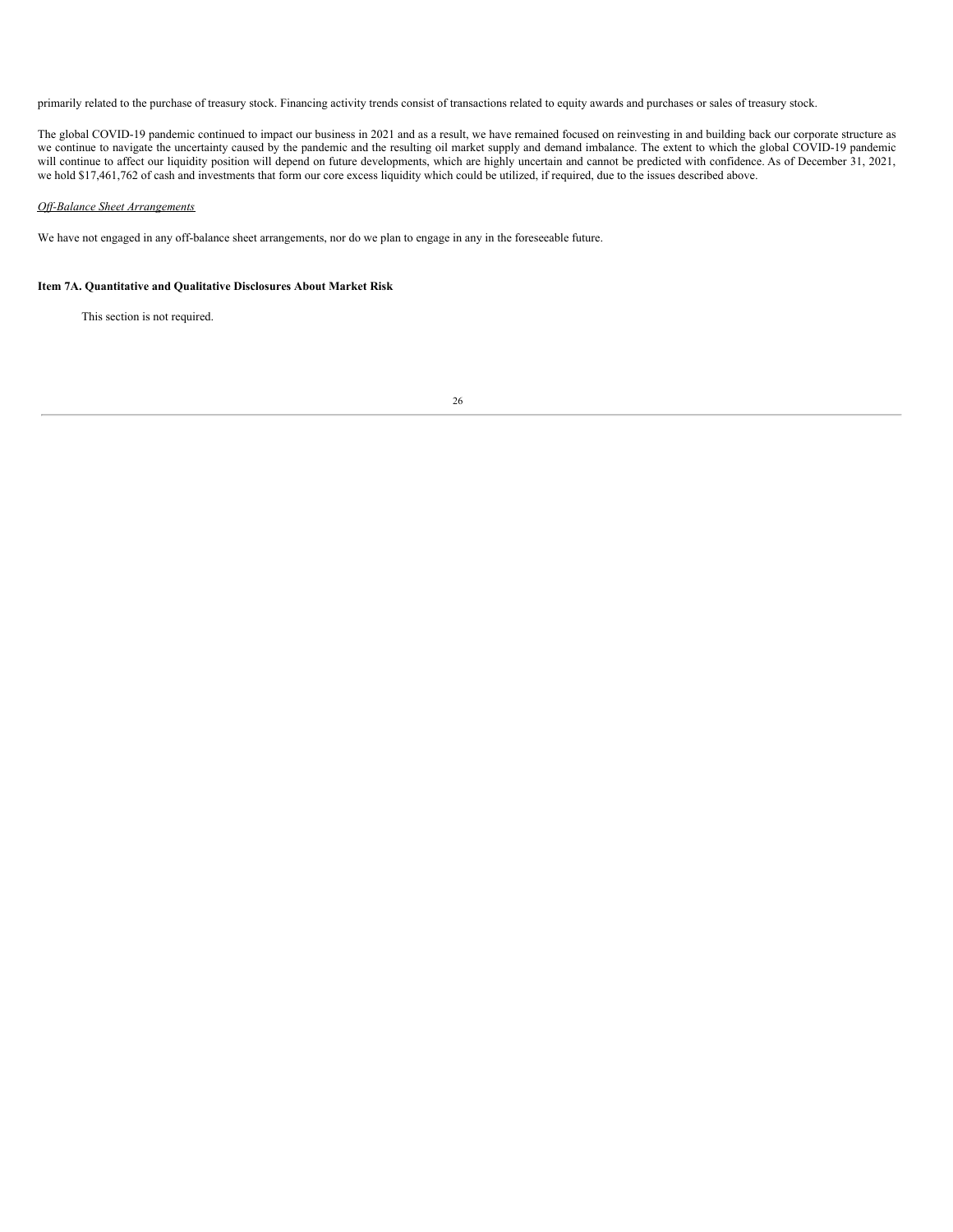primarily related to the purchase of treasury stock. Financing activity trends consist of transactions related to equity awards and purchases or sales of treasury stock.

The global COVID-19 pandemic continued to impact our business in 2021 and as a result, we have remained focused on reinvesting in and building back our corporate structure as we continue to navigate the uncertainty caused by the pandemic and the resulting oil market supply and demand imbalance. The extent to which the global COVID-19 pandemic will continue to affect our liquidity position will depend on future developments, which are highly uncertain and cannot be predicted with confidence. As of December 31, 2021, we hold $17,461,762 of cash and investments that form our core excess liquidity which could be utilized, if required, due to the issues described above.

*Off-Balance Sheet Arrangements*

We have not engaged in any off-balance sheet arrangements, nor do we plan to engage in any in the foreseeable future.

**Item 7A. Quantitative and Qualitative Disclosures About Market Risk**

This section is not required.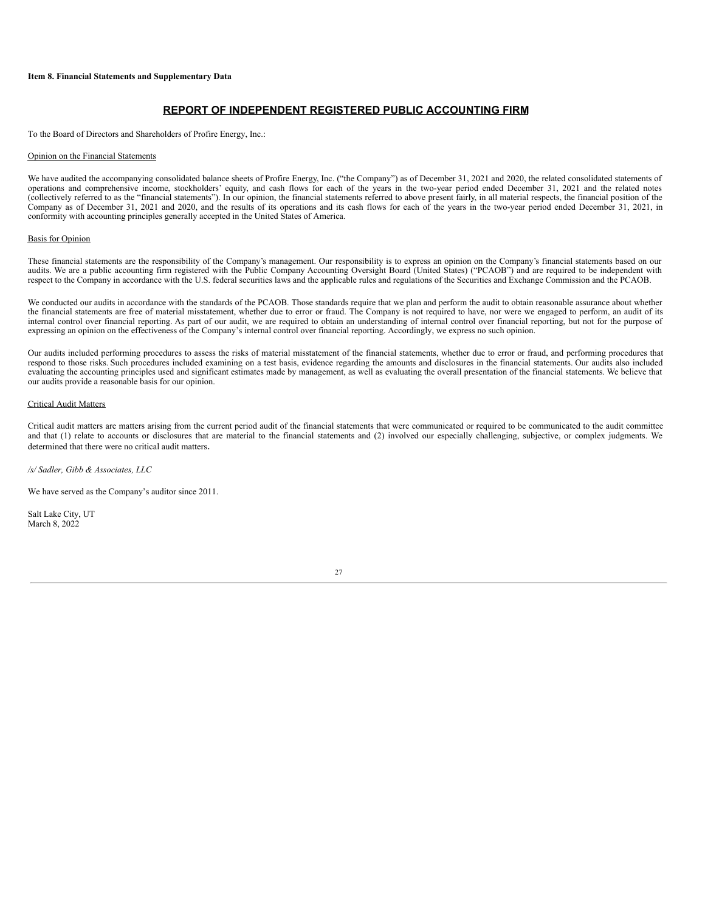**Item 8. Financial Statements and Supplementary Data**

## REPORT OF INDEPENDENT REGISTERED PUBLIC ACCOUNTING FIRM

To the Board of Directors and Shareholders of Profire Energy, Inc.:

Opinion on the Financial Statements

We have audited the accompanying consolidated balance sheets of Profire Energy, Inc. ("the Company") as of December 31, 2021 and 2020, the related consolidated statements of operations and comprehensive income, stockholders' equity, and cash flows for each of the years in the two-year period ended December 31, 2021 and the related notes (collectively referred to as the "financial statements"). In our opinion, the financial statements referred to above present fairly, in all material respects, the financial position of the Company as of December 31, 2021 and 2020, and the results of its operations and its cash flows for each of the years in the two-year period ended December 31, 2021, in conformity with accounting principles generally accepted in the United States of America.

Basis for Opinion

These financial statements are the responsibility of the Company's management. Our responsibility is to express an opinion on the Company's financial statements based on our audits. We are a public accounting firm registered with the Public Company Accounting Oversight Board (United States) ("PCAOB") and are required to be independent with respect to the Company in accordance with the U.S. federal securities laws and the applicable rules and regulations of the Securities and Exchange Commission and the PCAOB.

We conducted our audits in accordance with the standards of the PCAOB. Those standards require that we plan and perform the audit to obtain reasonable assurance about whether the financial statements are free of material misstatement, whether due to error or fraud. The Company is not required to have, nor were we engaged to perform, an audit of its internal control over financial reporting. As part of our audit, we are required to obtain an understanding of internal control over financial reporting, but not for the purpose of expressing an opinion on the effectiveness of the Company's internal control over financial reporting. Accordingly, we express no such opinion.

Our audits included performing procedures to assess the risks of material misstatement of the financial statements, whether due to error or fraud, and performing procedures that respond to those risks. Such procedures included examining on a test basis, evidence regarding the amounts and disclosures in the financial statements. Our audits also included evaluating the accounting principles used and significant estimates made by management, as well as evaluating the overall presentation of the financial statements. We believe that our audits provide a reasonable basis for our opinion.

Critical Audit Matters

Critical audit matters are matters arising from the current period audit of the financial statements that were communicated or required to be communicated to the audit committee and that (1) relate to accounts or disclosures that are material to the financial statements and (2) involved our especially challenging, subjective, or complex judgments. We determined that there were no critical audit matters.

*/s/ Sadler, Gibb & Associates, LLC*

We have served as the Company's auditor since 2011.

Salt Lake City, UT
March 8, 2022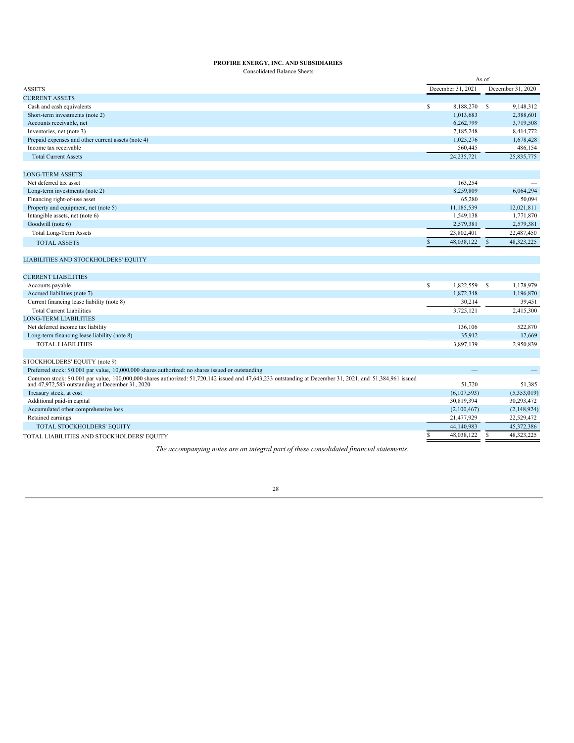**PROFIRE ENERGY, INC. AND SUBSIDIARIES**

Consolidated Balance Sheets

| | As of | |
|---|---|---|
| ASSETS | December 31, 2021 | December 31, 2020 |
| CURRENT ASSETS | | |
| Cash and cash equivalents | $ 8,188,270 | $ 9,148,312 |
| Short-term investments (note 2) | 1,013,683 | 2,388,601 |
| Accounts receivable, net | 6,262,799 | 3,719,508 |
| Inventories, net (note 3) | 7,185,248 | 8,414,772 |
| Prepaid expenses and other current assets (note 4) | 1,025,276 | 1,678,428 |
| Income tax receivable | 560,445 | 486,154 |
| Total Current Assets | 24,235,721 | 25,835,775 |
| | | |
| LONG-TERM ASSETS | | |
| Net deferred tax asset | 163,254 | — |
| Long-term investments (note 2) | 8,259,809 | 6,064,294 |
| Financing right-of-use asset | 65,280 | 50,094 |
| Property and equipment, net (note 5) | 11,185,539 | 12,021,811 |
| Intangible assets, net (note 6) | 1,549,138 | 1,771,870 |
| Goodwill (note 6) | 2,579,381 | 2,579,381 |
| Total Long-Term Assets | 23,802,401 | 22,487,450 |
| TOTAL ASSETS | $ 48,038,122 | $ 48,323,225 |
| | | |
| LIABILITIES AND STOCKHOLDERS' EQUITY | | |
| | | |
| CURRENT LIABILITIES | | |
| Accounts payable | $ 1,822,559 | $ 1,178,979 |
| Accrued liabilities (note 7) | 1,872,348 | 1,196,870 |
| Current financing lease liability (note 8) | 30,214 | 39,451 |
| Total Current Liabilities | 3,725,121 | 2,415,300 |
| LONG-TERM LIABILITIES | | |
| Net deferred income tax liability | 136,106 | 522,870 |
| Long-term financing lease liability (note 8) | 35,912 | 12,669 |
| TOTAL LIABILITIES | 3,897,139 | 2,950,839 |
| | | |
| STOCKHOLDERS' EQUITY (note 9) | | |
| Preferred stock: $0.001 par value, 10,000,000 shares authorized: no shares issued or outstanding | — | — |
| Common stock: $0.001 par value, 100,000,000 shares authorized: 51,720,142 issued and 47,643,233 outstanding at December 31, 2021, and 51,384,961 issued and 47,972,583 outstanding at December 31, 2020 | 51,720 | 51,385 |
| Treasury stock, at cost | (6,107,593) | (5,353,019) |
| Additional paid-in capital | 30,819,394 | 30,293,472 |
| Accumulated other comprehensive loss | (2,100,467) | (2,148,924) |
| Retained earnings | 21,477,929 | 22,529,472 |
| TOTAL STOCKHOLDERS' EQUITY | 44,140,983 | 45,372,386 |
| TOTAL LIABILITIES AND STOCKHOLDERS' EQUITY | $ 48,038,122 | $ 48,323,225 |

*The accompanying notes are an integral part of these consolidated financial statements.*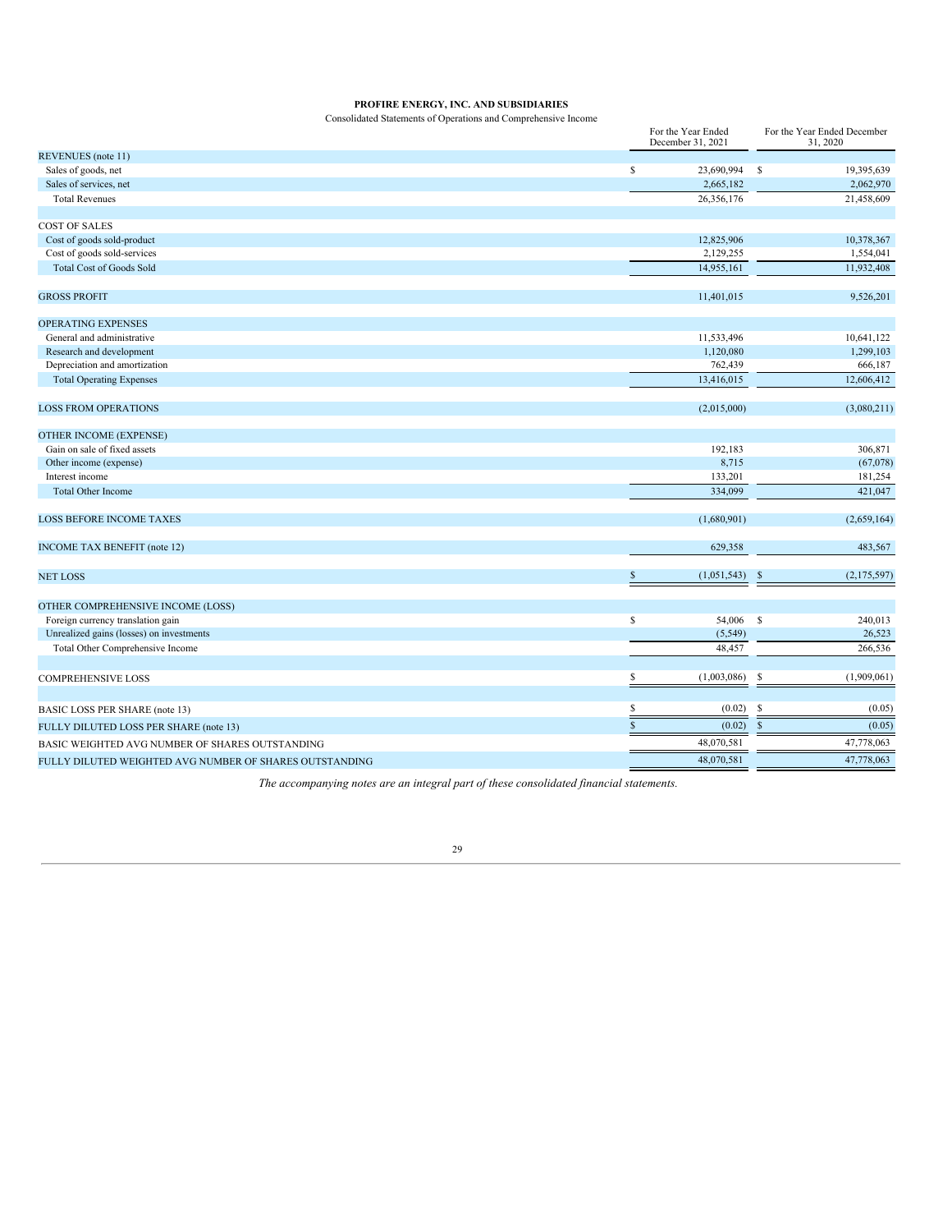**PROFIRE ENERGY, INC. AND SUBSIDIARIES**

Consolidated Statements of Operations and Comprehensive Income

| | For the Year Ended December 31, 2021 | For the Year Ended December 31, 2020 |
|---|---|---|
| REVENUES (note 11) | | |
| Sales of goods, net | $ 23,690,994 | $ 19,395,639 |
| Sales of services, net | 2,665,182 | 2,062,970 |
| Total Revenues | 26,356,176 | 21,458,609 |
| | | |
| COST OF SALES | | |
| Cost of goods sold-product | 12,825,906 | 10,378,367 |
| Cost of goods sold-services | 2,129,255 | 1,554,041 |
| Total Cost of Goods Sold | 14,955,161 | 11,932,408 |
| | | |
| GROSS PROFIT | 11,401,015 | 9,526,201 |
| | | |
| OPERATING EXPENSES | | |
| General and administrative | 11,533,496 | 10,641,122 |
| Research and development | 1,120,080 | 1,299,103 |
| Depreciation and amortization | 762,439 | 666,187 |
| Total Operating Expenses | 13,416,015 | 12,606,412 |
| | | |
| LOSS FROM OPERATIONS | (2,015,000) | (3,080,211) |
| | | |
| OTHER INCOME (EXPENSE) | | |
| Gain on sale of fixed assets | 192,183 | 306,871 |
| Other income (expense) | 8,715 | (67,078) |
| Interest income | 133,201 | 181,254 |
| Total Other Income | 334,099 | 421,047 |
| | | |
| LOSS BEFORE INCOME TAXES | (1,680,901) | (2,659,164) |
| | | |
| INCOME TAX BENEFIT (note 12) | 629,358 | 483,567 |
| | | |
| NET LOSS | $ (1,051,543) | $ (2,175,597) |
| | | |
| OTHER COMPREHENSIVE INCOME (LOSS) | | |
| Foreign currency translation gain | $ 54,006 | $ 240,013 |
| Unrealized gains (losses) on investments | (5,549) | 26,523 |
| Total Other Comprehensive Income | 48,457 | 266,536 |
| | | |
| COMPREHENSIVE LOSS | $ (1,003,086) | $ (1,909,061) |
| | | |
| BASIC LOSS PER SHARE (note 13) | $ (0.02) | $ (0.05) |
| FULLY DILUTED LOSS PER SHARE (note 13) | $ (0.02) | $ (0.05) |
| BASIC WEIGHTED AVG NUMBER OF SHARES OUTSTANDING | 48,070,581 | 47,778,063 |
| FULLY DILUTED WEIGHTED AVG NUMBER OF SHARES OUTSTANDING | 48,070,581 | 47,778,063 |

*The accompanying notes are an integral part of these consolidated financial statements.*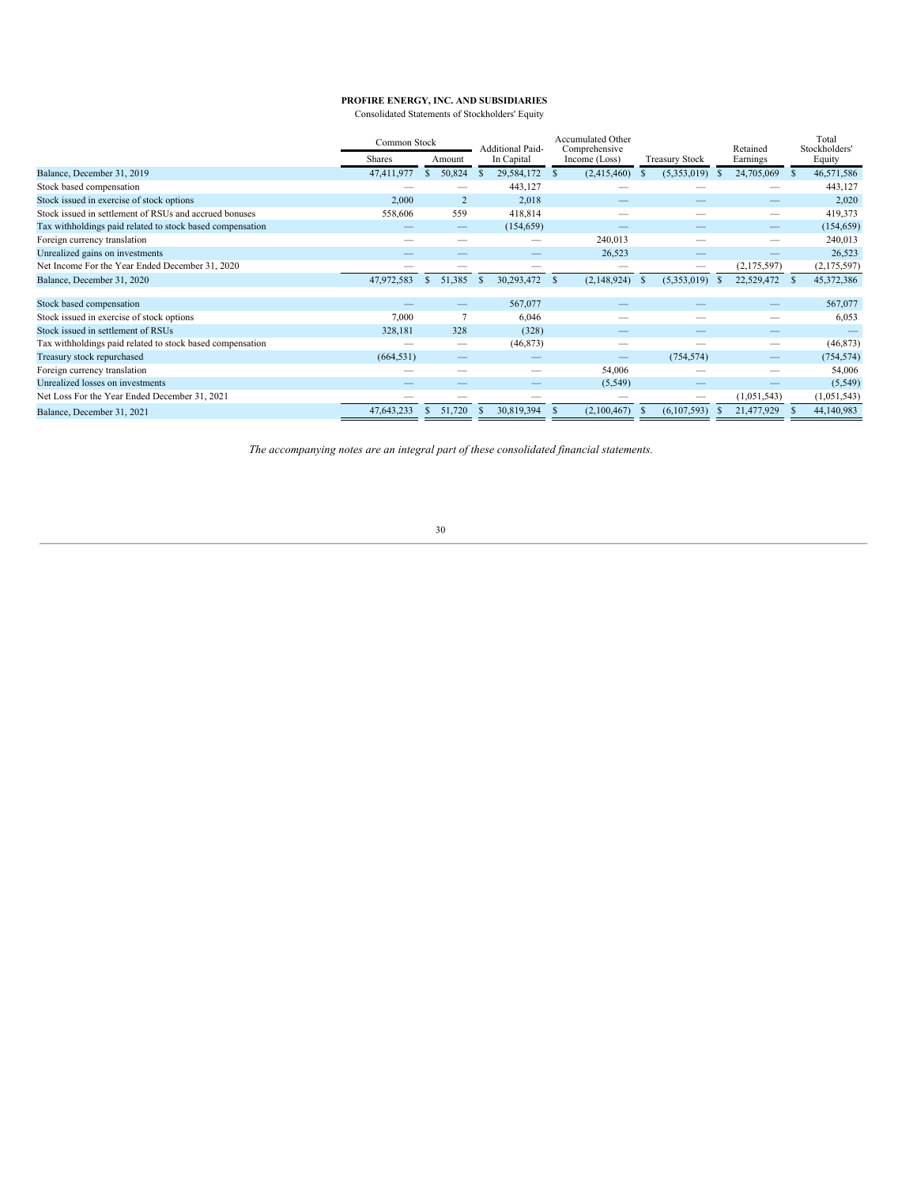**PROFIRE ENERGY, INC. AND SUBSIDIARIES**

Consolidated Statements of Stockholders' Equity

| | Common Stock | | Additional Paid-In Capital | Accumulated Other Comprehensive Income (Loss) | Treasury Stock | Retained Earnings | Total Stockholders' Equity |
|---|---|---|---|---|---|---|---|
| | Shares | Amount | | | | | |
| Balance, December 31, 2019 | 47,411,977 | $ 50,824 | $ 29,584,172 | $ (2,415,460) | $ (5,353,019) | $ 24,705,069 | $ 46,571,586 |
| Stock based compensation | — | — | 443,127 | — | — | — | 443,127 |
| Stock issued in exercise of stock options | 2,000 | 2 | 2,018 | — | — | — | 2,020 |
| Stock issued in settlement of RSUs and accrued bonuses | 558,606 | 559 | 418,814 | — | — | — | 419,373 |
| Tax withholdings paid related to stock based compensation | — | — | (154,659) | — | — | — | (154,659) |
| Foreign currency translation | — | — | — | 240,013 | — | — | 240,013 |
| Unrealized gains on investments | — | — | — | 26,523 | — | — | 26,523 |
| Net Income For the Year Ended December 31, 2020 | — | — | — | — | — | (2,175,597) | (2,175,597) |
| Balance, December 31, 2020 | 47,972,583 | $ 51,385 | $ 30,293,472 | $ (2,148,924) | $ (5,353,019) | $ 22,529,472 | $ 45,372,386 |
| Stock based compensation | — | — | 567,077 | — | — | — | 567,077 |
| Stock issued in exercise of stock options | 7,000 | 7 | 6,046 | — | — | — | 6,053 |
| Stock issued in settlement of RSUs | 328,181 | 328 | (328) | — | — | — | — |
| Tax withholdings paid related to stock based compensation | — | — | (46,873) | — | — | — | (46,873) |
| Treasury stock repurchased | (664,531) | — | — | — | (754,574) | — | (754,574) |
| Foreign currency translation | — | — | — | 54,006 | — | — | 54,006 |
| Unrealized losses on investments | — | — | — | (5,549) | — | — | (5,549) |
| Net Loss For the Year Ended December 31, 2021 | — | — | — | — | — | (1,051,543) | (1,051,543) |
| Balance, December 31, 2021 | 47,643,233 | $ 51,720 | $ 30,819,394 | $ (2,100,467) | $ (6,107,593) | $ 21,477,929 | $ 44,140,983 |

*The accompanying notes are an integral part of these consolidated financial statements.*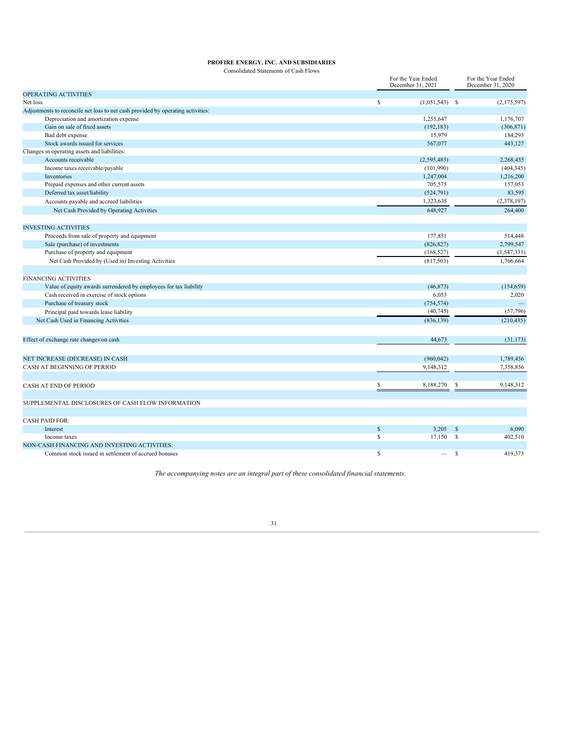**PROFIRE ENERGY, INC. AND SUBSIDIARIES**

Consolidated Statements of Cash Flows

| | For the Year Ended December 31, 2021 | For the Year Ended December 31, 2020 |
|---|---|---|
| OPERATING ACTIVITIES | | |
| Net loss | $ (1,051,543) | $ (2,175,597) |
| Adjustments to reconcile net loss to net cash provided by operating activities: | | |
| Depreciation and amortization expense | 1,255,647 | 1,176,707 |
| Gain on sale of fixed assets | (192,183) | (306,871) |
| Bad debt expense | 15,979 | 184,293 |
| Stock awards issued for services | 567,077 | 443,127 |
| Changes in operating assets and liabilities: | | |
| Accounts receivable | (2,595,483) | 2,268,435 |
| Income taxes receivable/payable | (101,990) | (404,345) |
| Inventories | 1,247,004 | 1,216,200 |
| Prepaid expenses and other current assets | 705,575 | 157,053 |
| Deferred tax asset/liability | (524,791) | 83,595 |
| Accounts payable and accrued liabilities | 1,323,635 | (2,378,197) |
| Net Cash Provided by Operating Activities | 648,927 | 264,400 |
| | | |
| INVESTING ACTIVITIES | | |
| Proceeds from sale of property and equipment | 177,851 | 514,448 |
| Sale (purchase) of investments | (826,827) | 2,799,547 |
| Purchase of property and equipment | (168,527) | (1,547,331) |
| Net Cash Provided by (Used in) Investing Activities | (817,503) | 1,766,664 |
| | | |
| FINANCING ACTIVITIES | | |
| Value of equity awards surrendered by employees for tax liability | (46,873) | (154,659) |
| Cash received in exercise of stock options | 6,053 | 2,020 |
| Purchase of treasury stock | (754,574) | — |
| Principal paid towards lease liability | (40,745) | (57,796) |
| Net Cash Used in Financing Activities | (836,139) | (210,435) |
| | | |
| Effect of exchange rate changes on cash | 44,673 | (31,173) |
| | | |
| NET INCREASE (DECREASE) IN CASH | (960,042) | 1,789,456 |
| CASH AT BEGINNING OF PERIOD | 9,148,312 | 7,358,856 |
| | | |
| CASH AT END OF PERIOD | $ 8,188,270 | $ 9,148,312 |
| | | |
| SUPPLEMENTAL DISCLOSURES OF CASH FLOW INFORMATION | | |
| | | |
| CASH PAID FOR: | | |
| Interest | $ 3,205 | $ 6,090 |
| Income taxes | $ 17,150 | $ 402,510 |
| NON-CASH FINANCING AND INVESTING ACTIVITIES: | | |
| Common stock issued in settlement of accrued bonuses | $ — | $ 419,373 |

*The accompanying notes are an integral part of these consolidated financial statements.*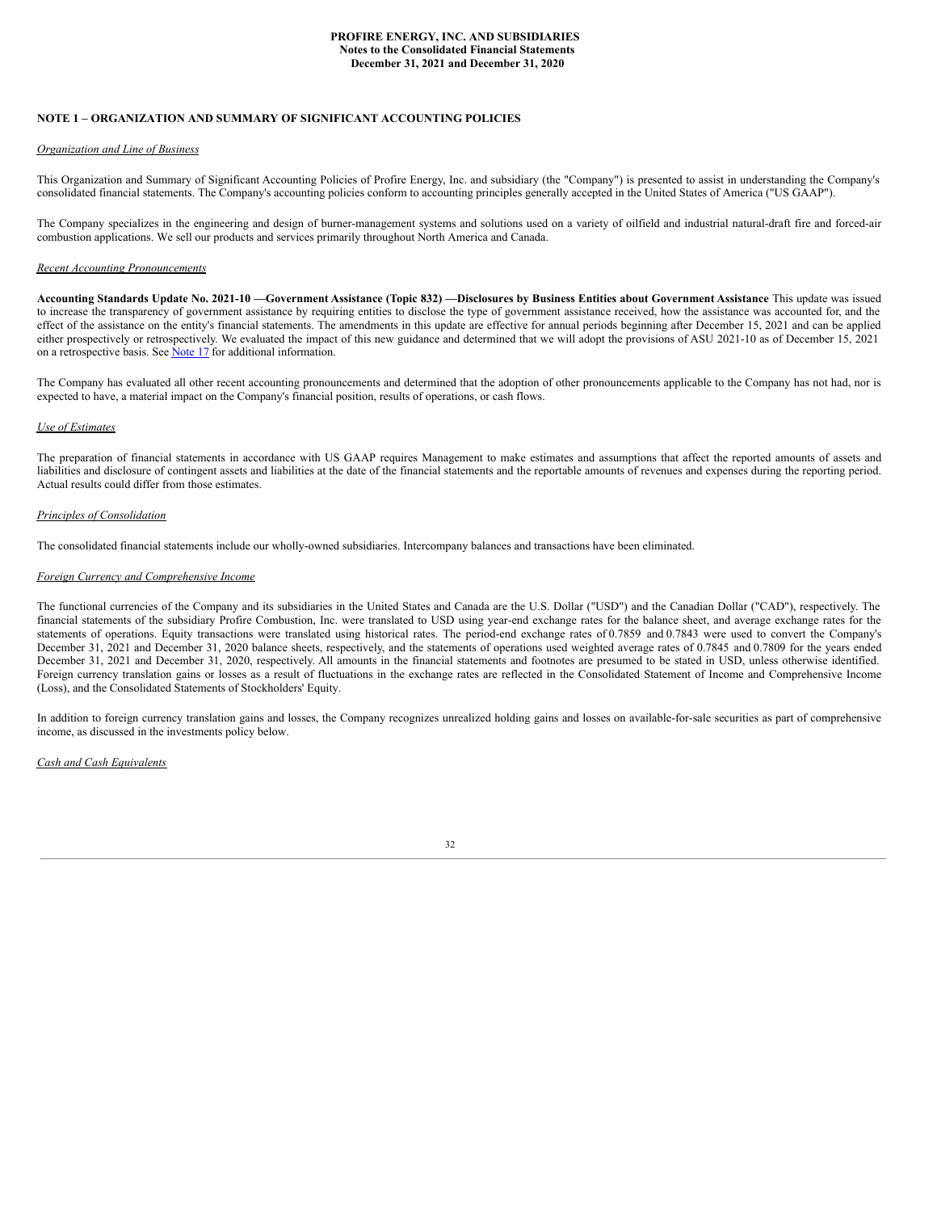**PROFIRE ENERGY, INC. AND SUBSIDIARIES**
**Notes to the Consolidated Financial Statements**
**December 31, 2021 and December 31, 2020**

## NOTE 1 – ORGANIZATION AND SUMMARY OF SIGNIFICANT ACCOUNTING POLICIES

*Organization and Line of Business*

This Organization and Summary of Significant Accounting Policies of Profire Energy, Inc. and subsidiary (the "Company") is presented to assist in understanding the Company's consolidated financial statements. The Company's accounting policies conform to accounting principles generally accepted in the United States of America ("US GAAP").

The Company specializes in the engineering and design of burner-management systems and solutions used on a variety of oilfield and industrial natural-draft fire and forced-air combustion applications. We sell our products and services primarily throughout North America and Canada.

*Recent Accounting Pronouncements*

**Accounting Standards Update No. 2021-10 —Government Assistance (Topic 832) —Disclosures by Business Entities about Government Assistance** This update was issued to increase the transparency of government assistance by requiring entities to disclose the type of government assistance received, how the assistance was accounted for, and the effect of the assistance on the entity's financial statements. The amendments in this update are effective for annual periods beginning after December 15, 2021 and can be applied either prospectively or retrospectively. We evaluated the impact of this new guidance and determined that we will adopt the provisions of ASU 2021-10 as of December 15, 2021 on a retrospective basis. See Note 17 for additional information.

The Company has evaluated all other recent accounting pronouncements and determined that the adoption of other pronouncements applicable to the Company has not had, nor is expected to have, a material impact on the Company's financial position, results of operations, or cash flows.

*Use of Estimates*

The preparation of financial statements in accordance with US GAAP requires Management to make estimates and assumptions that affect the reported amounts of assets and liabilities and disclosure of contingent assets and liabilities at the date of the financial statements and the reportable amounts of revenues and expenses during the reporting period. Actual results could differ from those estimates.

*Principles of Consolidation*

The consolidated financial statements include our wholly-owned subsidiaries. Intercompany balances and transactions have been eliminated.

*Foreign Currency and Comprehensive Income*

The functional currencies of the Company and its subsidiaries in the United States and Canada are the U.S. Dollar ("USD") and the Canadian Dollar ("CAD"), respectively. The financial statements of the subsidiary Profire Combustion, Inc. were translated to USD using year-end exchange rates for the balance sheet, and average exchange rates for the statements of operations. Equity transactions were translated using historical rates. The period-end exchange rates of 0.7859 and 0.7843 were used to convert the Company's December 31, 2021 and December 31, 2020 balance sheets, respectively, and the statements of operations used weighted average rates of 0.7845 and 0.7809 for the years ended December 31, 2021 and December 31, 2020, respectively. All amounts in the financial statements and footnotes are presumed to be stated in USD, unless otherwise identified. Foreign currency translation gains or losses as a result of fluctuations in the exchange rates are reflected in the Consolidated Statement of Income and Comprehensive Income (Loss), and the Consolidated Statements of Stockholders' Equity.

In addition to foreign currency translation gains and losses, the Company recognizes unrealized holding gains and losses on available-for-sale securities as part of comprehensive income, as discussed in the investments policy below.

*Cash and Cash Equivalents*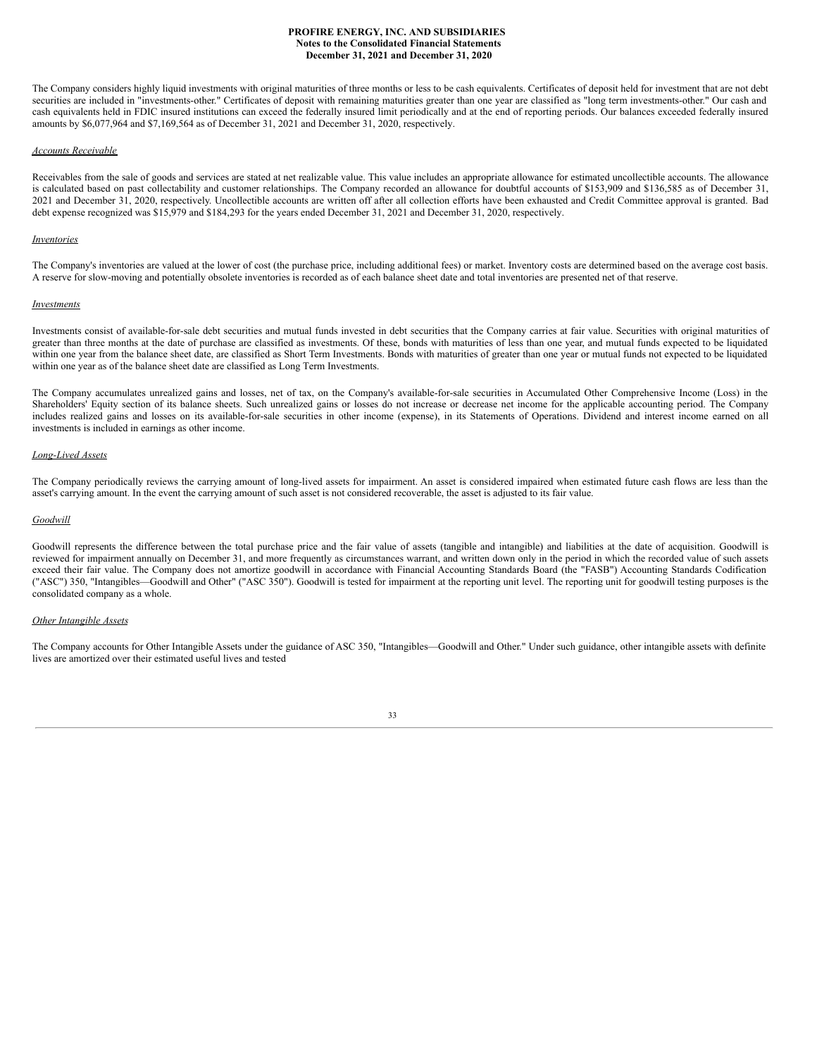The Company considers highly liquid investments with original maturities of three months or less to be cash equivalents. Certificates of deposit held for investment that are not debt securities are included in "investments-other." Certificates of deposit with remaining maturities greater than one year are classified as "long term investments-other." Our cash and cash equivalents held in FDIC insured institutions can exceed the federally insured limit periodically and at the end of reporting periods. Our balances exceeded federally insured amounts by $6,077,964 and $7,169,564 as of December 31, 2021 and December 31, 2020, respectively.

*Accounts Receivable*

Receivables from the sale of goods and services are stated at net realizable value. This value includes an appropriate allowance for estimated uncollectible accounts. The allowance is calculated based on past collectability and customer relationships. The Company recorded an allowance for doubtful accounts of $153,909 and $136,585 as of December 31, 2021 and December 31, 2020, respectively. Uncollectible accounts are written off after all collection efforts have been exhausted and Credit Committee approval is granted. Bad debt expense recognized was $15,979 and $184,293 for the years ended December 31, 2021 and December 31, 2020, respectively.

*Inventories*

The Company's inventories are valued at the lower of cost (the purchase price, including additional fees) or market. Inventory costs are determined based on the average cost basis. A reserve for slow-moving and potentially obsolete inventories is recorded as of each balance sheet date and total inventories are presented net of that reserve.

*Investments*

Investments consist of available-for-sale debt securities and mutual funds invested in debt securities that the Company carries at fair value. Securities with original maturities of greater than three months at the date of purchase are classified as investments. Of these, bonds with maturities of less than one year, and mutual funds expected to be liquidated within one year from the balance sheet date, are classified as Short Term Investments. Bonds with maturities of greater than one year or mutual funds not expected to be liquidated within one year as of the balance sheet date are classified as Long Term Investments.

The Company accumulates unrealized gains and losses, net of tax, on the Company's available-for-sale securities in Accumulated Other Comprehensive Income (Loss) in the Shareholders' Equity section of its balance sheets. Such unrealized gains or losses do not increase or decrease net income for the applicable accounting period. The Company includes realized gains and losses on its available-for-sale securities in other income (expense), in its Statements of Operations. Dividend and interest income earned on all investments is included in earnings as other income.

*Long-Lived Assets*

The Company periodically reviews the carrying amount of long-lived assets for impairment. An asset is considered impaired when estimated future cash flows are less than the asset's carrying amount. In the event the carrying amount of such asset is not considered recoverable, the asset is adjusted to its fair value.

*Goodwill*

Goodwill represents the difference between the total purchase price and the fair value of assets (tangible and intangible) and liabilities at the date of acquisition. Goodwill is reviewed for impairment annually on December 31, and more frequently as circumstances warrant, and written down only in the period in which the recorded value of such assets exceed their fair value. The Company does not amortize goodwill in accordance with Financial Accounting Standards Board (the "FASB") Accounting Standards Codification ("ASC") 350, "Intangibles—Goodwill and Other" ("ASC 350"). Goodwill is tested for impairment at the reporting unit level. The reporting unit for goodwill testing purposes is the consolidated company as a whole.

*Other Intangible Assets*

The Company accounts for Other Intangible Assets under the guidance of ASC 350, "Intangibles—Goodwill and Other." Under such guidance, other intangible assets with definite lives are amortized over their estimated useful lives and tested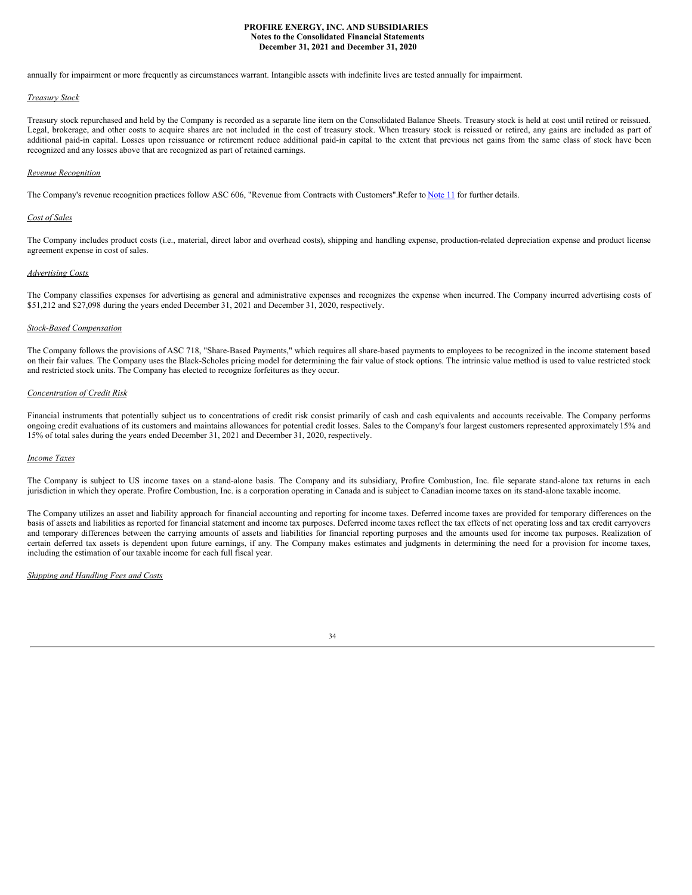annually for impairment or more frequently as circumstances warrant. Intangible assets with indefinite lives are tested annually for impairment.

*Treasury Stock*

Treasury stock repurchased and held by the Company is recorded as a separate line item on the Consolidated Balance Sheets. Treasury stock is held at cost until retired or reissued. Legal, brokerage, and other costs to acquire shares are not included in the cost of treasury stock. When treasury stock is reissued or retired, any gains are included as part of additional paid-in capital. Losses upon reissuance or retirement reduce additional paid-in capital to the extent that previous net gains from the same class of stock have been recognized and any losses above that are recognized as part of retained earnings.

*Revenue Recognition*

The Company's revenue recognition practices follow ASC 606, "Revenue from Contracts with Customers".Refer to Note 11 for further details.

*Cost of Sales*

The Company includes product costs (i.e., material, direct labor and overhead costs), shipping and handling expense, production-related depreciation expense and product license agreement expense in cost of sales.

*Advertising Costs*

The Company classifies expenses for advertising as general and administrative expenses and recognizes the expense when incurred. The Company incurred advertising costs of $51,212 and $27,098 during the years ended December 31, 2021 and December 31, 2020, respectively.

*Stock-Based Compensation*

The Company follows the provisions of ASC 718, "Share-Based Payments," which requires all share-based payments to employees to be recognized in the income statement based on their fair values. The Company uses the Black-Scholes pricing model for determining the fair value of stock options. The intrinsic value method is used to value restricted stock and restricted stock units. The Company has elected to recognize forfeitures as they occur.

*Concentration of Credit Risk*

Financial instruments that potentially subject us to concentrations of credit risk consist primarily of cash and cash equivalents and accounts receivable. The Company performs ongoing credit evaluations of its customers and maintains allowances for potential credit losses. Sales to the Company's four largest customers represented approximately 15% and 15% of total sales during the years ended December 31, 2021 and December 31, 2020, respectively.

*Income Taxes*

The Company is subject to US income taxes on a stand-alone basis. The Company and its subsidiary, Profire Combustion, Inc. file separate stand-alone tax returns in each jurisdiction in which they operate. Profire Combustion, Inc. is a corporation operating in Canada and is subject to Canadian income taxes on its stand-alone taxable income.

The Company utilizes an asset and liability approach for financial accounting and reporting for income taxes. Deferred income taxes are provided for temporary differences on the basis of assets and liabilities as reported for financial statement and income tax purposes. Deferred income taxes reflect the tax effects of net operating loss and tax credit carryovers and temporary differences between the carrying amounts of assets and liabilities for financial reporting purposes and the amounts used for income tax purposes. Realization of certain deferred tax assets is dependent upon future earnings, if any. The Company makes estimates and judgments in determining the need for a provision for income taxes, including the estimation of our taxable income for each full fiscal year.

*Shipping and Handling Fees and Costs*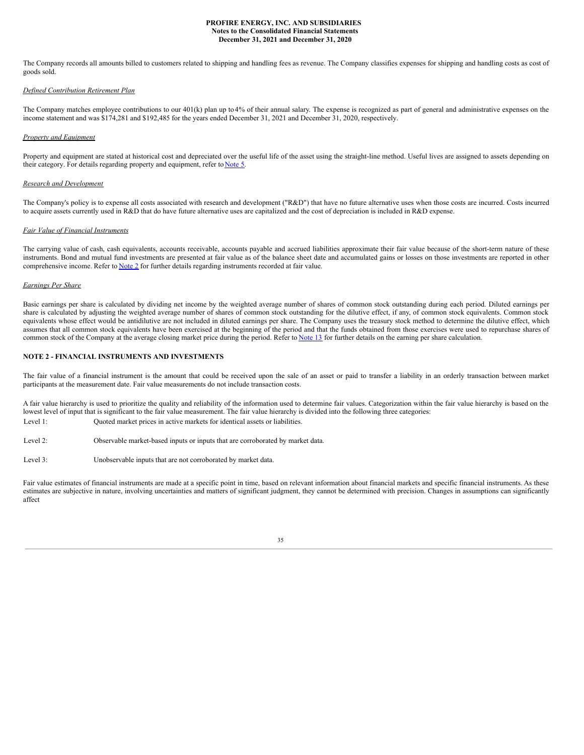The Company records all amounts billed to customers related to shipping and handling fees as revenue. The Company classifies expenses for shipping and handling costs as cost of goods sold.

*Defined Contribution Retirement Plan*

The Company matches employee contributions to our 401(k) plan up to 4% of their annual salary. The expense is recognized as part of general and administrative expenses on the income statement and was $174,281 and $192,485 for the years ended December 31, 2021 and December 31, 2020, respectively.

*Property and Equipment*

Property and equipment are stated at historical cost and depreciated over the useful life of the asset using the straight-line method. Useful lives are assigned to assets depending on their category. For details regarding property and equipment, refer to Note 5.

*Research and Development*

The Company's policy is to expense all costs associated with research and development ("R&D") that have no future alternative uses when those costs are incurred. Costs incurred to acquire assets currently used in R&D that do have future alternative uses are capitalized and the cost of depreciation is included in R&D expense.

*Fair Value of Financial Instruments*

The carrying value of cash, cash equivalents, accounts receivable, accounts payable and accrued liabilities approximate their fair value because of the short-term nature of these instruments. Bond and mutual fund investments are presented at fair value as of the balance sheet date and accumulated gains or losses on those investments are reported in other comprehensive income. Refer to Note 2 for further details regarding instruments recorded at fair value.

*Earnings Per Share*

Basic earnings per share is calculated by dividing net income by the weighted average number of shares of common stock outstanding during each period. Diluted earnings per share is calculated by adjusting the weighted average number of shares of common stock outstanding for the dilutive effect, if any, of common stock equivalents. Common stock equivalents whose effect would be antidilutive are not included in diluted earnings per share. The Company uses the treasury stock method to determine the dilutive effect, which assumes that all common stock equivalents have been exercised at the beginning of the period and that the funds obtained from those exercises were used to repurchase shares of common stock of the Company at the average closing market price during the period. Refer to Note 13 for further details on the earning per share calculation.

## NOTE 2 - FINANCIAL INSTRUMENTS AND INVESTMENTS

The fair value of a financial instrument is the amount that could be received upon the sale of an asset or paid to transfer a liability in an orderly transaction between market participants at the measurement date. Fair value measurements do not include transaction costs.

A fair value hierarchy is used to prioritize the quality and reliability of the information used to determine fair values. Categorization within the fair value hierarchy is based on the lowest level of input that is significant to the fair value measurement. The fair value hierarchy is divided into the following three categories:

Level 1: Quoted market prices in active markets for identical assets or liabilities.

Level 2: Observable market-based inputs or inputs that are corroborated by market data.

Level 3: Unobservable inputs that are not corroborated by market data.

Fair value estimates of financial instruments are made at a specific point in time, based on relevant information about financial markets and specific financial instruments. As these estimates are subjective in nature, involving uncertainties and matters of significant judgment, they cannot be determined with precision. Changes in assumptions can significantly affect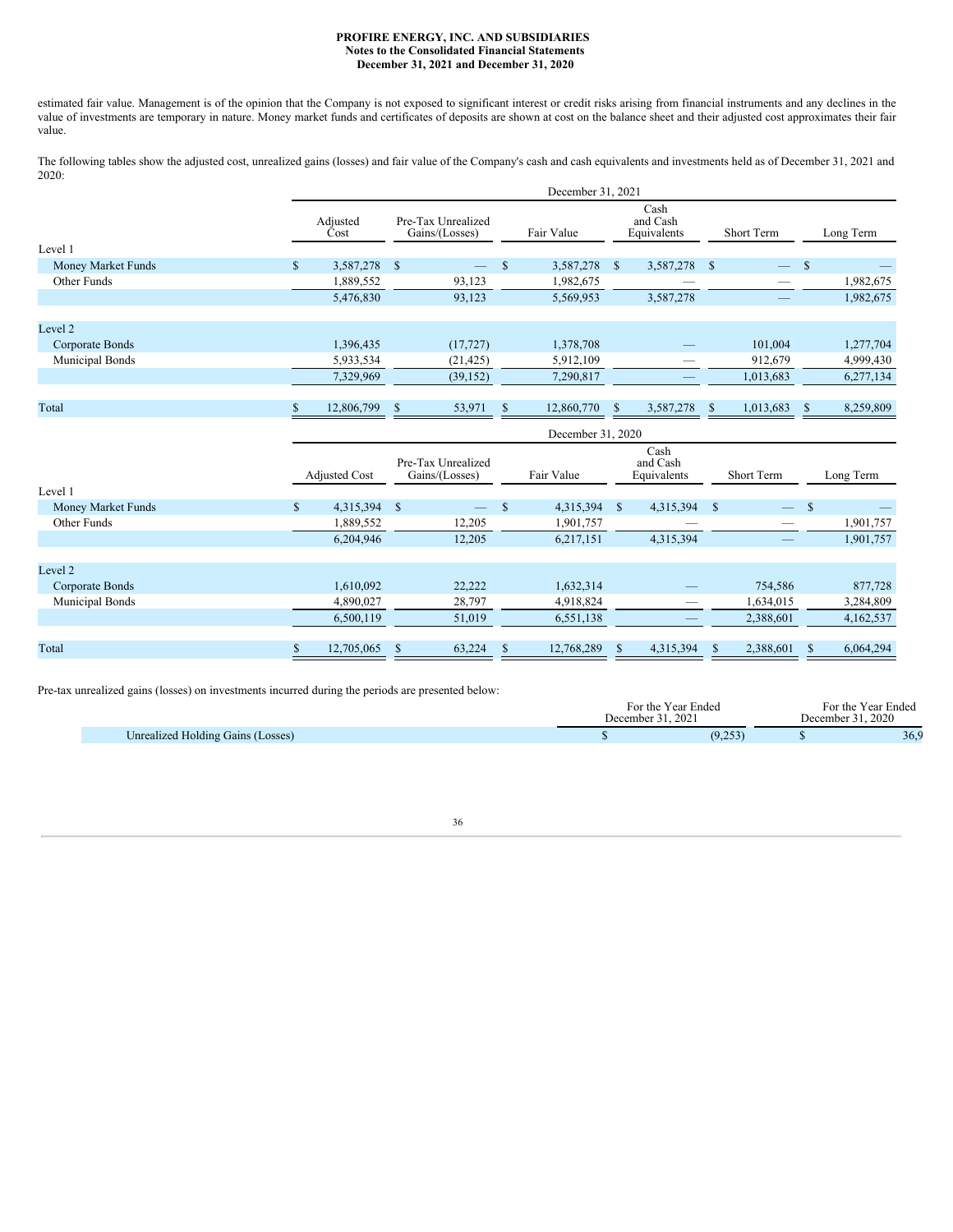estimated fair value. Management is of the opinion that the Company is not exposed to significant interest or credit risks arising from financial instruments and any declines in the value of investments are temporary in nature. Money market funds and certificates of deposits are shown at cost on the balance sheet and their adjusted cost approximates their fair value.

The following tables show the adjusted cost, unrealized gains (losses) and fair value of the Company's cash and cash equivalents and investments held as of December 31, 2021 and 2020:

| | December 31, 2021 | | | | | |
|---|---|---|---|---|---|---|
| | Adjusted Cost | Pre-Tax Unrealized Gains/(Losses) | Fair Value | Cash and Cash Equivalents | Short Term | Long Term |
| Level 1 | | | | | | |
| Money Market Funds | $ 3,587,278 | $ — | $ 3,587,278 | $ 3,587,278 | $ — | $ — |
| Other Funds | 1,889,552 | 93,123 | 1,982,675 | — | — | 1,982,675 |
| | 5,476,830 | 93,123 | 5,569,953 | 3,587,278 | — | 1,982,675 |
| Level 2 | | | | | | |
| Corporate Bonds | 1,396,435 | (17,727) | 1,378,708 | — | 101,004 | 1,277,704 |
| Municipal Bonds | 5,933,534 | (21,425) | 5,912,109 | — | 912,679 | 4,999,430 |
| | 7,329,969 | (39,152) | 7,290,817 | — | 1,013,683 | 6,277,134 |
| Total | $ 12,806,799 | $ 53,971 | $ 12,860,770 | $ 3,587,278 | $ 1,013,683 | $ 8,259,809 |

| | December 31, 2020 | | | | | |
|---|---|---|---|---|---|---|
| | Adjusted Cost | Pre-Tax Unrealized Gains/(Losses) | Fair Value | Cash and Cash Equivalents | Short Term | Long Term |
| Level 1 | | | | | | |
| Money Market Funds | $ 4,315,394 | $ — | $ 4,315,394 | $ 4,315,394 | $ — | $ — |
| Other Funds | 1,889,552 | 12,205 | 1,901,757 | — | — | 1,901,757 |
| | 6,204,946 | 12,205 | 6,217,151 | 4,315,394 | — | 1,901,757 |
| Level 2 | | | | | | |
| Corporate Bonds | 1,610,092 | 22,222 | 1,632,314 | — | 754,586 | 877,728 |
| Municipal Bonds | 4,890,027 | 28,797 | 4,918,824 | — | 1,634,015 | 3,284,809 |
| | 6,500,119 | 51,019 | 6,551,138 | — | 2,388,601 | 4,162,537 |
| Total | $ 12,705,065 | $ 63,224 | $ 12,768,289 | $ 4,315,394 | $ 2,388,601 | $ 6,064,294 |

Pre-tax unrealized gains (losses) on investments incurred during the periods are presented below:

| | For the Year Ended December 31, 2021 | For the Year Ended December 31, 2020 |
|---|---|---|
| Unrealized Holding Gains (Losses) | $ (9,253) | $ 36,9 |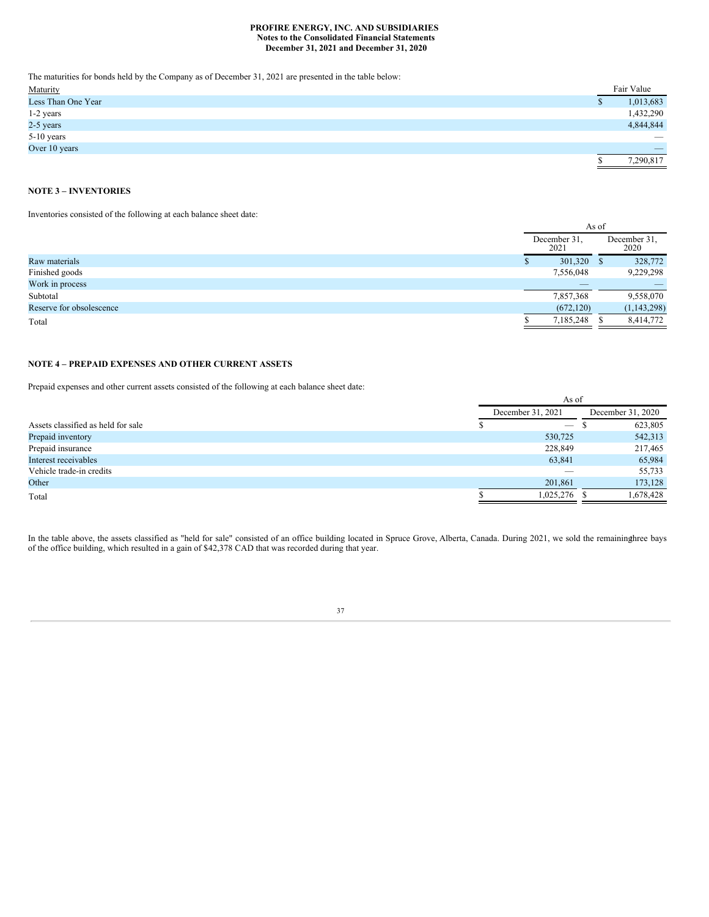The maturities for bonds held by the Company as of December 31, 2021 are presented in the table below:

| Maturity | Fair Value |
|---|---|
| Less Than One Year | $ 1,013,683 |
| 1-2 years | 1,432,290 |
| 2-5 years | 4,844,844 |
| 5-10 years | — |
| Over 10 years | — |
| | $ 7,290,817 |

## NOTE 3 – INVENTORIES

Inventories consisted of the following at each balance sheet date:

| | As of | |
|---|---|---|
| | December 31, 2021 | December 31, 2020 |
| Raw materials | $ 301,320 | $ 328,772 |
| Finished goods | 7,556,048 | 9,229,298 |
| Work in process | — | — |
| Subtotal | 7,857,368 | 9,558,070 |
| Reserve for obsolescence | (672,120) | (1,143,298) |
| Total | $ 7,185,248 | $ 8,414,772 |

## NOTE 4 – PREPAID EXPENSES AND OTHER CURRENT ASSETS

Prepaid expenses and other current assets consisted of the following at each balance sheet date:

| | As of | |
|---|---|---|
| | December 31, 2021 | December 31, 2020 |
| Assets classified as held for sale | $ — | $ 623,805 |
| Prepaid inventory | 530,725 | 542,313 |
| Prepaid insurance | 228,849 | 217,465 |
| Interest receivables | 63,841 | 65,984 |
| Vehicle trade-in credits | — | 55,733 |
| Other | 201,861 | 173,128 |
| Total | $ 1,025,276 | $ 1,678,428 |

In the table above, the assets classified as "held for sale" consisted of an office building located in Spruce Grove, Alberta, Canada. During 2021, we sold the remaining three bays of the office building, which resulted in a gain of $42,378 CAD that was recorded during that year.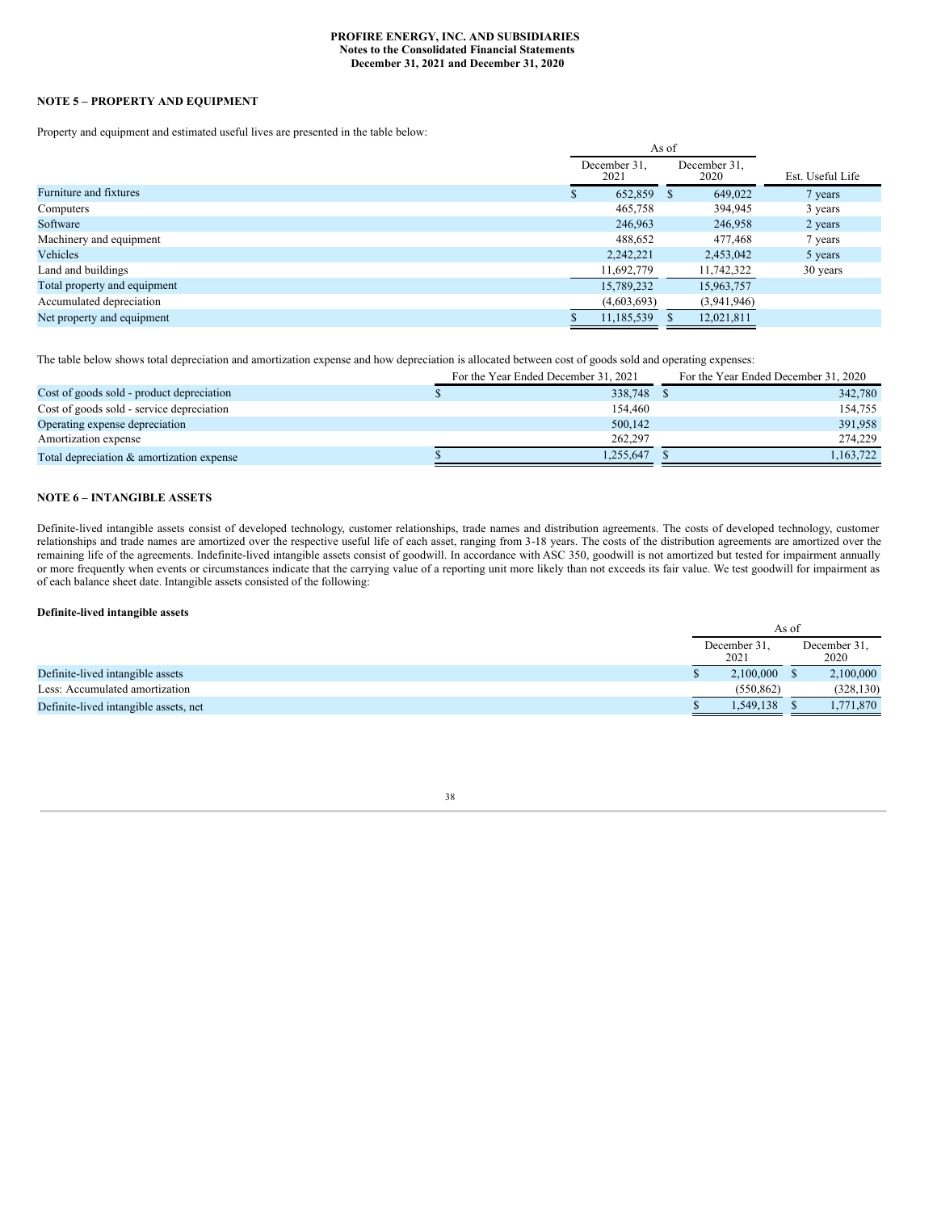**PROFIRE ENERGY, INC. AND SUBSIDIARIES**
**Notes to the Consolidated Financial Statements**
**December 31, 2021 and December 31, 2020**

**NOTE 5 – PROPERTY AND EQUIPMENT**

Property and equipment and estimated useful lives are presented in the table below:

| | As of | | |
|---|---|---|---|
| | December 31, 2021 | December 31, 2020 | Est. Useful Life |
| Furniture and fixtures | $ 652,859 | $ 649,022 | 7 years |
| Computers | 465,758 | 394,945 | 3 years |
| Software | 246,963 | 246,958 | 2 years |
| Machinery and equipment | 488,652 | 477,468 | 7 years |
| Vehicles | 2,242,221 | 2,453,042 | 5 years |
| Land and buildings | 11,692,779 | 11,742,322 | 30 years |
| Total property and equipment | 15,789,232 | 15,963,757 | |
| Accumulated depreciation | (4,603,693) | (3,941,946) | |
| Net property and equipment | $ 11,185,539 | $ 12,021,811 | |

The table below shows total depreciation and amortization expense and how depreciation is allocated between cost of goods sold and operating expenses:

| | For the Year Ended December 31, 2021 | For the Year Ended December 31, 2020 |
|---|---|---|
| Cost of goods sold - product depreciation | $ 338,748 | $ 342,780 |
| Cost of goods sold - service depreciation | 154,460 | 154,755 |
| Operating expense depreciation | 500,142 | 391,958 |
| Amortization expense | 262,297 | 274,229 |
| Total depreciation & amortization expense | $ 1,255,647 | $ 1,163,722 |

**NOTE 6 – INTANGIBLE ASSETS**

Definite-lived intangible assets consist of developed technology, customer relationships, trade names and distribution agreements. The costs of developed technology, customer relationships and trade names are amortized over the respective useful life of each asset, ranging from 3-18 years. The costs of the distribution agreements are amortized over the remaining life of the agreements. Indefinite-lived intangible assets consist of goodwill. In accordance with ASC 350, goodwill is not amortized but tested for impairment annually or more frequently when events or circumstances indicate that the carrying value of a reporting unit more likely than not exceeds its fair value. We test goodwill for impairment as of each balance sheet date. Intangible assets consisted of the following:

**Definite-lived intangible assets**

| | As of | |
|---|---|---|
| | December 31, 2021 | December 31, 2020 |
| Definite-lived intangible assets | $ 2,100,000 | $ 2,100,000 |
| Less: Accumulated amortization | (550,862) | (328,130) |
| Definite-lived intangible assets, net | $ 1,549,138 | $ 1,771,870 |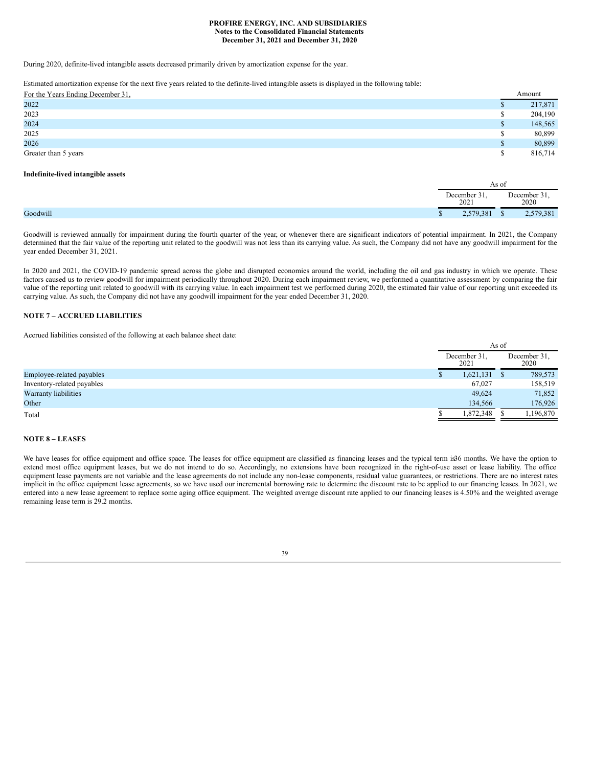During 2020, definite-lived intangible assets decreased primarily driven by amortization expense for the year.

Estimated amortization expense for the next five years related to the definite-lived intangible assets is displayed in the following table:

| For the Years Ending December 31, | Amount |
|---|---|
| 2022 | $ 217,871 |
| 2023 | $ 204,190 |
| 2024 | $ 148,565 |
| 2025 | $ 80,899 |
| 2026 | $ 80,899 |
| Greater than 5 years | $ 816,714 |

**Indefinite-lived intangible assets**

| | As of | |
|---|---|---|
| | December 31, 2021 | December 31, 2020 |
| Goodwill | $ 2,579,381 | $ 2,579,381 |

Goodwill is reviewed annually for impairment during the fourth quarter of the year, or whenever there are significant indicators of potential impairment. In 2021, the Company determined that the fair value of the reporting unit related to the goodwill was not less than its carrying value. As such, the Company did not have any goodwill impairment for the year ended December 31, 2021.

In 2020 and 2021, the COVID-19 pandemic spread across the globe and disrupted economies around the world, including the oil and gas industry in which we operate. These factors caused us to review goodwill for impairment periodically throughout 2020. During each impairment review, we performed a quantitative assessment by comparing the fair value of the reporting unit related to goodwill with its carrying value. In each impairment test we performed during 2020, the estimated fair value of our reporting unit exceeded its carrying value. As such, the Company did not have any goodwill impairment for the year ended December 31, 2020.

## NOTE 7 – ACCRUED LIABILITIES

Accrued liabilities consisted of the following at each balance sheet date:

| | As of | |
|---|---|---|
| | December 31, 2021 | December 31, 2020 |
| Employee-related payables | $ 1,621,131 | $ 789,573 |
| Inventory-related payables | 67,027 | 158,519 |
| Warranty liabilities | 49,624 | 71,852 |
| Other | 134,566 | 176,926 |
| Total | $ 1,872,348 | $ 1,196,870 |

## NOTE 8 – LEASES

We have leases for office equipment and office space. The leases for office equipment are classified as financing leases and the typical term is36 months. We have the option to extend most office equipment leases, but we do not intend to do so. Accordingly, no extensions have been recognized in the right-of-use asset or lease liability. The office equipment lease payments are not variable and the lease agreements do not include any non-lease components, residual value guarantees, or restrictions. There are no interest rates implicit in the office equipment lease agreements, so we have used our incremental borrowing rate to determine the discount rate to be applied to our financing leases. In 2021, we entered into a new lease agreement to replace some aging office equipment. The weighted average discount rate applied to our financing leases is 4.50% and the weighted average remaining lease term is 29.2 months.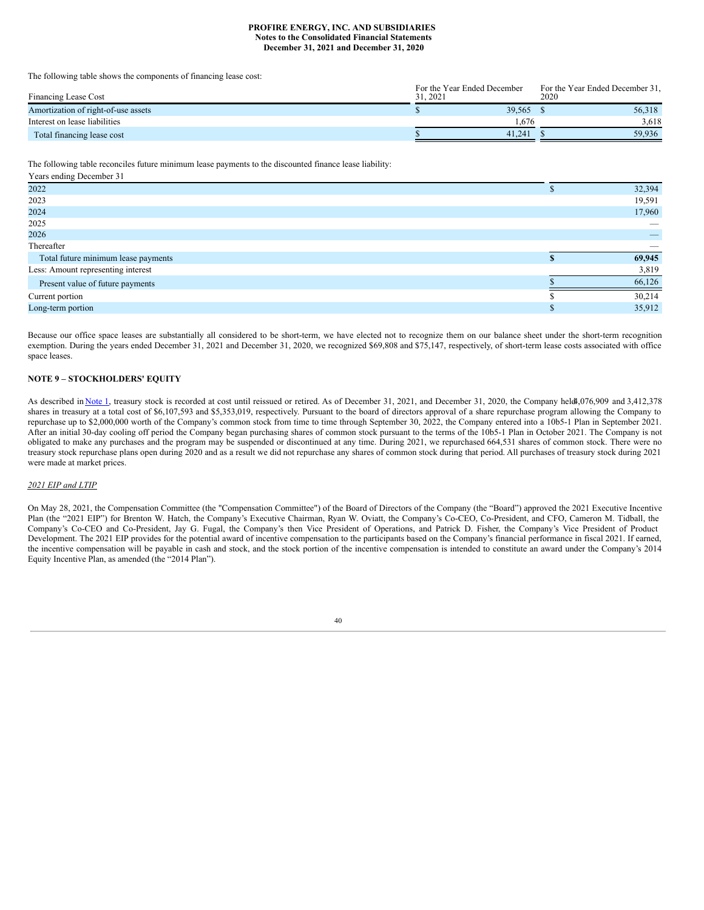The following table shows the components of financing lease cost:

| Financing Lease Cost | For the Year Ended December 31, 2021 | For the Year Ended December 31, 2020 |
|---|---|---|
| Amortization of right-of-use assets | $ 39,565 | $ 56,318 |
| Interest on lease liabilities | 1,676 | 3,618 |
| Total financing lease cost | $ 41,241 | $ 59,936 |

The following table reconciles future minimum lease payments to the discounted finance lease liability:

| Years ending December 31 | |
|---|---|
| 2022 | $ 32,394 |
| 2023 | 19,591 |
| 2024 | 17,960 |
| 2025 | — |
| 2026 | — |
| Thereafter | — |
| Total future minimum lease payments | **$ 69,945** |
| Less: Amount representing interest | 3,819 |
| Present value of future payments | $ 66,126 |
| Current portion | $ 30,214 |
| Long-term portion | $ 35,912 |

Because our office space leases are substantially all considered to be short-term, we have elected not to recognize them on our balance sheet under the short-term recognition exemption. During the years ended December 31, 2021 and December 31, 2020, we recognized $69,808 and $75,147, respectively, of short-term lease costs associated with office space leases.

## NOTE 9 – STOCKHOLDERS' EQUITY

As described in Note 1, treasury stock is recorded at cost until reissued or retired. As of December 31, 2021, and December 31, 2020, the Company held 4,076,909 and 3,412,378 shares in treasury at a total cost of $6,107,593 and $5,353,019, respectively. Pursuant to the board of directors approval of a share repurchase program allowing the Company to repurchase up to $2,000,000 worth of the Company's common stock from time to time through September 30, 2022, the Company entered into a 10b5-1 Plan in September 2021. After an initial 30-day cooling off period the Company began purchasing shares of common stock pursuant to the terms of the 10b5-1 Plan in October 2021. The Company is not obligated to make any purchases and the program may be suspended or discontinued at any time. During 2021, we repurchased 664,531 shares of common stock. There were no treasury stock repurchase plans open during 2020 and as a result we did not repurchase any shares of common stock during that period. All purchases of treasury stock during 2021 were made at market prices.

*2021 EIP and LTIP*

On May 28, 2021, the Compensation Committee (the "Compensation Committee") of the Board of Directors of the Company (the "Board") approved the 2021 Executive Incentive Plan (the "2021 EIP") for Brenton W. Hatch, the Company's Executive Chairman, Ryan W. Oviatt, the Company's Co-CEO, Co-President, and CFO, Cameron M. Tidball, the Company's Co-CEO and Co-President, Jay G. Fugal, the Company's then Vice President of Operations, and Patrick D. Fisher, the Company's Vice President of Product Development. The 2021 EIP provides for the potential award of incentive compensation to the participants based on the Company's financial performance in fiscal 2021. If earned, the incentive compensation will be payable in cash and stock, and the stock portion of the incentive compensation is intended to constitute an award under the Company's 2014 Equity Incentive Plan, as amended (the "2014 Plan").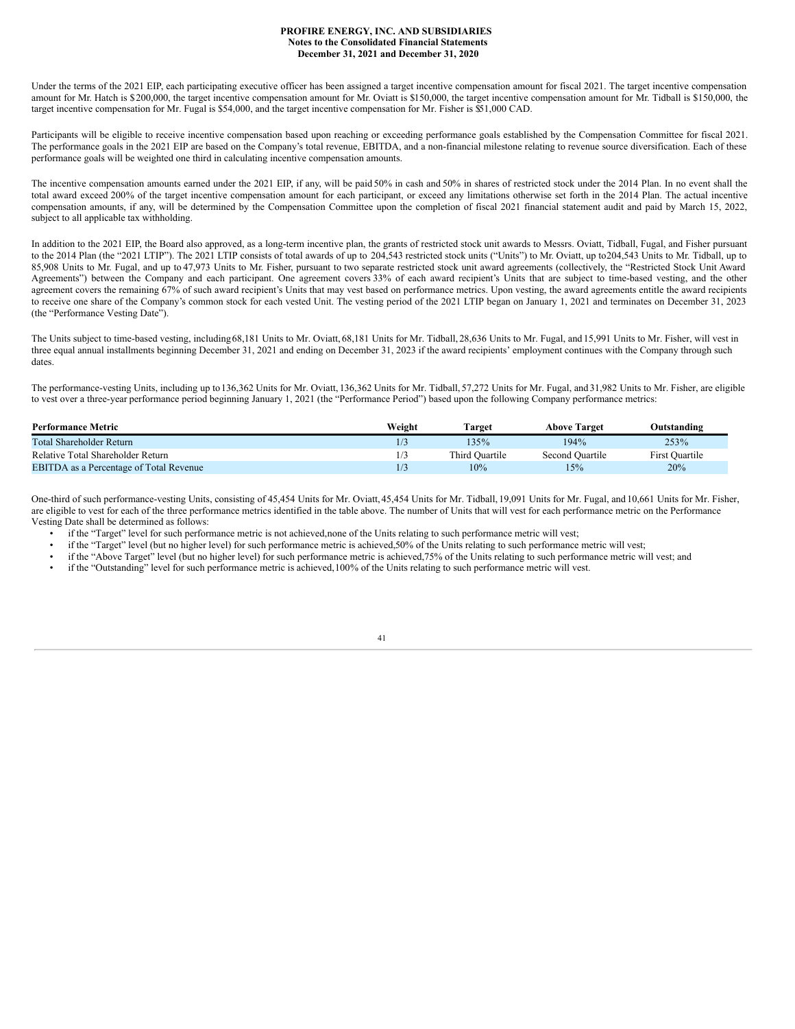Under the terms of the 2021 EIP, each participating executive officer has been assigned a target incentive compensation amount for fiscal 2021. The target incentive compensation amount for Mr. Hatch is $200,000, the target incentive compensation amount for Mr. Oviatt is $150,000, the target incentive compensation amount for Mr. Tidball is $150,000, the target incentive compensation for Mr. Fugal is $54,000, and the target incentive compensation for Mr. Fisher is $51,000 CAD.

Participants will be eligible to receive incentive compensation based upon reaching or exceeding performance goals established by the Compensation Committee for fiscal 2021. The performance goals in the 2021 EIP are based on the Company's total revenue, EBITDA, and a non-financial milestone relating to revenue source diversification. Each of these performance goals will be weighted one third in calculating incentive compensation amounts.

The incentive compensation amounts earned under the 2021 EIP, if any, will be paid 50% in cash and 50% in shares of restricted stock under the 2014 Plan. In no event shall the total award exceed 200% of the target incentive compensation amount for each participant, or exceed any limitations otherwise set forth in the 2014 Plan. The actual incentive compensation amounts, if any, will be determined by the Compensation Committee upon the completion of fiscal 2021 financial statement audit and paid by March 15, 2022, subject to all applicable tax withholding.

In addition to the 2021 EIP, the Board also approved, as a long-term incentive plan, the grants of restricted stock unit awards to Messrs. Oviatt, Tidball, Fugal, and Fisher pursuant to the 2014 Plan (the "2021 LTIP"). The 2021 LTIP consists of total awards of up to 204,543 restricted stock units ("Units") to Mr. Oviatt, up to 204,543 Units to Mr. Tidball, up to 85,908 Units to Mr. Fugal, and up to 47,973 Units to Mr. Fisher, pursuant to two separate restricted stock unit award agreements (collectively, the "Restricted Stock Unit Award Agreements") between the Company and each participant. One agreement covers 33% of each award recipient's Units that are subject to time-based vesting, and the other agreement covers the remaining 67% of such award recipient's Units that may vest based on performance metrics. Upon vesting, the award agreements entitle the award recipients to receive one share of the Company's common stock for each vested Unit. The vesting period of the 2021 LTIP began on January 1, 2021 and terminates on December 31, 2023 (the "Performance Vesting Date").

The Units subject to time-based vesting, including 68,181 Units to Mr. Oviatt, 68,181 Units for Mr. Tidball, 28,636 Units to Mr. Fugal, and 15,991 Units to Mr. Fisher, will vest in three equal annual installments beginning December 31, 2021 and ending on December 31, 2023 if the award recipients' employment continues with the Company through such dates.

The performance-vesting Units, including up to 136,362 Units for Mr. Oviatt, 136,362 Units for Mr. Tidball, 57,272 Units for Mr. Fugal, and 31,982 Units to Mr. Fisher, are eligible to vest over a three-year performance period beginning January 1, 2021 (the "Performance Period") based upon the following Company performance metrics:

| Performance Metric | Weight | Target | Above Target | Outstanding |
|---|---|---|---|---|
| Total Shareholder Return | 1/3 | 135% | 194% | 253% |
| Relative Total Shareholder Return | 1/3 | Third Quartile | Second Quartile | First Quartile |
| EBITDA as a Percentage of Total Revenue | 1/3 | 10% | 15% | 20% |

One-third of such performance-vesting Units, consisting of 45,454 Units for Mr. Oviatt, 45,454 Units for Mr. Tidball, 19,091 Units for Mr. Fugal, and 10,661 Units for Mr. Fisher, are eligible to vest for each of the three performance metrics identified in the table above. The number of Units that will vest for each performance metric on the Performance Vesting Date shall be determined as follows:

- if the "Target" level for such performance metric is not achieved, none of the Units relating to such performance metric will vest;
- if the "Target" level (but no higher level) for such performance metric is achieved, 50% of the Units relating to such performance metric will vest;
- if the "Above Target" level (but no higher level) for such performance metric is achieved, 75% of the Units relating to such performance metric will vest; and
- if the "Outstanding" level for such performance metric is achieved, 100% of the Units relating to such performance metric will vest.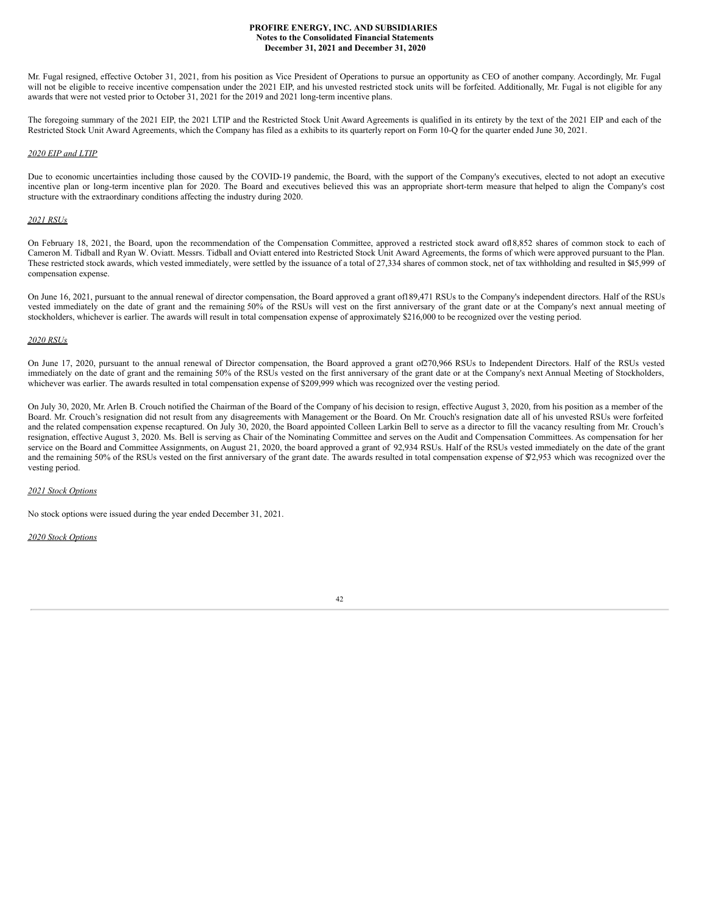Mr. Fugal resigned, effective October 31, 2021, from his position as Vice President of Operations to pursue an opportunity as CEO of another company. Accordingly, Mr. Fugal will not be eligible to receive incentive compensation under the 2021 EIP, and his unvested restricted stock units will be forfeited. Additionally, Mr. Fugal is not eligible for any awards that were not vested prior to October 31, 2021 for the 2019 and 2021 long-term incentive plans.

The foregoing summary of the 2021 EIP, the 2021 LTIP and the Restricted Stock Unit Award Agreements is qualified in its entirety by the text of the 2021 EIP and each of the Restricted Stock Unit Award Agreements, which the Company has filed as a exhibits to its quarterly report on Form 10-Q for the quarter ended June 30, 2021.

*2020 EIP and LTIP*

Due to economic uncertainties including those caused by the COVID-19 pandemic, the Board, with the support of the Company's executives, elected to not adopt an executive incentive plan or long-term incentive plan for 2020. The Board and executives believed this was an appropriate short-term measure that helped to align the Company's cost structure with the extraordinary conditions affecting the industry during 2020.

*2021 RSUs*

On February 18, 2021, the Board, upon the recommendation of the Compensation Committee, approved a restricted stock award of 18,852 shares of common stock to each of Cameron M. Tidball and Ryan W. Oviatt. Messrs. Tidball and Oviatt entered into Restricted Stock Unit Award Agreements, the forms of which were approved pursuant to the Plan. These restricted stock awards, which vested immediately, were settled by the issuance of a total of 27,334 shares of common stock, net of tax withholding and resulted in $45,999 of compensation expense.

On June 16, 2021, pursuant to the annual renewal of director compensation, the Board approved a grant of 189,471 RSUs to the Company's independent directors. Half of the RSUs vested immediately on the date of grant and the remaining 50% of the RSUs will vest on the first anniversary of the grant date or at the Company's next annual meeting of stockholders, whichever is earlier. The awards will result in total compensation expense of approximately $216,000 to be recognized over the vesting period.

*2020 RSUs*

On June 17, 2020, pursuant to the annual renewal of Director compensation, the Board approved a grant of 270,966 RSUs to Independent Directors. Half of the RSUs vested immediately on the date of grant and the remaining 50% of the RSUs vested on the first anniversary of the grant date or at the Company's next Annual Meeting of Stockholders, whichever was earlier. The awards resulted in total compensation expense of $209,999 which was recognized over the vesting period.

On July 30, 2020, Mr. Arlen B. Crouch notified the Chairman of the Board of the Company of his decision to resign, effective August 3, 2020, from his position as a member of the Board. Mr. Crouch's resignation did not result from any disagreements with Management or the Board. On Mr. Crouch's resignation date all of his unvested RSUs were forfeited and the related compensation expense recaptured. On July 30, 2020, the Board appointed Colleen Larkin Bell to serve as a director to fill the vacancy resulting from Mr. Crouch's resignation, effective August 3, 2020. Ms. Bell is serving as Chair of the Nominating Committee and serves on the Audit and Compensation Committees. As compensation for her service on the Board and Committee Assignments, on August 21, 2020, the board approved a grant of 92,934 RSUs. Half of the RSUs vested immediately on the date of the grant and the remaining 50% of the RSUs vested on the first anniversary of the grant date. The awards resulted in total compensation expense of $72,953 which was recognized over the vesting period.

*2021 Stock Options*

No stock options were issued during the year ended December 31, 2021.

*2020 Stock Options*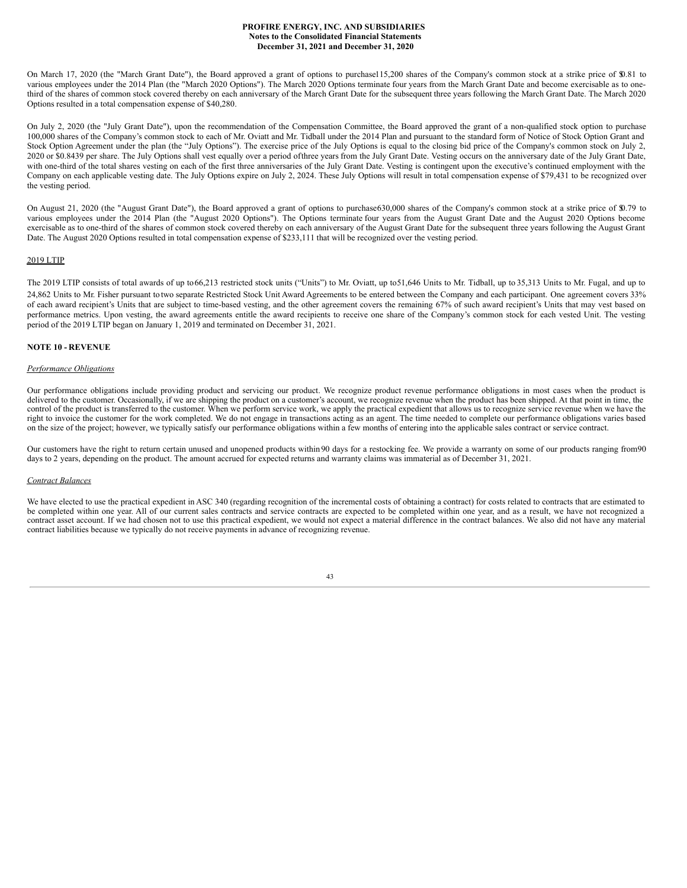On March 17, 2020 (the "March Grant Date"), the Board approved a grant of options to purchase 115,200 shares of the Company's common stock at a strike price of $0.81 to various employees under the 2014 Plan (the "March 2020 Options"). The March 2020 Options terminate four years from the March Grant Date and become exercisable as to one-third of the shares of common stock covered thereby on each anniversary of the March Grant Date for the subsequent three years following the March Grant Date. The March 2020 Options resulted in a total compensation expense of $40,280.

On July 2, 2020 (the "July Grant Date"), upon the recommendation of the Compensation Committee, the Board approved the grant of a non-qualified stock option to purchase 100,000 shares of the Company's common stock to each of Mr. Oviatt and Mr. Tidball under the 2014 Plan and pursuant to the standard form of Notice of Stock Option Grant and Stock Option Agreement under the plan (the "July Options"). The exercise price of the July Options is equal to the closing bid price of the Company's common stock on July 2, 2020 or $0.8439 per share. The July Options shall vest equally over a period of three years from the July Grant Date. Vesting occurs on the anniversary date of the July Grant Date, with one-third of the total shares vesting on each of the first three anniversaries of the July Grant Date. Vesting is contingent upon the executive's continued employment with the Company on each applicable vesting date. The July Options expire on July 2, 2024. These July Options will result in total compensation expense of $79,431 to be recognized over the vesting period.

On August 21, 2020 (the "August Grant Date"), the Board approved a grant of options to purchase 630,000 shares of the Company's common stock at a strike price of $0.79 to various employees under the 2014 Plan (the "August 2020 Options"). The Options terminate four years from the August Grant Date and the August 2020 Options become exercisable as to one-third of the shares of common stock covered thereby on each anniversary of the August Grant Date for the subsequent three years following the August Grant Date. The August 2020 Options resulted in total compensation expense of $233,111 that will be recognized over the vesting period.

2019 LTIP

The 2019 LTIP consists of total awards of up to 66,213 restricted stock units ("Units") to Mr. Oviatt, up to 51,646 Units to Mr. Tidball, up to 35,313 Units to Mr. Fugal, and up to 24,862 Units to Mr. Fisher pursuant to two separate Restricted Stock Unit Award Agreements to be entered between the Company and each participant. One agreement covers 33% of each award recipient's Units that are subject to time-based vesting, and the other agreement covers the remaining 67% of such award recipient's Units that may vest based on performance metrics. Upon vesting, the award agreements entitle the award recipients to receive one share of the Company's common stock for each vested Unit. The vesting period of the 2019 LTIP began on January 1, 2019 and terminated on December 31, 2021.

## NOTE 10 - REVENUE

*Performance Obligations*

Our performance obligations include providing product and servicing our product. We recognize product revenue performance obligations in most cases when the product is delivered to the customer. Occasionally, if we are shipping the product on a customer's account, we recognize revenue when the product has been shipped. At that point in time, the control of the product is transferred to the customer. When we perform service work, we apply the practical expedient that allows us to recognize service revenue when we have the right to invoice the customer for the work completed. We do not engage in transactions acting as an agent. The time needed to complete our performance obligations varies based on the size of the project; however, we typically satisfy our performance obligations within a few months of entering into the applicable sales contract or service contract.

Our customers have the right to return certain unused and unopened products within 90 days for a restocking fee. We provide a warranty on some of our products ranging from 90 days to 2 years, depending on the product. The amount accrued for expected returns and warranty claims was immaterial as of December 31, 2021.

*Contract Balances*

We have elected to use the practical expedient in ASC 340 (regarding recognition of the incremental costs of obtaining a contract) for costs related to contracts that are estimated to be completed within one year. All of our current sales contracts and service contracts are expected to be completed within one year, and as a result, we have not recognized a contract asset account. If we had chosen not to use this practical expedient, we would not expect a material difference in the contract balances. We also did not have any material contract liabilities because we typically do not receive payments in advance of recognizing revenue.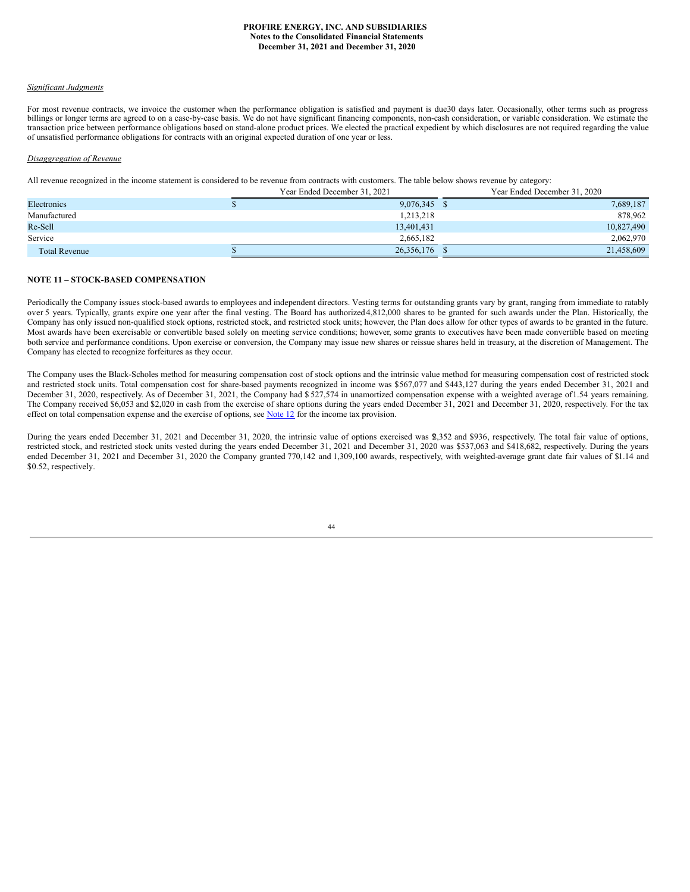*Significant Judgments*

For most revenue contracts, we invoice the customer when the performance obligation is satisfied and payment is due30 days later. Occasionally, other terms such as progress billings or longer terms are agreed to on a case-by-case basis. We do not have significant financing components, non-cash consideration, or variable consideration. We estimate the transaction price between performance obligations based on stand-alone product prices. We elected the practical expedient by which disclosures are not required regarding the value of unsatisfied performance obligations for contracts with an original expected duration of one year or less.

*Disaggregation of Revenue*

All revenue recognized in the income statement is considered to be revenue from contracts with customers. The table below shows revenue by category:

| | Year Ended December 31, 2021 | Year Ended December 31, 2020 |
|---|---|---|
| Electronics | $ 9,076,345 | $ 7,689,187 |
| Manufactured | 1,213,218 | 878,962 |
| Re-Sell | 13,401,431 | 10,827,490 |
| Service | 2,665,182 | 2,062,970 |
| Total Revenue | $ 26,356,176 | $ 21,458,609 |

**NOTE 11 – STOCK-BASED COMPENSATION**

Periodically the Company issues stock-based awards to employees and independent directors. Vesting terms for outstanding grants vary by grant, ranging from immediate to ratably over 5 years. Typically, grants expire one year after the final vesting. The Board has authorized4,812,000 shares to be granted for such awards under the Plan. Historically, the Company has only issued non-qualified stock options, restricted stock, and restricted stock units; however, the Plan does allow for other types of awards to be granted in the future. Most awards have been exercisable or convertible based solely on meeting service conditions; however, some grants to executives have been made convertible based on meeting both service and performance conditions. Upon exercise or conversion, the Company may issue new shares or reissue shares held in treasury, at the discretion of Management. The Company has elected to recognize forfeitures as they occur.

The Company uses the Black-Scholes method for measuring compensation cost of stock options and the intrinsic value method for measuring compensation cost of restricted stock and restricted stock units. Total compensation cost for share-based payments recognized in income was $567,077 and $443,127 during the years ended December 31, 2021 and December 31, 2020, respectively. As of December 31, 2021, the Company had $ 527,574 in unamortized compensation expense with a weighted average of1.54 years remaining. The Company received $6,053 and $2,020 in cash from the exercise of share options during the years ended December 31, 2021 and December 31, 2020, respectively. For the tax effect on total compensation expense and the exercise of options, see Note 12 for the income tax provision.

During the years ended December 31, 2021 and December 31, 2020, the intrinsic value of options exercised was $2,352 and $936, respectively. The total fair value of options, restricted stock, and restricted stock units vested during the years ended December 31, 2021 and December 31, 2020 was $537,063 and $418,682, respectively. During the years ended December 31, 2021 and December 31, 2020 the Company granted 770,142 and 1,309,100 awards, respectively, with weighted-average grant date fair values of $1.14 and $0.52, respectively.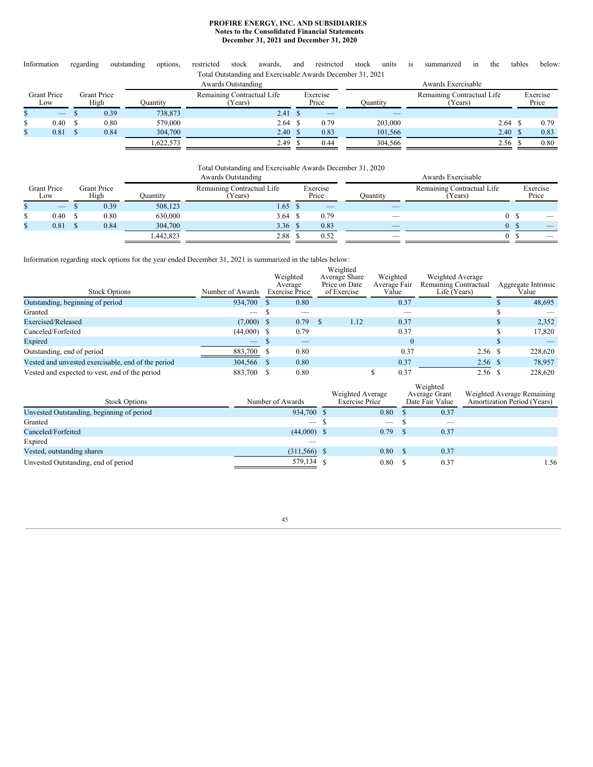**PROFIRE ENERGY, INC. AND SUBSIDIARIES**
**Notes to the Consolidated Financial Statements**
**December 31, 2021 and December 31, 2020**

Information regarding outstanding options, restricted stock awards, and restricted stock units is summarized in the tables below:

Total Outstanding and Exercisable Awards December 31, 2021

| | | Awards Outstanding | | | Awards Exercisable | | |
|---|---|---|---|---|---|---|---|
| Grant Price Low | Grant Price High | Quantity | Remaining Contractual Life (Years) | Exercise Price | Quantity | Remaining Contractual Life (Years) | Exercise Price |
| $ — | $ 0.39 | 738,873 | 2.41 | $ — | — | | |
| $ 0.40 | $ 0.80 | 579,000 | 2.64 | $ 0.79 | 203,000 | 2.64 | $ 0.79 |
| $ 0.81 | $ 0.84 | 304,700 | 2.40 | $ 0.83 | 101,566 | 2.40 | $ 0.83 |
| | | 1,622,573 | 2.49 | $ 0.44 | 304,566 | 2.56 | $ 0.80 |

Total Outstanding and Exercisable Awards December 31, 2020

| | | Awards Outstanding | | | Awards Exercisable | | |
|---|---|---|---|---|---|---|---|
| Grant Price Low | Grant Price High | Quantity | Remaining Contractual Life (Years) | Exercise Price | Quantity | Remaining Contractual Life (Years) | Exercise Price |
| $ — | $ 0.39 | 508,123 | 1.65 | $ — | — | | |
| $ 0.40 | $ 0.80 | 630,000 | 3.64 | $ 0.79 | — | 0 | $ — |
| $ 0.81 | $ 0.84 | 304,700 | 3.36 | $ 0.83 | — | 0 | $ — |
| | | 1,442,823 | 2.88 | $ 0.52 | — | 0 | $ — |

Information regarding stock options for the year ended December 31, 2021 is summarized in the tables below:

| Stock Options | Number of Awards | Weighted Average Exercise Price | Weighted Average Share Price on Date of Exercise | Weighted Average Fair Value | Weighted Average Remaining Contractual Life (Years) | Aggregate Intrinsic Value |
|---|---|---|---|---|---|---|
| Outstanding, beginning of period | 934,700 | $ 0.80 | | 0.37 | | $ 48,695 |
| Granted | — | $ — | | — | | $ — |
| Exercised/Released | (7,000) | $ 0.79 | $ 1.12 | 0.37 | | $ 2,352 |
| Canceled/Forfeited | (44,000) | $ 0.79 | | 0.37 | | $ 17,820 |
| Expired | — | $ — | | 0 | | $ — |
| Outstanding, end of period | 883,700 | $ 0.80 | | 0.37 | 2.56 | $ 228,620 |
| Vested and unvested exercisable, end of the period | 304,566 | $ 0.80 | | 0.37 | 2.56 | $ 78,957 |
| Vested and expected to vest, end of the period | 883,700 | $ 0.80 | | $ 0.37 | 2.56 | $ 228,620 |

| Stock Options | Number of Awards | Weighted Average Exercise Price | Weighted Average Grant Date Fair Value | Weighted Average Remaining Amortization Period (Years) |
|---|---|---|---|---|
| Unvested Outstanding, beginning of period | 934,700 | $ 0.80 | $ 0.37 | |
| Granted | — | $ — | $ — | |
| Canceled/Forfeited | (44,000) | $ 0.79 | $ 0.37 | |
| Expired | — | | | |
| Vested, outstanding shares | (311,566) | $ 0.80 | $ 0.37 | |
| Unvested Outstanding, end of period | 579,134 | $ 0.80 | $ 0.37 | 1.56 |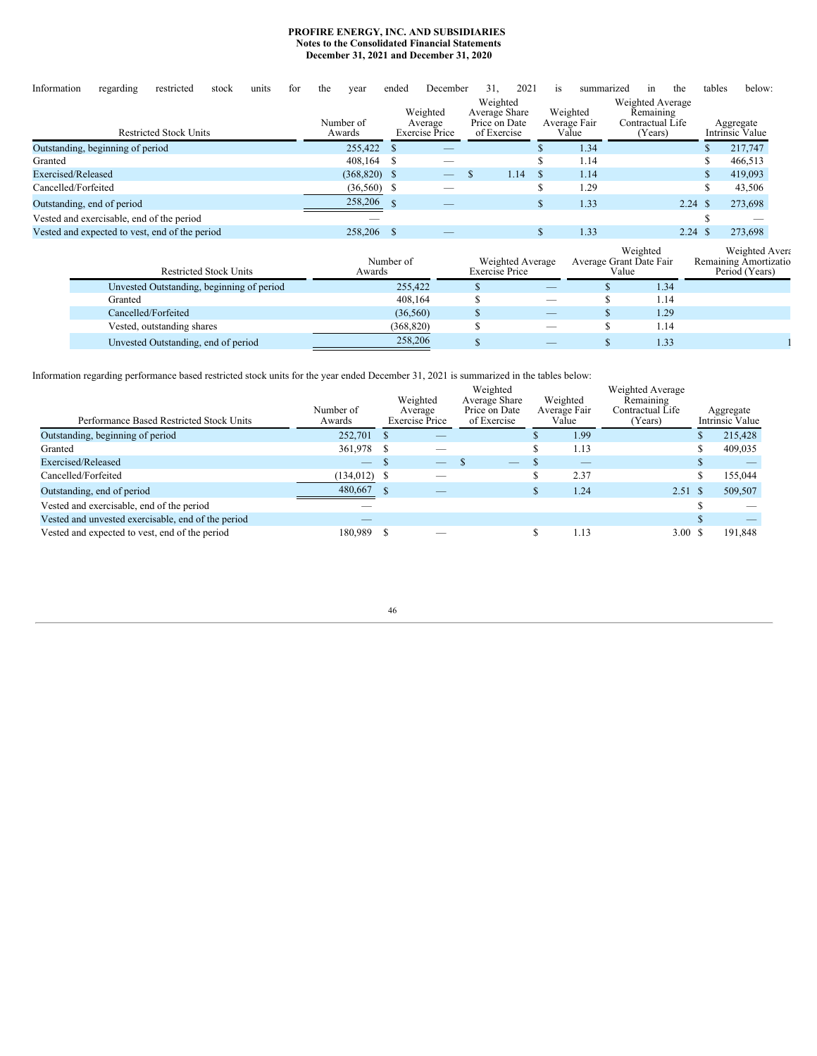**PROFIRE ENERGY, INC. AND SUBSIDIARIES**
**Notes to the Consolidated Financial Statements**
**December 31, 2021 and December 31, 2020**

Information regarding restricted stock units for the year ended December 31, 2021 is summarized in the tables below:

| Restricted Stock Units | Number of Awards | Weighted Average Exercise Price | Weighted Average Share Price on Date of Exercise | Weighted Average Fair Value | Weighted Average Remaining Contractual Life (Years) | Aggregate Intrinsic Value |
|---|---|---|---|---|---|---|
| Outstanding, beginning of period | 255,422 | $ — | | $ 1.34 | | $ 217,747 |
| Granted | 408,164 | $ — | | $ 1.14 | | $ 466,513 |
| Exercised/Released | (368,820) | $ — | $ 1.14 | $ 1.14 | | $ 419,093 |
| Cancelled/Forfeited | (36,560) | $ — | | $ 1.29 | | $ 43,506 |
| Outstanding, end of period | 258,206 | $ — | | $ 1.33 | 2.24 | $ 273,698 |
| Vested and exercisable, end of the period | — | | | | | $ — |
| Vested and expected to vest, end of the period | 258,206 | $ — | | $ 1.33 | 2.24 | $ 273,698 |

| Restricted Stock Units | Number of Awards | Weighted Average Exercise Price | Weighted Average Grant Date Fair Value | Weighted Average Remaining Amortization Period (Years) |
|---|---|---|---|---|
| Unvested Outstanding, beginning of period | 255,422 | $ — | $ 1.34 | |
| Granted | 408,164 | $ — | $ 1.14 | |
| Cancelled/Forfeited | (36,560) | $ — | $ 1.29 | |
| Vested, outstanding shares | (368,820) | $ — | $ 1.14 | |
| Unvested Outstanding, end of period | 258,206 | $ — | $ 1.33 | 1 |

Information regarding performance based restricted stock units for the year ended December 31, 2021 is summarized in the tables below:

| Performance Based Restricted Stock Units | Number of Awards | Weighted Average Exercise Price | Weighted Average Share Price on Date of Exercise | Weighted Average Fair Value | Weighted Average Remaining Contractual Life (Years) | Aggregate Intrinsic Value |
|---|---|---|---|---|---|---|
| Outstanding, beginning of period | 252,701 | $ — | | $ 1.99 | | $ 215,428 |
| Granted | 361,978 | $ — | | $ 1.13 | | $ 409,035 |
| Exercised/Released | — | $ — | $ — | $ — | | $ — |
| Cancelled/Forfeited | (134,012) | $ — | | $ 2.37 | | $ 155,044 |
| Outstanding, end of period | 480,667 | $ — | | $ 1.24 | 2.51 | $ 509,507 |
| Vested and exercisable, end of the period | — | | | | | $ — |
| Vested and unvested exercisable, end of the period | — | | | | | $ — |
| Vested and expected to vest, end of the period | 180,989 | $ — | | $ 1.13 | 3.00 | $ 191,848 |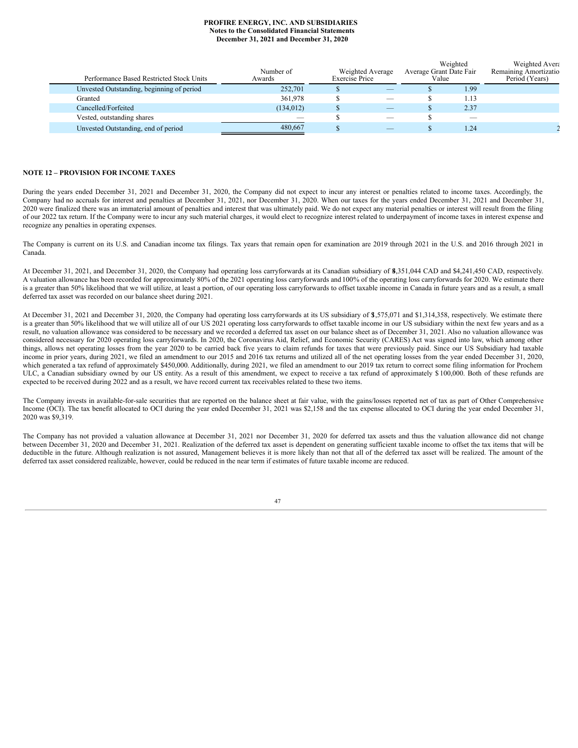| Performance Based Restricted Stock Units | Number of Awards | Weighted Average Exercise Price | Weighted Average Grant Date Fair Value | Weighted Average Remaining Amortization Period (Years) |
|---|---|---|---|---|
| Unvested Outstanding, beginning of period | 252,701 | $ — | $ 1.99 | |
| Granted | 361,978 | $ — | $ 1.13 | |
| Cancelled/Forfeited | (134,012) | $ — | $ 2.37 | |
| Vested, outstanding shares | — | $ — | $ — | |
| Unvested Outstanding, end of period | 480,667 | $ — | $ 1.24 | 2 |

**NOTE 12 – PROVISION FOR INCOME TAXES**

During the years ended December 31, 2021 and December 31, 2020, the Company did not expect to incur any interest or penalties related to income taxes. Accordingly, the Company had no accruals for interest and penalties at December 31, 2021, nor December 31, 2020. When our taxes for the years ended December 31, 2021 and December 31, 2020 were finalized there was an immaterial amount of penalties and interest that was ultimately paid. We do not expect any material penalties or interest will result from the filing of our 2022 tax return. If the Company were to incur any such material charges, it would elect to recognize interest related to underpayment of income taxes in interest expense and recognize any penalties in operating expenses.

The Company is current on its U.S. and Canadian income tax filings. Tax years that remain open for examination are 2019 through 2021 in the U.S. and 2016 through 2021 in Canada.

At December 31, 2021, and December 31, 2020, the Company had operating loss carryforwards at its Canadian subsidiary of $4,351,044 CAD and $4,241,450 CAD, respectively. A valuation allowance has been recorded for approximately 80% of the 2021 operating loss carryforwards and 100% of the operating loss carryforwards for 2020. We estimate there is a greater than 50% likelihood that we will utilize, at least a portion, of our operating loss carryforwards to offset taxable income in Canada in future years and as a result, a small deferred tax asset was recorded on our balance sheet during 2021.

At December 31, 2021 and December 31, 2020, the Company had operating loss carryforwards at its US subsidiary of $1,575,071 and $1,314,358, respectively. We estimate there is a greater than 50% likelihood that we will utilize all of our US 2021 operating loss carryforwards to offset taxable income in our US subsidiary within the next few years and as a result, no valuation allowance was considered to be necessary and we recorded a deferred tax asset on our balance sheet as of December 31, 2021. Also no valuation allowance was considered necessary for 2020 operating loss carryforwards. In 2020, the Coronavirus Aid, Relief, and Economic Security (CARES) Act was signed into law, which among other things, allows net operating losses from the year 2020 to be carried back five years to claim refunds for taxes that were previously paid. Since our US Subsidiary had taxable income in prior years, during 2021, we filed an amendment to our 2015 and 2016 tax returns and utilized all of the net operating losses from the year ended December 31, 2020, which generated a tax refund of approximately $450,000. Additionally, during 2021, we filed an amendment to our 2019 tax return to correct some filing information for Prochem ULC, a Canadian subsidiary owned by our US entity. As a result of this amendment, we expect to receive a tax refund of approximately $100,000. Both of these refunds are expected to be received during 2022 and as a result, we have record current tax receivables related to these two items.

The Company invests in available-for-sale securities that are reported on the balance sheet at fair value, with the gains/losses reported net of tax as part of Other Comprehensive Income (OCI). The tax benefit allocated to OCI during the year ended December 31, 2021 was $2,158 and the tax expense allocated to OCI during the year ended December 31, 2020 was $9,319.

The Company has not provided a valuation allowance at December 31, 2021 nor December 31, 2020 for deferred tax assets and thus the valuation allowance did not change between December 31, 2020 and December 31, 2021. Realization of the deferred tax asset is dependent on generating sufficient taxable income to offset the tax items that will be deductible in the future. Although realization is not assured, Management believes it is more likely than not that all of the deferred tax asset will be realized. The amount of the deferred tax asset considered realizable, however, could be reduced in the near term if estimates of future taxable income are reduced.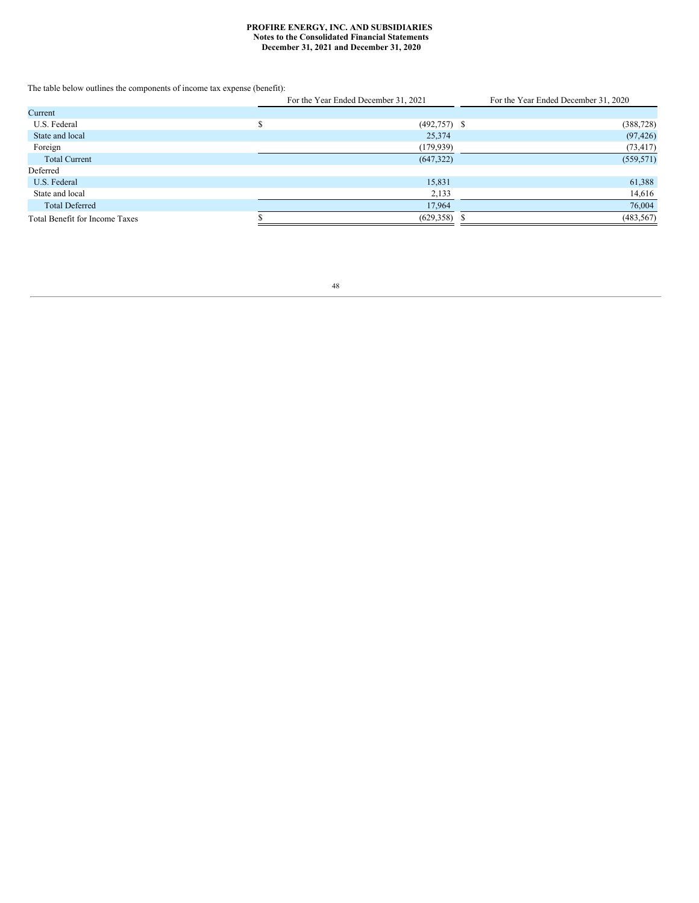**PROFIRE ENERGY, INC. AND SUBSIDIARIES**
**Notes to the Consolidated Financial Statements**
**December 31, 2021 and December 31, 2020**

The table below outlines the components of income tax expense (benefit):

| | For the Year Ended December 31, 2021 | For the Year Ended December 31, 2020 |
|---|---|---|
| Current | | |
| U.S. Federal | $ (492,757) | $ (388,728) |
| State and local | 25,374 | (97,426) |
| Foreign | (179,939) | (73,417) |
| Total Current | (647,322) | (559,571) |
| Deferred | | |
| U.S. Federal | 15,831 | 61,388 |
| State and local | 2,133 | 14,616 |
| Total Deferred | 17,964 | 76,004 |
| Total Benefit for Income Taxes | $ (629,358) | $ (483,567) |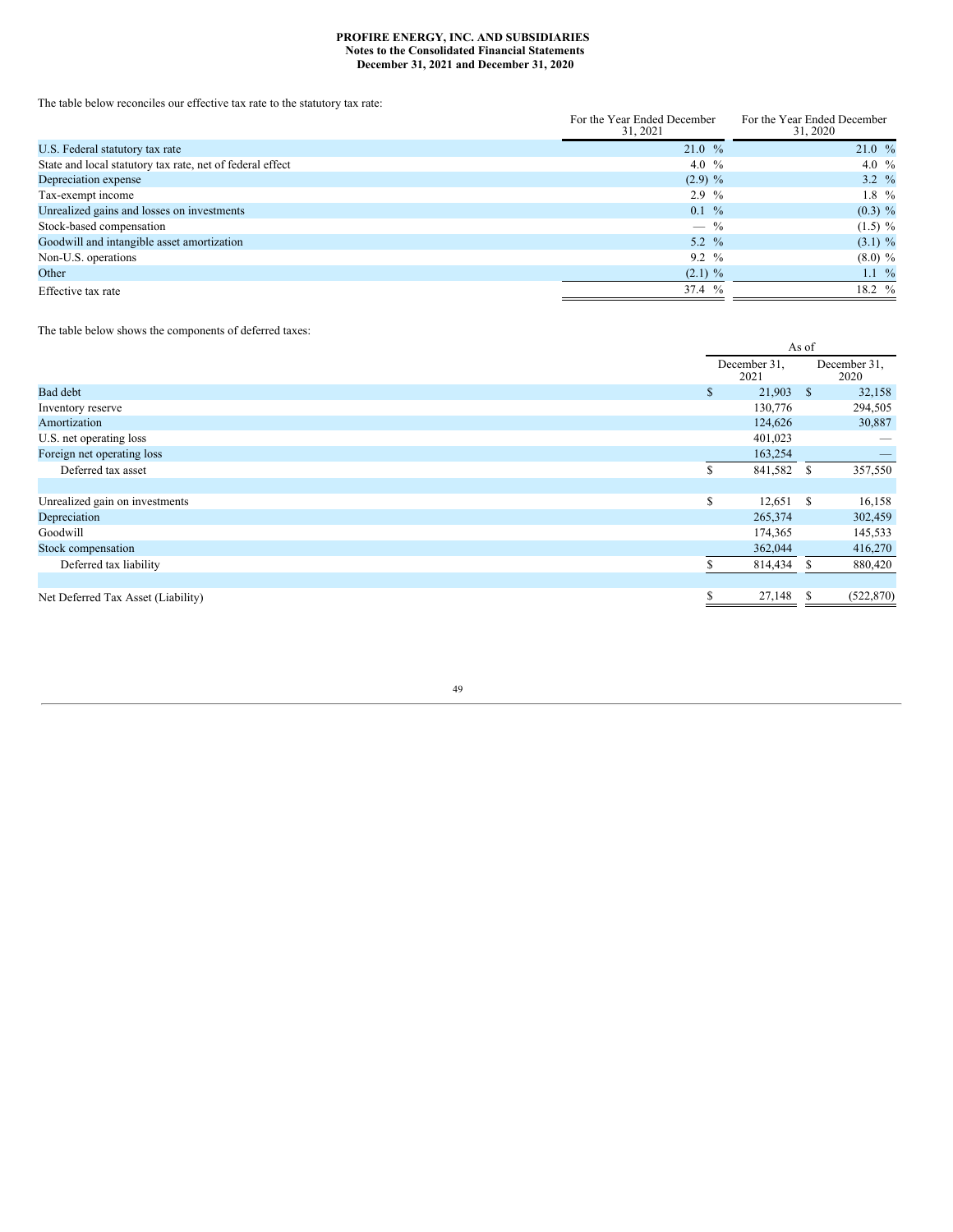**PROFIRE ENERGY, INC. AND SUBSIDIARIES**
**Notes to the Consolidated Financial Statements**
**December 31, 2021 and December 31, 2020**

The table below reconciles our effective tax rate to the statutory tax rate:

| | For the Year Ended December 31, 2021 | For the Year Ended December 31, 2020 |
|---|---|---|
| U.S. Federal statutory tax rate | 21.0 % | 21.0 % |
| State and local statutory tax rate, net of federal effect | 4.0 % | 4.0 % |
| Depreciation expense | (2.9) % | 3.2 % |
| Tax-exempt income | 2.9 % | 1.8 % |
| Unrealized gains and losses on investments | 0.1 % | (0.3) % |
| Stock-based compensation | — % | (1.5) % |
| Goodwill and intangible asset amortization | 5.2 % | (3.1) % |
| Non-U.S. operations | 9.2 % | (8.0) % |
| Other | (2.1) % | 1.1 % |
| Effective tax rate | 37.4 % | 18.2 % |

The table below shows the components of deferred taxes:

| | As of | |
|---|---|---|
| | December 31, 2021 | December 31, 2020 |
| Bad debt | $ 21,903 | $ 32,158 |
| Inventory reserve | 130,776 | 294,505 |
| Amortization | 124,626 | 30,887 |
| U.S. net operating loss | 401,023 | — |
| Foreign net operating loss | 163,254 | — |
| Deferred tax asset | $ 841,582 | $ 357,550 |
| | | |
| Unrealized gain on investments | $ 12,651 | $ 16,158 |
| Depreciation | 265,374 | 302,459 |
| Goodwill | 174,365 | 145,533 |
| Stock compensation | 362,044 | 416,270 |
| Deferred tax liability | $ 814,434 | $ 880,420 |
| | | |
| Net Deferred Tax Asset (Liability) | $ 27,148 | $ (522,870) |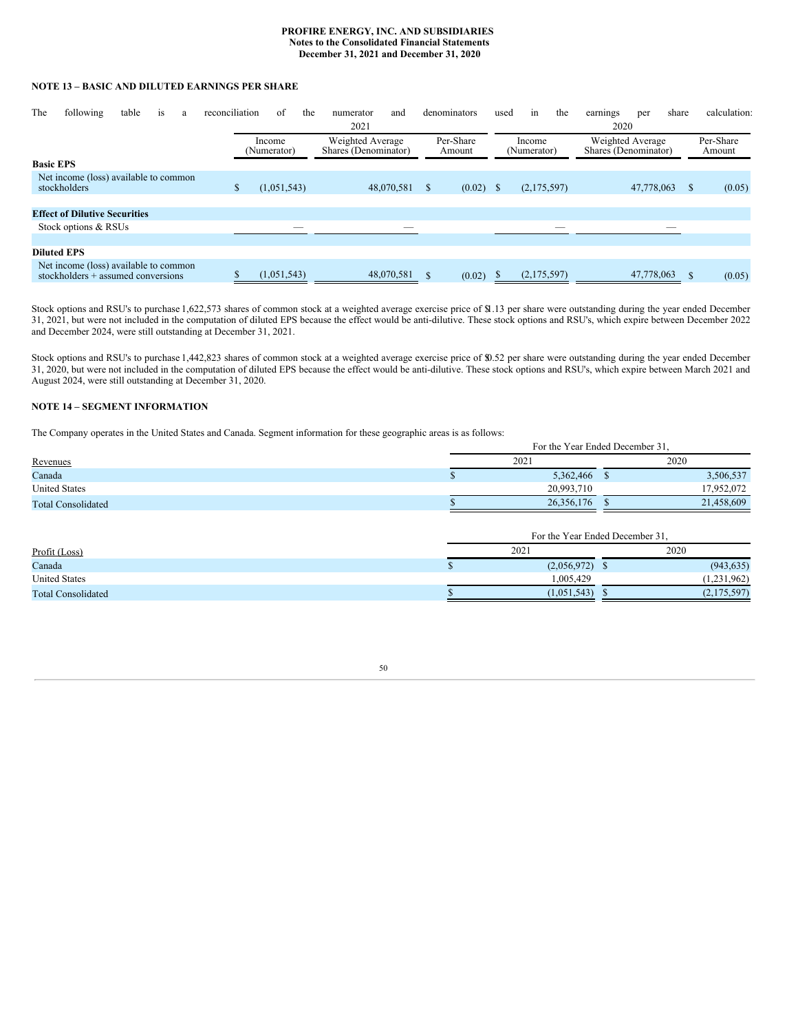**PROFIRE ENERGY, INC. AND SUBSIDIARIES**
**Notes to the Consolidated Financial Statements**
**December 31, 2021 and December 31, 2020**

## NOTE 13 – BASIC AND DILUTED EARNINGS PER SHARE

The following table is a reconciliation of the numerator and denominators used in the earnings per share calculation:

| | 2021 | | | 2020 | | |
|---|---|---|---|---|---|---|
| | Income (Numerator) | Weighted Average Shares (Denominator) | Per-Share Amount | Income (Numerator) | Weighted Average Shares (Denominator) | Per-Share Amount |
| **Basic EPS** | | | | | | |
| Net income (loss) available to common stockholders | $ (1,051,543) | 48,070,581 | $ (0.02) | $ (2,175,597) | 47,778,063 | $ (0.05) |
| **Effect of Dilutive Securities** | | | | | | |
| Stock options & RSUs | — | — | | — | — | |
| **Diluted EPS** | | | | | | |
| Net income (loss) available to common stockholders + assumed conversions | $ (1,051,543) | 48,070,581 | $ (0.02) | $ (2,175,597) | 47,778,063 | $ (0.05) |

Stock options and RSU's to purchase 1,622,573 shares of common stock at a weighted average exercise price of $1.13 per share were outstanding during the year ended December 31, 2021, but were not included in the computation of diluted EPS because the effect would be anti-dilutive. These stock options and RSU's, which expire between December 2022 and December 2024, were still outstanding at December 31, 2021.

Stock options and RSU's to purchase 1,442,823 shares of common stock at a weighted average exercise price of $0.52 per share were outstanding during the year ended December 31, 2020, but were not included in the computation of diluted EPS because the effect would be anti-dilutive. These stock options and RSU's, which expire between March 2021 and August 2024, were still outstanding at December 31, 2020.

## NOTE 14 – SEGMENT INFORMATION

The Company operates in the United States and Canada. Segment information for these geographic areas is as follows:

| | For the Year Ended December 31, | |
|---|---|---|
| Revenues | 2021 | 2020 |
| Canada | $ 5,362,466 | $ 3,506,537 |
| United States | 20,993,710 | 17,952,072 |
| Total Consolidated | $ 26,356,176 | $ 21,458,609 |

| | For the Year Ended December 31, | |
|---|---|---|
| Profit (Loss) | 2021 | 2020 |
| Canada | $ (2,056,972) | $ (943,635) |
| United States | 1,005,429 | (1,231,962) |
| Total Consolidated | $ (1,051,543) | $ (2,175,597) |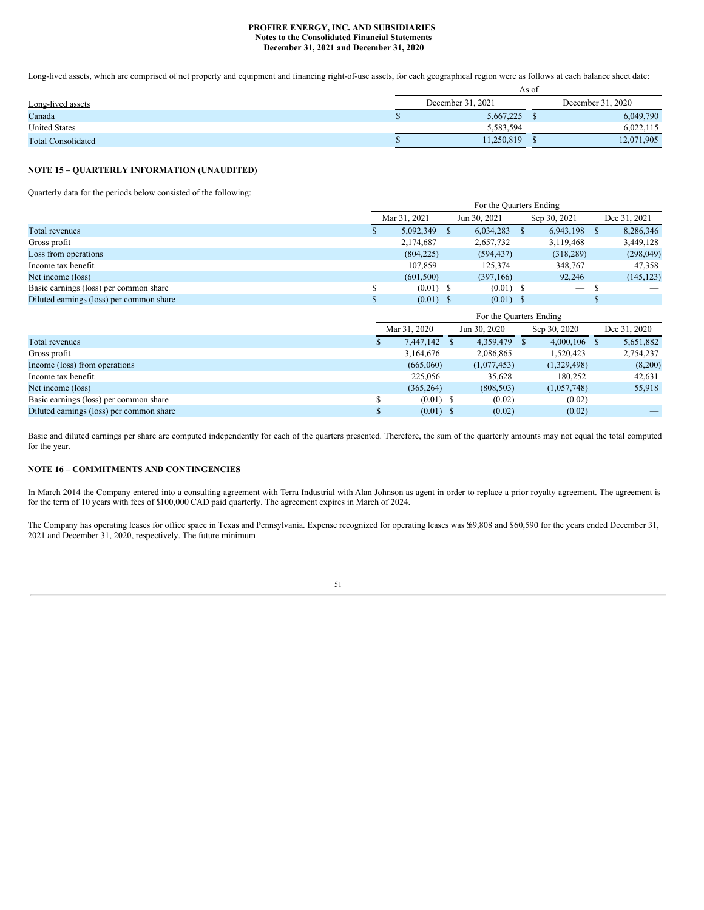PROFIRE ENERGY, INC. AND SUBSIDIARIES
Notes to the Consolidated Financial Statements
December 31, 2021 and December 31, 2020

Long-lived assets, which are comprised of net property and equipment and financing right-of-use assets, for each geographical region were as follows at each balance sheet date:

| Long-lived assets | As of December 31, 2021 | As of December 31, 2020 |
|---|---|---|
| Canada | $ 5,667,225 | $ 6,049,790 |
| United States | 5,583,594 | 6,022,115 |
| Total Consolidated | $ 11,250,819 | $ 12,071,905 |

**NOTE 15 – QUARTERLY INFORMATION (UNAUDITED)**

Quarterly data for the periods below consisted of the following:

| | For the Quarters Ending | | | |
|---|---|---|---|---|
| | Mar 31, 2021 | Jun 30, 2021 | Sep 30, 2021 | Dec 31, 2021 |
| Total revenues | $ 5,092,349 | $ 6,034,283 | $ 6,943,198 | $ 8,286,346 |
| Gross profit | 2,174,687 | 2,657,732 | 3,119,468 | 3,449,128 |
| Loss from operations | (804,225) | (594,437) | (318,289) | (298,049) |
| Income tax benefit | 107,859 | 125,374 | 348,767 | 47,358 |
| Net income (loss) | (601,500) | (397,166) | 92,246 | (145,123) |
| Basic earnings (loss) per common share | $ (0.01) | $ (0.01) | $ — | $ — |
| Diluted earnings (loss) per common share | $ (0.01) | $ (0.01) | $ — | $ — |

| | For the Quarters Ending | | | |
|---|---|---|---|---|
| | Mar 31, 2020 | Jun 30, 2020 | Sep 30, 2020 | Dec 31, 2020 |
| Total revenues | $ 7,447,142 | $ 4,359,479 | $ 4,000,106 | $ 5,651,882 |
| Gross profit | 3,164,676 | 2,086,865 | 1,520,423 | 2,754,237 |
| Income (loss) from operations | (665,060) | (1,077,453) | (1,329,498) | (8,200) |
| Income tax benefit | 225,056 | 35,628 | 180,252 | 42,631 |
| Net income (loss) | (365,264) | (808,503) | (1,057,748) | 55,918 |
| Basic earnings (loss) per common share | $ (0.01) | $ (0.02) | (0.02) | — |
| Diluted earnings (loss) per common share | $ (0.01) | $ (0.02) | (0.02) | — |

Basic and diluted earnings per share are computed independently for each of the quarters presented. Therefore, the sum of the quarterly amounts may not equal the total computed for the year.

**NOTE 16 – COMMITMENTS AND CONTINGENCIES**

In March 2014 the Company entered into a consulting agreement with Terra Industrial with Alan Johnson as agent in order to replace a prior royalty agreement. The agreement is for the term of 10 years with fees of $100,000 CAD paid quarterly. The agreement expires in March of 2024.

The Company has operating leases for office space in Texas and Pennsylvania. Expense recognized for operating leases was $69,808 and $60,590 for the years ended December 31, 2021 and December 31, 2020, respectively. The future minimum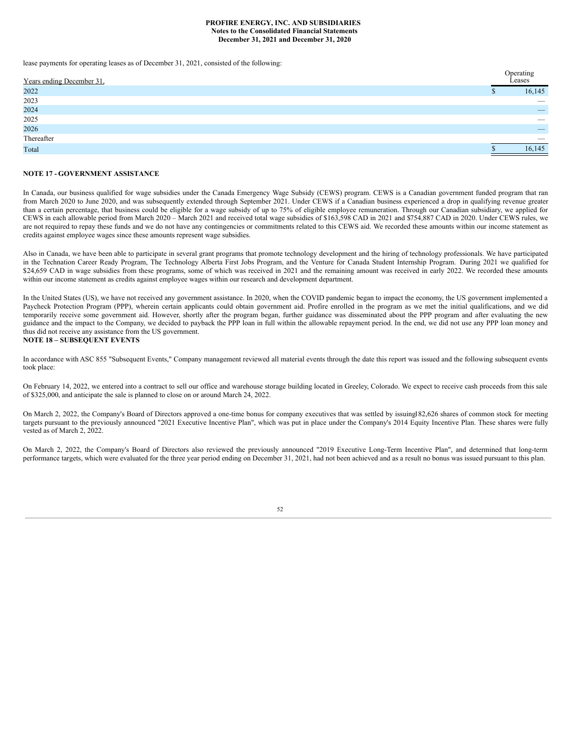lease payments for operating leases as of December 31, 2021, consisted of the following:

| Years ending December 31, | | Operating Leases |
|---|---|---|
| 2022 | $ | 16,145 |
| 2023 | | — |
| 2024 | | — |
| 2025 | | — |
| 2026 | | — |
| Thereafter | | — |
| Total | $ | 16,145 |

**NOTE 17 - GOVERNMENT ASSISTANCE**

In Canada, our business qualified for wage subsidies under the Canada Emergency Wage Subsidy (CEWS) program. CEWS is a Canadian government funded program that ran from March 2020 to June 2020, and was subsequently extended through September 2021. Under CEWS if a Canadian business experienced a drop in qualifying revenue greater than a certain percentage, that business could be eligible for a wage subsidy of up to 75% of eligible employee remuneration. Through our Canadian subsidiary, we applied for CEWS in each allowable period from March 2020 – March 2021 and received total wage subsidies of $163,598 CAD in 2021 and $754,887 CAD in 2020. Under CEWS rules, we are not required to repay these funds and we do not have any contingencies or commitments related to this CEWS aid. We recorded these amounts within our income statement as credits against employee wages since these amounts represent wage subsidies.

Also in Canada, we have been able to participate in several grant programs that promote technology development and the hiring of technology professionals. We have participated in the Technation Career Ready Program, The Technology Alberta First Jobs Program, and the Venture for Canada Student Internship Program. During 2021 we qualified for $24,659 CAD in wage subsidies from these programs, some of which was received in 2021 and the remaining amount was received in early 2022. We recorded these amounts within our income statement as credits against employee wages within our research and development department.

In the United States (US), we have not received any government assistance. In 2020, when the COVID pandemic began to impact the economy, the US government implemented a Paycheck Protection Program (PPP), wherein certain applicants could obtain government aid. Profire enrolled in the program as we met the initial qualifications, and we did temporarily receive some government aid. However, shortly after the program began, further guidance was disseminated about the PPP program and after evaluating the new guidance and the impact to the Company, we decided to payback the PPP loan in full within the allowable repayment period. In the end, we did not use any PPP loan money and thus did not receive any assistance from the US government.

**NOTE 18 – SUBSEQUENT EVENTS**

In accordance with ASC 855 "Subsequent Events," Company management reviewed all material events through the date this report was issued and the following subsequent events took place:

On February 14, 2022, we entered into a contract to sell our office and warehouse storage building located in Greeley, Colorado. We expect to receive cash proceeds from this sale of $325,000, and anticipate the sale is planned to close on or around March 24, 2022.

On March 2, 2022, the Company's Board of Directors approved a one-time bonus for company executives that was settled by issuing182,626 shares of common stock for meeting targets pursuant to the previously announced "2021 Executive Incentive Plan", which was put in place under the Company's 2014 Equity Incentive Plan. These shares were fully vested as of March 2, 2022.

On March 2, 2022, the Company's Board of Directors also reviewed the previously announced "2019 Executive Long-Term Incentive Plan", and determined that long-term performance targets, which were evaluated for the three year period ending on December 31, 2021, had not been achieved and as a result no bonus was issued pursuant to this plan.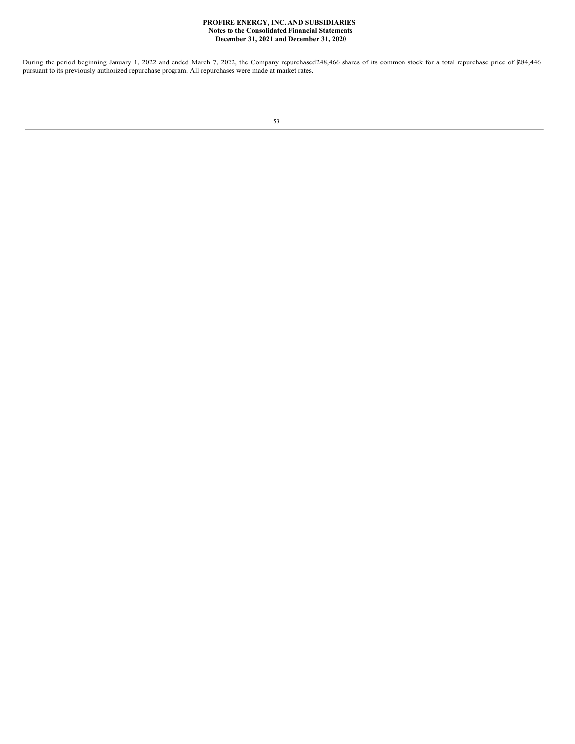During the period beginning January 1, 2022 and ended March 7, 2022, the Company repurchased 248,466 shares of its common stock for a total repurchase price of $284,446 pursuant to its previously authorized repurchase program. All repurchases were made at market rates.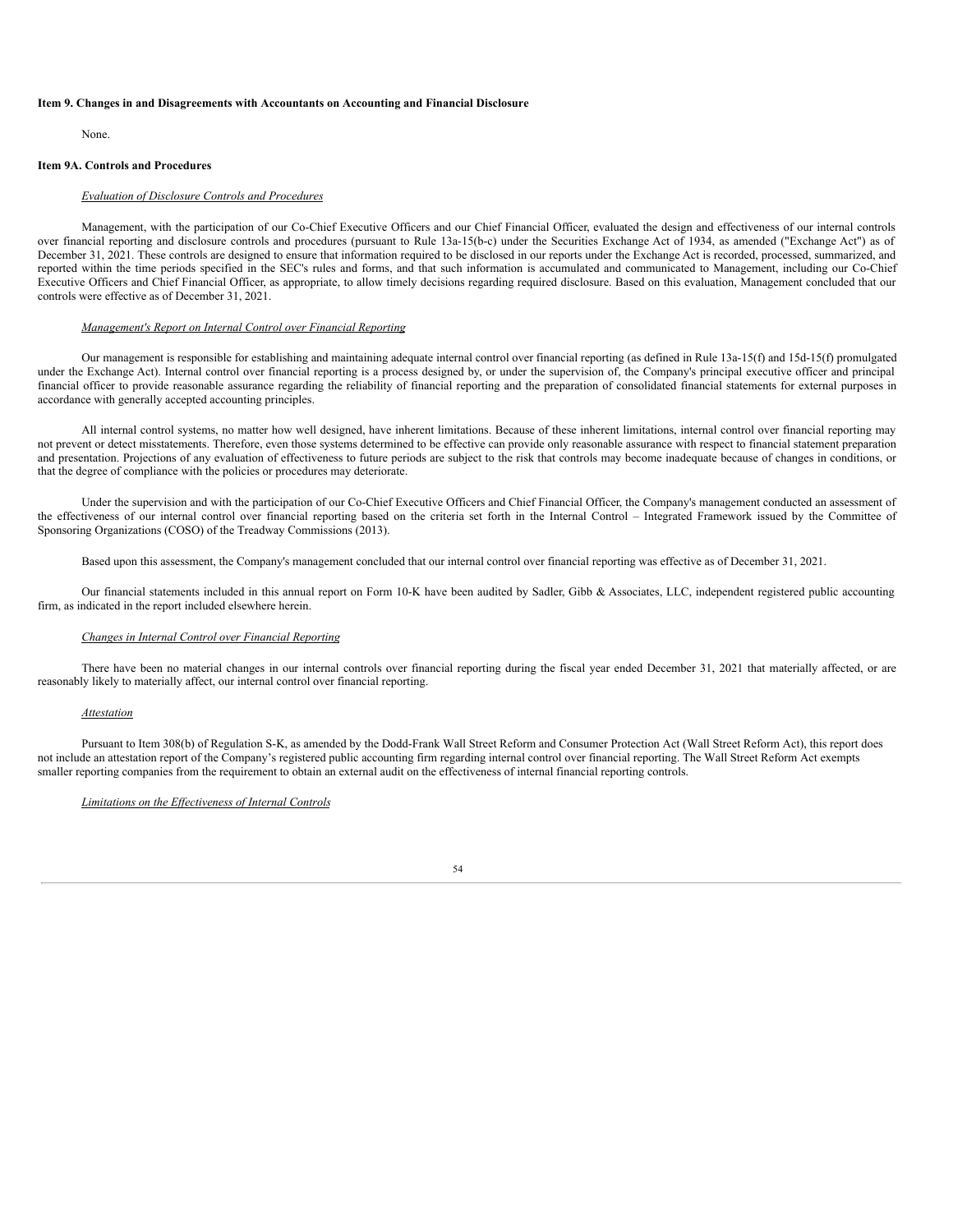**Item 9. Changes in and Disagreements with Accountants on Accounting and Financial Disclosure**

None.

**Item 9A. Controls and Procedures**

*Evaluation of Disclosure Controls and Procedures*

Management, with the participation of our Co-Chief Executive Officers and our Chief Financial Officer, evaluated the design and effectiveness of our internal controls over financial reporting and disclosure controls and procedures (pursuant to Rule 13a-15(b-c) under the Securities Exchange Act of 1934, as amended ("Exchange Act") as of December 31, 2021. These controls are designed to ensure that information required to be disclosed in our reports under the Exchange Act is recorded, processed, summarized, and reported within the time periods specified in the SEC's rules and forms, and that such information is accumulated and communicated to Management, including our Co-Chief Executive Officers and Chief Financial Officer, as appropriate, to allow timely decisions regarding required disclosure. Based on this evaluation, Management concluded that our controls were effective as of December 31, 2021.

*Management's Report on Internal Control over Financial Reporting*

Our management is responsible for establishing and maintaining adequate internal control over financial reporting (as defined in Rule 13a-15(f) and 15d-15(f) promulgated under the Exchange Act). Internal control over financial reporting is a process designed by, or under the supervision of, the Company's principal executive officer and principal financial officer to provide reasonable assurance regarding the reliability of financial reporting and the preparation of consolidated financial statements for external purposes in accordance with generally accepted accounting principles.

All internal control systems, no matter how well designed, have inherent limitations. Because of these inherent limitations, internal control over financial reporting may not prevent or detect misstatements. Therefore, even those systems determined to be effective can provide only reasonable assurance with respect to financial statement preparation and presentation. Projections of any evaluation of effectiveness to future periods are subject to the risk that controls may become inadequate because of changes in conditions, or that the degree of compliance with the policies or procedures may deteriorate.

Under the supervision and with the participation of our Co-Chief Executive Officers and Chief Financial Officer, the Company's management conducted an assessment of the effectiveness of our internal control over financial reporting based on the criteria set forth in the Internal Control – Integrated Framework issued by the Committee of Sponsoring Organizations (COSO) of the Treadway Commissions (2013).

Based upon this assessment, the Company's management concluded that our internal control over financial reporting was effective as of December 31, 2021.

Our financial statements included in this annual report on Form 10-K have been audited by Sadler, Gibb & Associates, LLC, independent registered public accounting firm, as indicated in the report included elsewhere herein.

*Changes in Internal Control over Financial Reporting*

There have been no material changes in our internal controls over financial reporting during the fiscal year ended December 31, 2021 that materially affected, or are reasonably likely to materially affect, our internal control over financial reporting.

*Attestation*

Pursuant to Item 308(b) of Regulation S-K, as amended by the Dodd-Frank Wall Street Reform and Consumer Protection Act (Wall Street Reform Act), this report does not include an attestation report of the Company's registered public accounting firm regarding internal control over financial reporting. The Wall Street Reform Act exempts smaller reporting companies from the requirement to obtain an external audit on the effectiveness of internal financial reporting controls.

*Limitations on the Effectiveness of Internal Controls*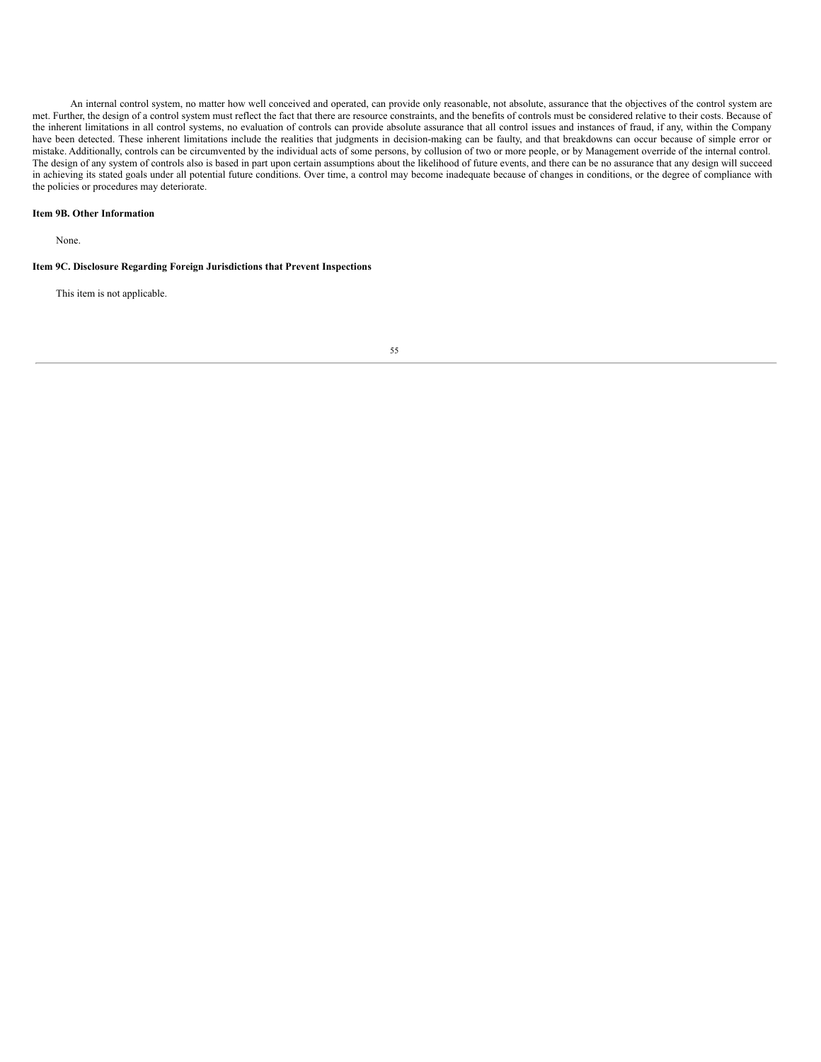An internal control system, no matter how well conceived and operated, can provide only reasonable, not absolute, assurance that the objectives of the control system are met. Further, the design of a control system must reflect the fact that there are resource constraints, and the benefits of controls must be considered relative to their costs. Because of the inherent limitations in all control systems, no evaluation of controls can provide absolute assurance that all control issues and instances of fraud, if any, within the Company have been detected. These inherent limitations include the realities that judgments in decision-making can be faulty, and that breakdowns can occur because of simple error or mistake. Additionally, controls can be circumvented by the individual acts of some persons, by collusion of two or more people, or by Management override of the internal control. The design of any system of controls also is based in part upon certain assumptions about the likelihood of future events, and there can be no assurance that any design will succeed in achieving its stated goals under all potential future conditions. Over time, a control may become inadequate because of changes in conditions, or the degree of compliance with the policies or procedures may deteriorate.

**Item 9B. Other Information**

None.

**Item 9C. Disclosure Regarding Foreign Jurisdictions that Prevent Inspections**

This item is not applicable.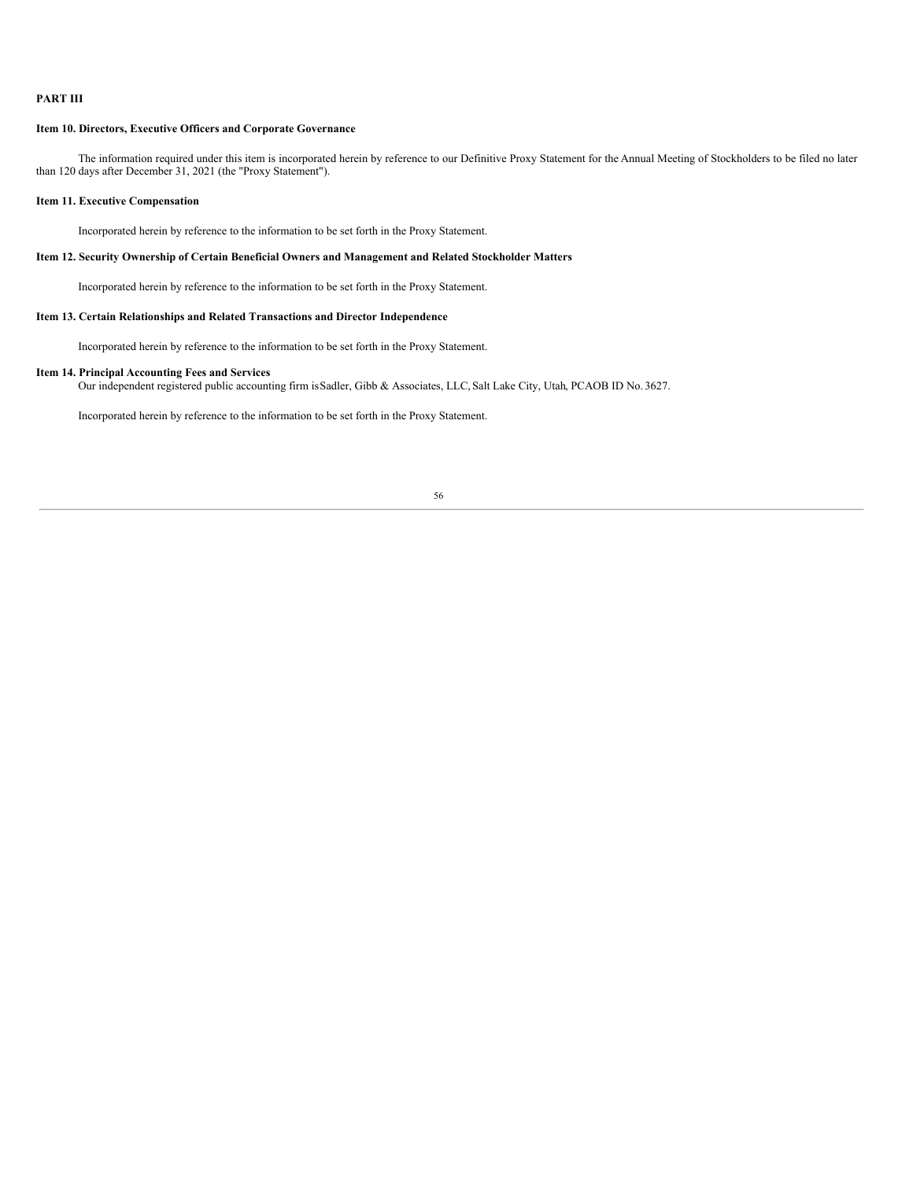## PART III

### Item 10. Directors, Executive Officers and Corporate Governance

The information required under this item is incorporated herein by reference to our Definitive Proxy Statement for the Annual Meeting of Stockholders to be filed no later than 120 days after December 31, 2021 (the "Proxy Statement").

### Item 11. Executive Compensation

Incorporated herein by reference to the information to be set forth in the Proxy Statement.

### Item 12. Security Ownership of Certain Beneficial Owners and Management and Related Stockholder Matters

Incorporated herein by reference to the information to be set forth in the Proxy Statement.

### Item 13. Certain Relationships and Related Transactions and Director Independence

Incorporated herein by reference to the information to be set forth in the Proxy Statement.

### Item 14. Principal Accounting Fees and Services

Our independent registered public accounting firm is Sadler, Gibb & Associates, LLC, Salt Lake City, Utah, PCAOB ID No. 3627.

Incorporated herein by reference to the information to be set forth in the Proxy Statement.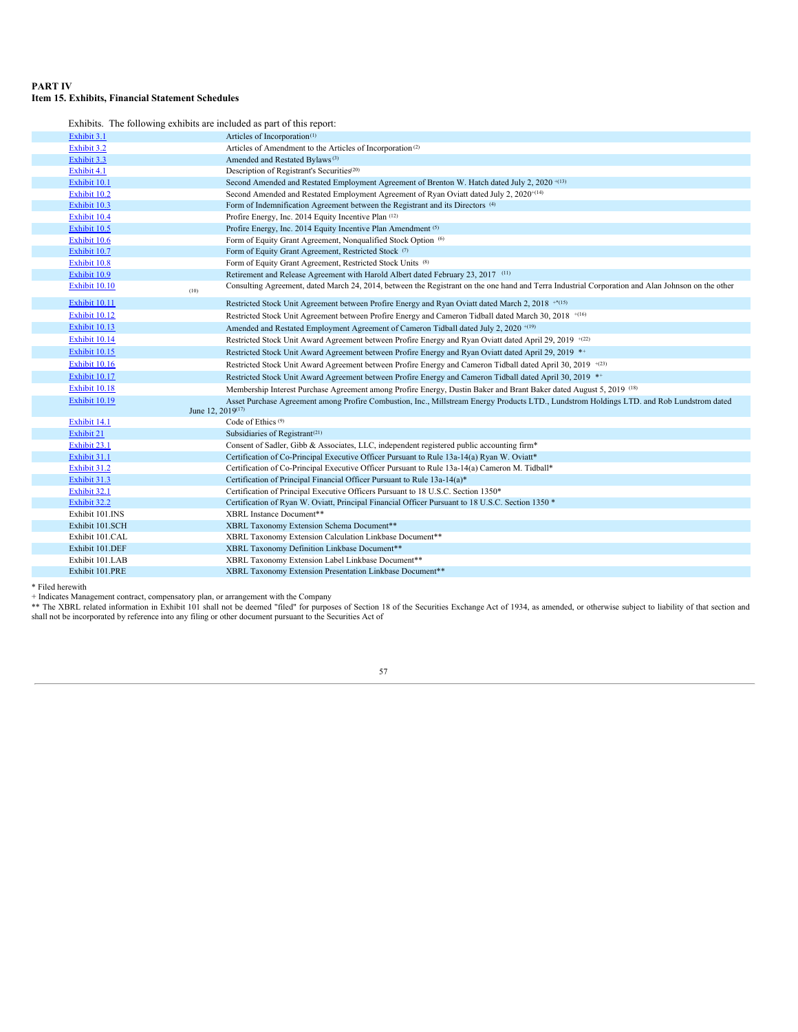**PART IV**
**Item 15. Exhibits, Financial Statement Schedules**

Exhibits. The following exhibits are included as part of this report:

| | |
|---|---|
| Exhibit 3.1 | Articles of Incorporation[1] |
| Exhibit 3.2 | Articles of Amendment to the Articles of Incorporation[2] |
| Exhibit 3.3 | Amended and Restated Bylaws[3] |
| Exhibit 4.1 | Description of Registrant's Securities[20] |
| Exhibit 10.1 | Second Amended and Restated Employment Agreement of Brenton W. Hatch dated July 2, 2020 +(13) |
| Exhibit 10.2 | Second Amended and Restated Employment Agreement of Ryan Oviatt dated July 2, 2020+(14) |
| Exhibit 10.3 | Form of Indemnification Agreement between the Registrant and its Directors [4] |
| Exhibit 10.4 | Profire Energy, Inc. 2014 Equity Incentive Plan [12] |
| Exhibit 10.5 | Profire Energy, Inc. 2014 Equity Incentive Plan Amendment [5] |
| Exhibit 10.6 | Form of Equity Grant Agreement, Nonqualified Stock Option [6] |
| Exhibit 10.7 | Form of Equity Grant Agreement, Restricted Stock [7] |
| Exhibit 10.8 | Form of Equity Grant Agreement, Restricted Stock Units [8] |
| Exhibit 10.9 | Retirement and Release Agreement with Harold Albert dated February 23, 2017 [11] |
| Exhibit 10.10 | Consulting Agreement, dated March 24, 2014, between the Registrant on the one hand and Terra Industrial Corporation and Alan Johnson on the other [10] |
| Exhibit 10.11 | Restricted Stock Unit Agreement between Profire Energy and Ryan Oviatt dated March 2, 2018 +*(15) |
| Exhibit 10.12 | Restricted Stock Unit Agreement between Profire Energy and Cameron Tidball dated March 30, 2018 +(16) |
| Exhibit 10.13 | Amended and Restated Employment Agreement of Cameron Tidball dated July 2, 2020 +(19) |
| Exhibit 10.14 | Restricted Stock Unit Award Agreement between Profire Energy and Ryan Oviatt dated April 29, 2019 +(22) |
| Exhibit 10.15 | Restricted Stock Unit Award Agreement between Profire Energy and Ryan Oviatt dated April 29, 2019 *+ |
| Exhibit 10.16 | Restricted Stock Unit Award Agreement between Profire Energy and Cameron Tidball dated April 30, 2019 +(23) |
| Exhibit 10.17 | Restricted Stock Unit Award Agreement between Profire Energy and Cameron Tidball dated April 30, 2019 *+ |
| Exhibit 10.18 | Membership Interest Purchase Agreement among Profire Energy, Dustin Baker and Brant Baker dated August 5, 2019 [18] |
| Exhibit 10.19 | Asset Purchase Agreement among Profire Combustion, Inc., Millstream Energy Products LTD., Lundstrom Holdings LTD. and Rob Lundstrom dated June 12, 2019[17] |
| Exhibit 14.1 | Code of Ethics [9] |
| Exhibit 21 | Subsidiaries of Registrant[21] |
| Exhibit 23.1 | Consent of Sadler, Gibb & Associates, LLC, independent registered public accounting firm* |
| Exhibit 31.1 | Certification of Co-Principal Executive Officer Pursuant to Rule 13a-14(a) Ryan W. Oviatt* |
| Exhibit 31.2 | Certification of Co-Principal Executive Officer Pursuant to Rule 13a-14(a) Cameron M. Tidball* |
| Exhibit 31.3 | Certification of Principal Financial Officer Pursuant to Rule 13a-14(a)* |
| Exhibit 32.1 | Certification of Principal Executive Officers Pursuant to 18 U.S.C. Section 1350* |
| Exhibit 32.2 | Certification of Ryan W. Oviatt, Principal Financial Officer Pursuant to 18 U.S.C. Section 1350 * |
| Exhibit 101.INS | XBRL Instance Document** |
| Exhibit 101.SCH | XBRL Taxonomy Extension Schema Document** |
| Exhibit 101.CAL | XBRL Taxonomy Extension Calculation Linkbase Document** |
| Exhibit 101.DEF | XBRL Taxonomy Definition Linkbase Document** |
| Exhibit 101.LAB | XBRL Taxonomy Extension Label Linkbase Document** |
| Exhibit 101.PRE | XBRL Taxonomy Extension Presentation Linkbase Document** |

\* Filed herewith
\+ Indicates Management contract, compensatory plan, or arrangement with the Company
\** The XBRL related information in Exhibit 101 shall not be deemed "filed" for purposes of Section 18 of the Securities Exchange Act of 1934, as amended, or otherwise subject to liability of that section and shall not be incorporated by reference into any filing or other document pursuant to the Securities Act of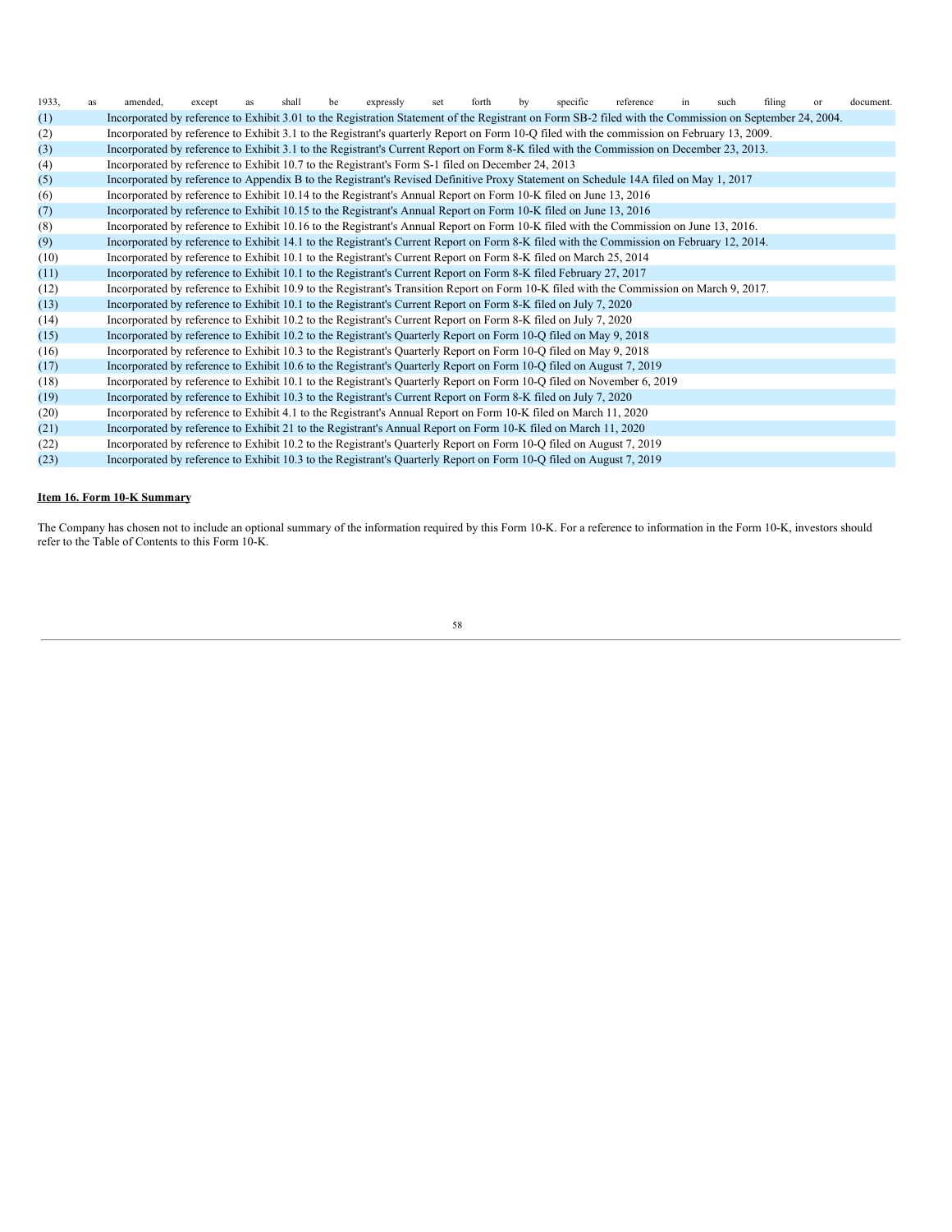1933, as amended, except as shall be expressly set forth by specific reference in such filing or document.

| | |
|---|---|
| (1) | Incorporated by reference to Exhibit 3.01 to the Registration Statement of the Registrant on Form SB-2 filed with the Commission on September 24, 2004. |
| (2) | Incorporated by reference to Exhibit 3.1 to the Registrant's quarterly Report on Form 10-Q filed with the commission on February 13, 2009. |
| (3) | Incorporated by reference to Exhibit 3.1 to the Registrant's Current Report on Form 8-K filed with the Commission on December 23, 2013. |
| (4) | Incorporated by reference to Exhibit 10.7 to the Registrant's Form S-1 filed on December 24, 2013 |
| (5) | Incorporated by reference to Appendix B to the Registrant's Revised Definitive Proxy Statement on Schedule 14A filed on May 1, 2017 |
| (6) | Incorporated by reference to Exhibit 10.14 to the Registrant's Annual Report on Form 10-K filed on June 13, 2016 |
| (7) | Incorporated by reference to Exhibit 10.15 to the Registrant's Annual Report on Form 10-K filed on June 13, 2016 |
| (8) | Incorporated by reference to Exhibit 10.16 to the Registrant's Annual Report on Form 10-K filed with the Commission on June 13, 2016. |
| (9) | Incorporated by reference to Exhibit 14.1 to the Registrant's Current Report on Form 8-K filed with the Commission on February 12, 2014. |
| (10) | Incorporated by reference to Exhibit 10.1 to the Registrant's Current Report on Form 8-K filed on March 25, 2014 |
| (11) | Incorporated by reference to Exhibit 10.1 to the Registrant's Current Report on Form 8-K filed February 27, 2017 |
| (12) | Incorporated by reference to Exhibit 10.9 to the Registrant's Transition Report on Form 10-K filed with the Commission on March 9, 2017. |
| (13) | Incorporated by reference to Exhibit 10.1 to the Registrant's Current Report on Form 8-K filed on July 7, 2020 |
| (14) | Incorporated by reference to Exhibit 10.2 to the Registrant's Current Report on Form 8-K filed on July 7, 2020 |
| (15) | Incorporated by reference to Exhibit 10.2 to the Registrant's Quarterly Report on Form 10-Q filed on May 9, 2018 |
| (16) | Incorporated by reference to Exhibit 10.3 to the Registrant's Quarterly Report on Form 10-Q filed on May 9, 2018 |
| (17) | Incorporated by reference to Exhibit 10.6 to the Registrant's Quarterly Report on Form 10-Q filed on August 7, 2019 |
| (18) | Incorporated by reference to Exhibit 10.1 to the Registrant's Quarterly Report on Form 10-Q filed on November 6, 2019 |
| (19) | Incorporated by reference to Exhibit 10.3 to the Registrant's Current Report on Form 8-K filed on July 7, 2020 |
| (20) | Incorporated by reference to Exhibit 4.1 to the Registrant's Annual Report on Form 10-K filed on March 11, 2020 |
| (21) | Incorporated by reference to Exhibit 21 to the Registrant's Annual Report on Form 10-K filed on March 11, 2020 |
| (22) | Incorporated by reference to Exhibit 10.2 to the Registrant's Quarterly Report on Form 10-Q filed on August 7, 2019 |
| (23) | Incorporated by reference to Exhibit 10.3 to the Registrant's Quarterly Report on Form 10-Q filed on August 7, 2019 |

**Item 16. Form 10-K Summary**

The Company has chosen not to include an optional summary of the information required by this Form 10-K. For a reference to information in the Form 10-K, investors should refer to the Table of Contents to this Form 10-K.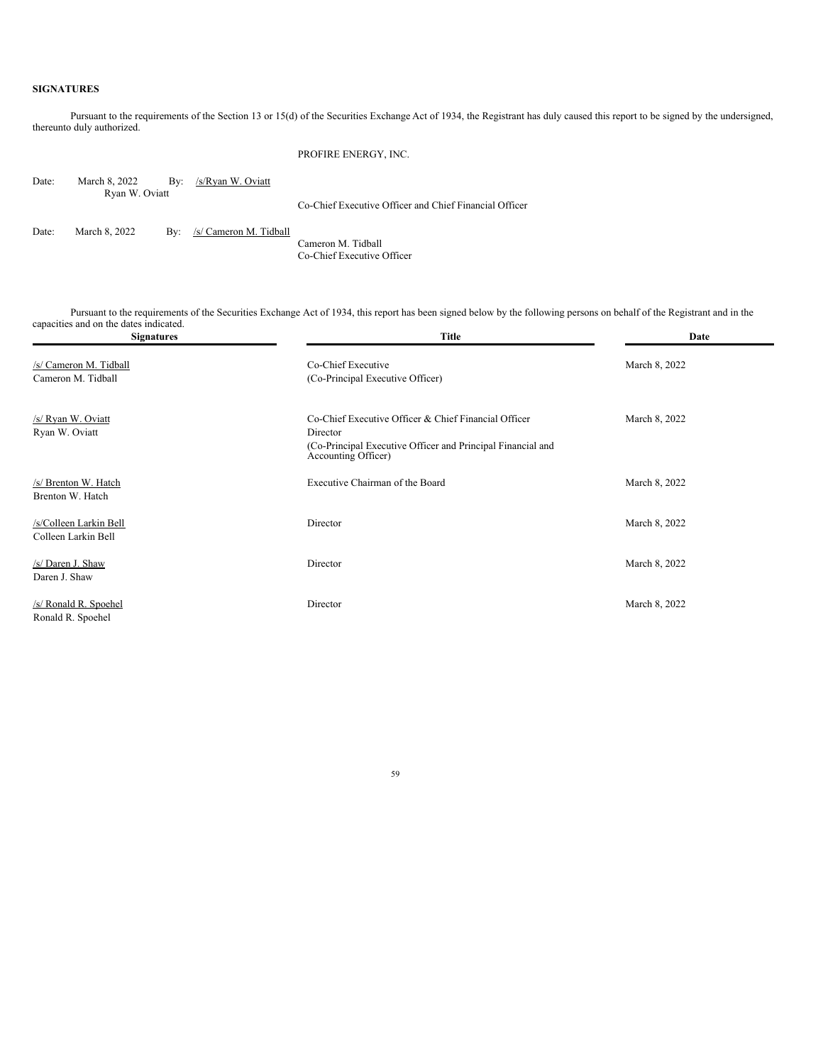**SIGNATURES**

Pursuant to the requirements of the Section 13 or 15(d) of the Securities Exchange Act of 1934, the Registrant has duly caused this report to be signed by the undersigned, thereunto duly authorized.

PROFIRE ENERGY, INC.

| | | | | |
|---|---|---|---|---|
| Date: | March 8, 2022 | By: | /s/Ryan W. Oviatt | |
| | | | Ryan W. Oviatt | Co-Chief Executive Officer and Chief Financial Officer |
| Date: | March 8, 2022 | By: | /s/ Cameron M. Tidball | |
| | | | | Cameron M. Tidball<br>Co-Chief Executive Officer |

Pursuant to the requirements of the Securities Exchange Act of 1934, this report has been signed below by the following persons on behalf of the Registrant and in the capacities and on the dates indicated.

| Signatures | Title | Date |
|---|---|---|
| /s/ Cameron M. Tidball<br>Cameron M. Tidball | Co-Chief Executive<br>(Co-Principal Executive Officer) | March 8, 2022 |
| /s/ Ryan W. Oviatt<br>Ryan W. Oviatt | Co-Chief Executive Officer & Chief Financial Officer<br>Director<br>(Co-Principal Executive Officer and Principal Financial and Accounting Officer) | March 8, 2022 |
| /s/ Brenton W. Hatch<br>Brenton W. Hatch | Executive Chairman of the Board | March 8, 2022 |
| /s/Colleen Larkin Bell<br>Colleen Larkin Bell | Director | March 8, 2022 |
| /s/ Daren J. Shaw<br>Daren J. Shaw | Director | March 8, 2022 |
| /s/ Ronald R. Spoehel<br>Ronald R. Spoehel | Director | March 8, 2022 |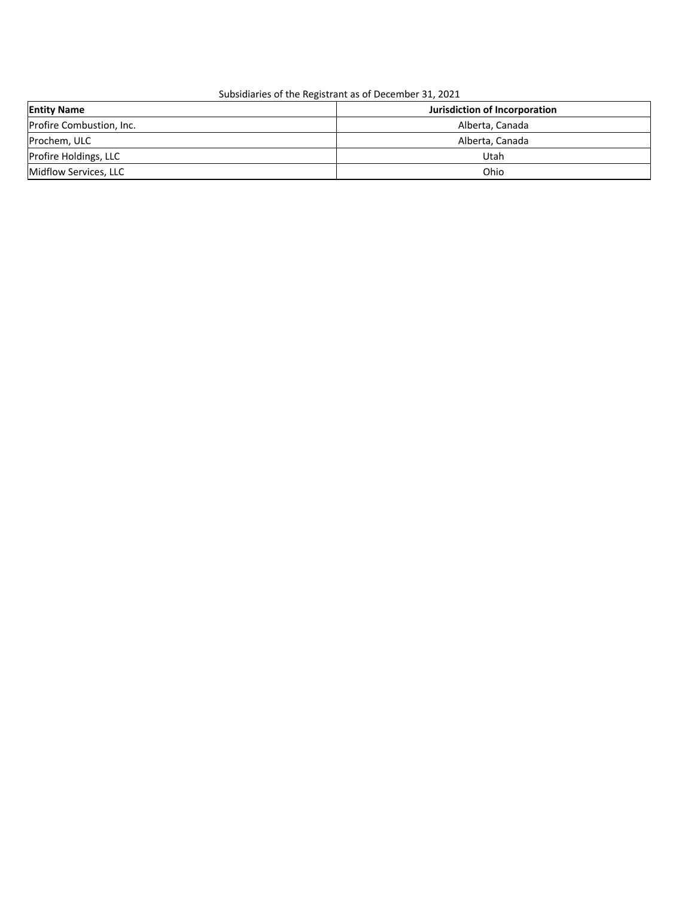Subsidiaries of the Registrant as of December 31, 2021

| **Entity Name** | **Jurisdiction of Incorporation** |
|---|---|
| Profire Combustion, Inc. | Alberta, Canada |
| Prochem, ULC | Alberta, Canada |
| Profire Holdings, LLC | Utah |
| Midflow Services, LLC | Ohio |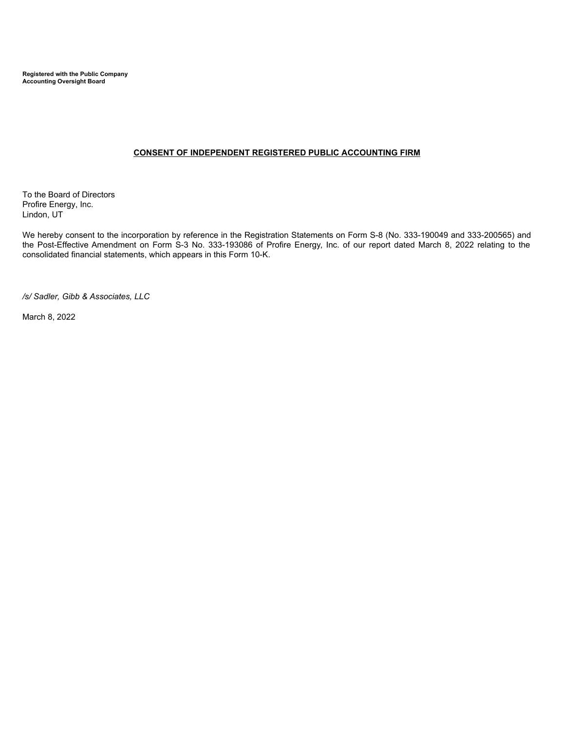**Registered with the Public Company**
**Accounting Oversight Board**

**CONSENT OF INDEPENDENT REGISTERED PUBLIC ACCOUNTING FIRM**

To the Board of Directors
Profire Energy, Inc.
Lindon, UT

We hereby consent to the incorporation by reference in the Registration Statements on Form S-8 (No. 333-190049 and 333-200565) and the Post-Effective Amendment on Form S-3 No. 333-193086 of Profire Energy, Inc. of our report dated March 8, 2022 relating to the consolidated financial statements, which appears in this Form 10-K.

*/s/ Sadler, Gibb & Associates, LLC*

March 8, 2022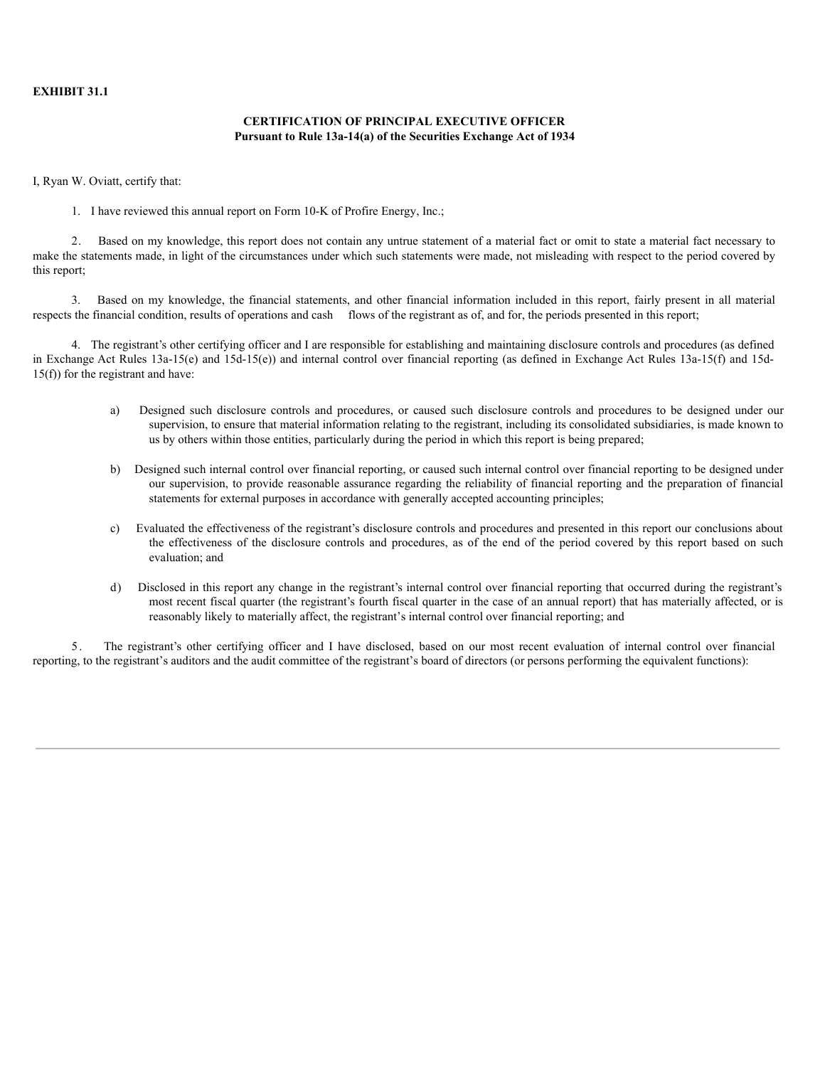**EXHIBIT 31.1**

**CERTIFICATION OF PRINCIPAL EXECUTIVE OFFICER**
**Pursuant to Rule 13a-14(a) of the Securities Exchange Act of 1934**

I, Ryan W. Oviatt, certify that:

1. I have reviewed this annual report on Form 10-K of Profire Energy, Inc.;

2. Based on my knowledge, this report does not contain any untrue statement of a material fact or omit to state a material fact necessary to make the statements made, in light of the circumstances under which such statements were made, not misleading with respect to the period covered by this report;

3. Based on my knowledge, the financial statements, and other financial information included in this report, fairly present in all material respects the financial condition, results of operations and cash flows of the registrant as of, and for, the periods presented in this report;

4. The registrant's other certifying officer and I are responsible for establishing and maintaining disclosure controls and procedures (as defined in Exchange Act Rules 13a-15(e) and 15d-15(e)) and internal control over financial reporting (as defined in Exchange Act Rules 13a-15(f) and 15d-15(f)) for the registrant and have:

a) Designed such disclosure controls and procedures, or caused such disclosure controls and procedures to be designed under our supervision, to ensure that material information relating to the registrant, including its consolidated subsidiaries, is made known to us by others within those entities, particularly during the period in which this report is being prepared;

b) Designed such internal control over financial reporting, or caused such internal control over financial reporting to be designed under our supervision, to provide reasonable assurance regarding the reliability of financial reporting and the preparation of financial statements for external purposes in accordance with generally accepted accounting principles;

c) Evaluated the effectiveness of the registrant's disclosure controls and procedures and presented in this report our conclusions about the effectiveness of the disclosure controls and procedures, as of the end of the period covered by this report based on such evaluation; and

d) Disclosed in this report any change in the registrant's internal control over financial reporting that occurred during the registrant's most recent fiscal quarter (the registrant's fourth fiscal quarter in the case of an annual report) that has materially affected, or is reasonably likely to materially affect, the registrant's internal control over financial reporting; and

5. The registrant's other certifying officer and I have disclosed, based on our most recent evaluation of internal control over financial reporting, to the registrant's auditors and the audit committee of the registrant's board of directors (or persons performing the equivalent functions):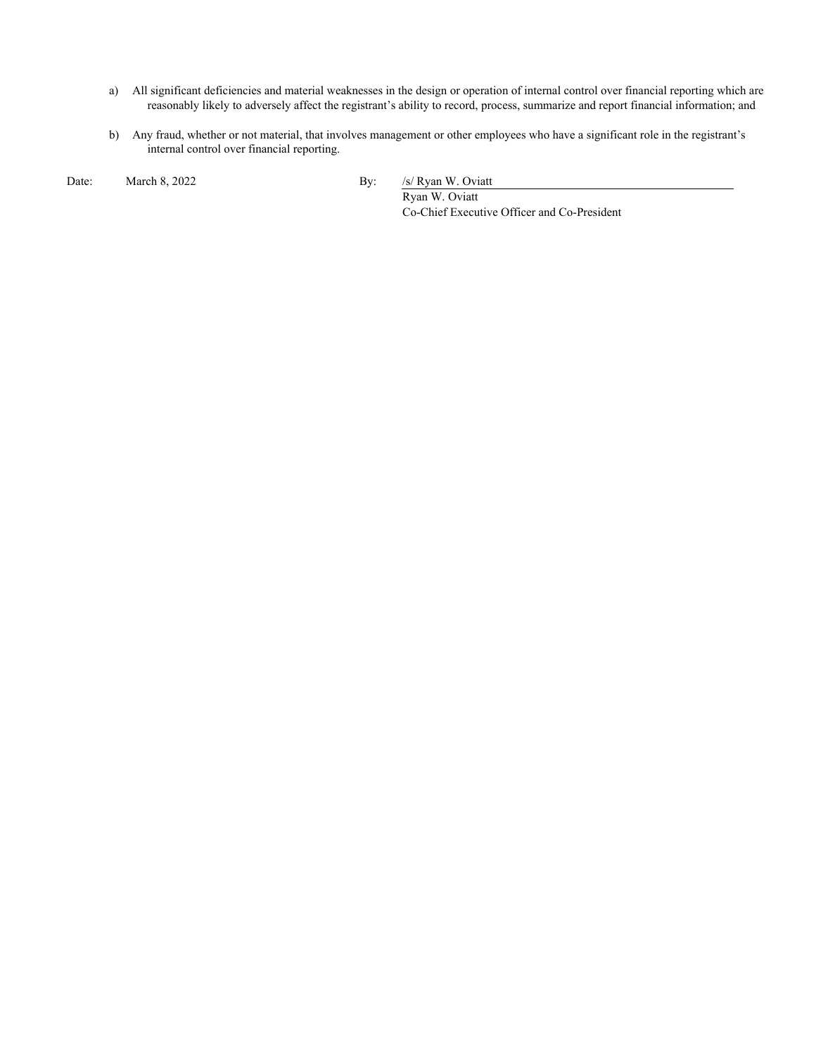a) All significant deficiencies and material weaknesses in the design or operation of internal control over financial reporting which are reasonably likely to adversely affect the registrant's ability to record, process, summarize and report financial information; and

b) Any fraud, whether or not material, that involves management or other employees who have a significant role in the registrant's internal control over financial reporting.

Date: March 8, 2022

By: /s/ Ryan W. Oviatt

Ryan W. Oviatt

Co-Chief Executive Officer and Co-President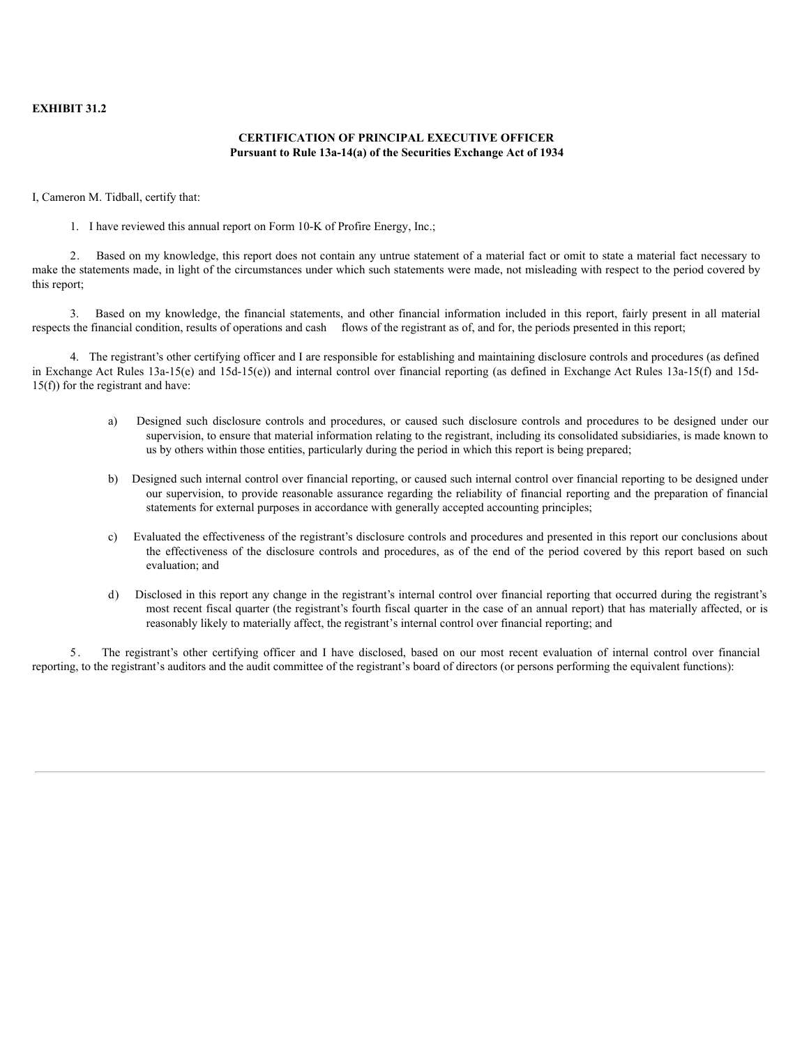**EXHIBIT 31.2**

**CERTIFICATION OF PRINCIPAL EXECUTIVE OFFICER**
**Pursuant to Rule 13a-14(a) of the Securities Exchange Act of 1934**

I, Cameron M. Tidball, certify that:

1. I have reviewed this annual report on Form 10-K of Profire Energy, Inc.;

2. Based on my knowledge, this report does not contain any untrue statement of a material fact or omit to state a material fact necessary to make the statements made, in light of the circumstances under which such statements were made, not misleading with respect to the period covered by this report;

3. Based on my knowledge, the financial statements, and other financial information included in this report, fairly present in all material respects the financial condition, results of operations and cash flows of the registrant as of, and for, the periods presented in this report;

4. The registrant's other certifying officer and I are responsible for establishing and maintaining disclosure controls and procedures (as defined in Exchange Act Rules 13a-15(e) and 15d-15(e)) and internal control over financial reporting (as defined in Exchange Act Rules 13a-15(f) and 15d-15(f)) for the registrant and have:

   a) Designed such disclosure controls and procedures, or caused such disclosure controls and procedures to be designed under our supervision, to ensure that material information relating to the registrant, including its consolidated subsidiaries, is made known to us by others within those entities, particularly during the period in which this report is being prepared;

   b) Designed such internal control over financial reporting, or caused such internal control over financial reporting to be designed under our supervision, to provide reasonable assurance regarding the reliability of financial reporting and the preparation of financial statements for external purposes in accordance with generally accepted accounting principles;

   c) Evaluated the effectiveness of the registrant's disclosure controls and procedures and presented in this report our conclusions about the effectiveness of the disclosure controls and procedures, as of the end of the period covered by this report based on such evaluation; and

   d) Disclosed in this report any change in the registrant's internal control over financial reporting that occurred during the registrant's most recent fiscal quarter (the registrant's fourth fiscal quarter in the case of an annual report) that has materially affected, or is reasonably likely to materially affect, the registrant's internal control over financial reporting; and

5. The registrant's other certifying officer and I have disclosed, based on our most recent evaluation of internal control over financial reporting, to the registrant's auditors and the audit committee of the registrant's board of directors (or persons performing the equivalent functions):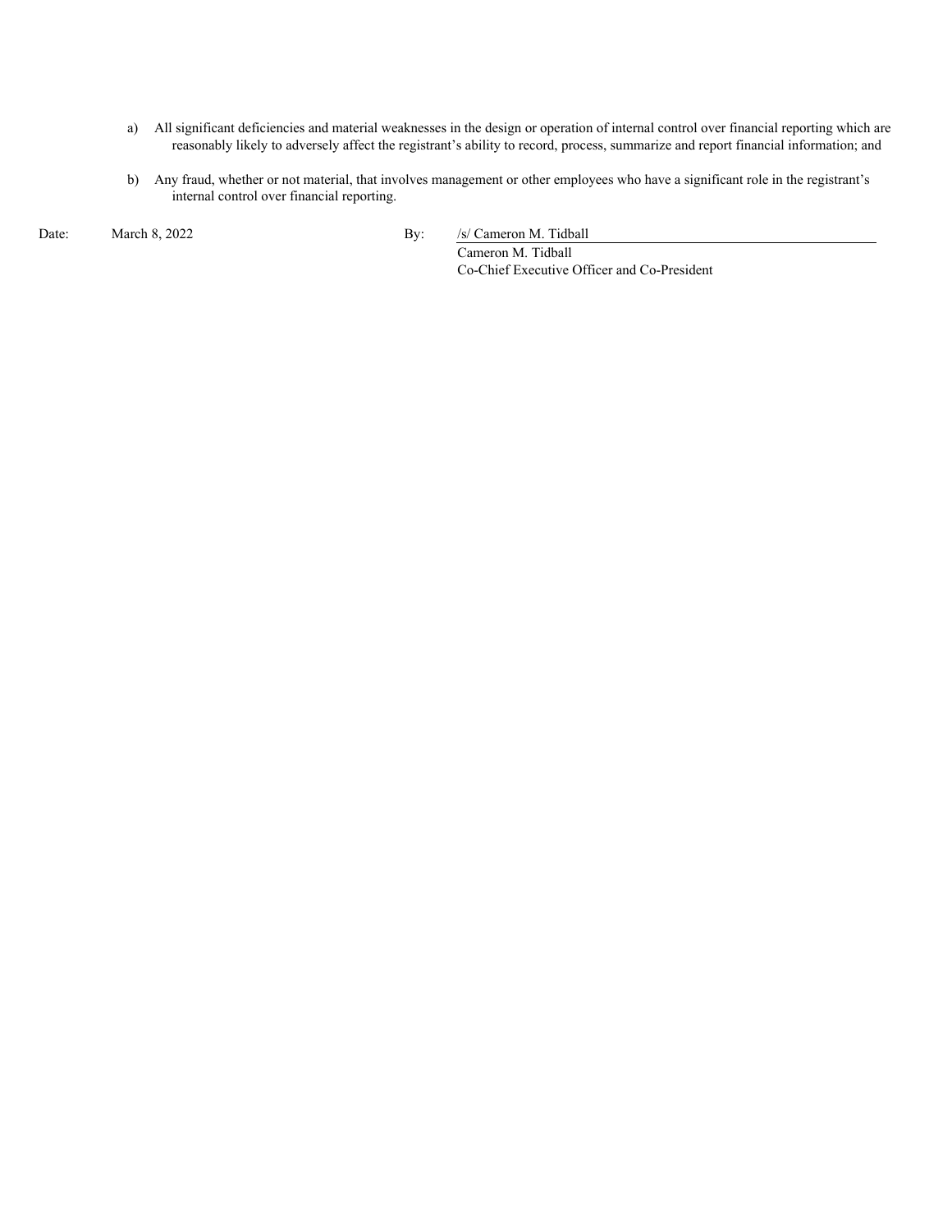a) All significant deficiencies and material weaknesses in the design or operation of internal control over financial reporting which are reasonably likely to adversely affect the registrant's ability to record, process, summarize and report financial information; and

b) Any fraud, whether or not material, that involves management or other employees who have a significant role in the registrant's internal control over financial reporting.

| | | | |
|---|---|---|---|
| Date: | March 8, 2022 | By: | /s/ Cameron M. Tidball |
| | | | Cameron M. Tidball |
| | | | Co-Chief Executive Officer and Co-President |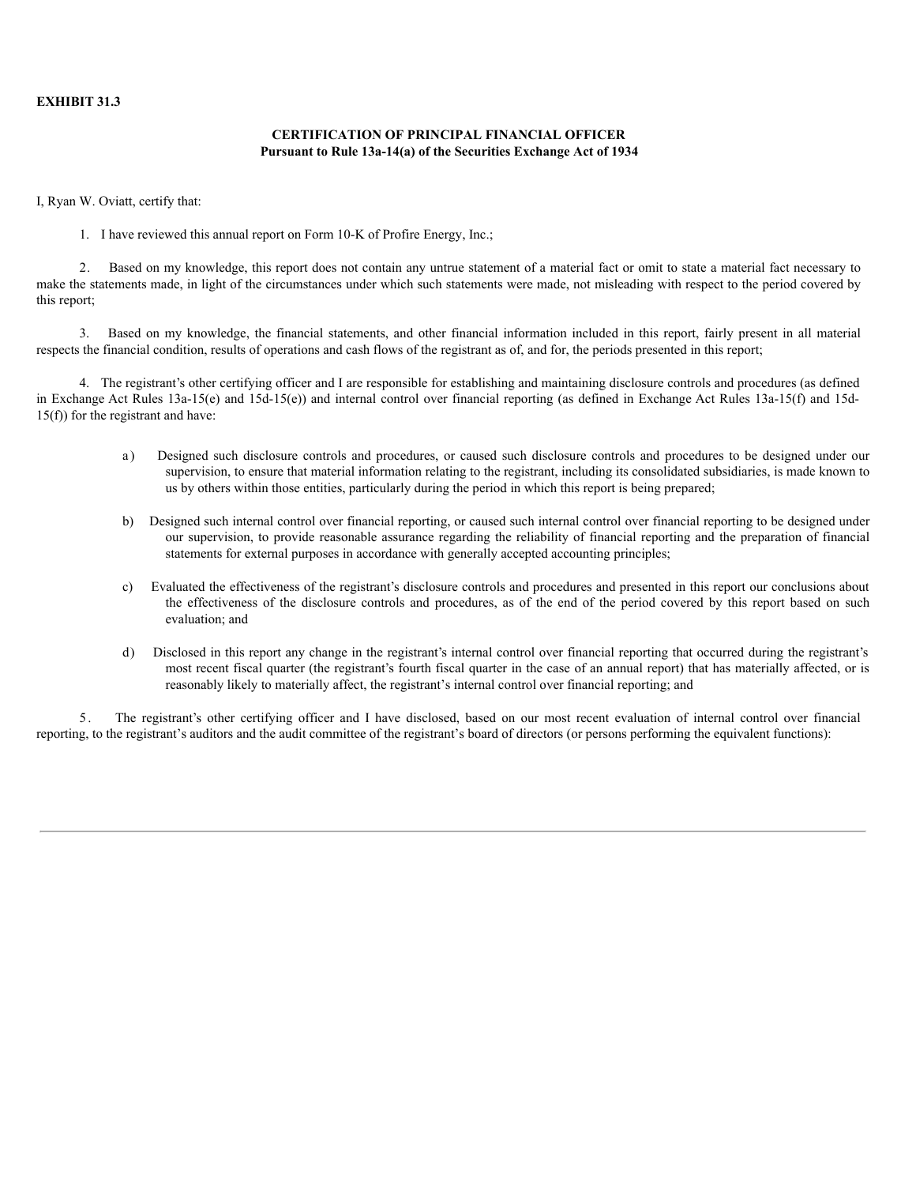**EXHIBIT 31.3**

**CERTIFICATION OF PRINCIPAL FINANCIAL OFFICER**
**Pursuant to Rule 13a-14(a) of the Securities Exchange Act of 1934**

I, Ryan W. Oviatt, certify that:

1. I have reviewed this annual report on Form 10-K of Profire Energy, Inc.;

2. Based on my knowledge, this report does not contain any untrue statement of a material fact or omit to state a material fact necessary to make the statements made, in light of the circumstances under which such statements were made, not misleading with respect to the period covered by this report;

3. Based on my knowledge, the financial statements, and other financial information included in this report, fairly present in all material respects the financial condition, results of operations and cash flows of the registrant as of, and for, the periods presented in this report;

4. The registrant's other certifying officer and I are responsible for establishing and maintaining disclosure controls and procedures (as defined in Exchange Act Rules 13a-15(e) and 15d-15(e)) and internal control over financial reporting (as defined in Exchange Act Rules 13a-15(f) and 15d-15(f)) for the registrant and have:

a) Designed such disclosure controls and procedures, or caused such disclosure controls and procedures to be designed under our supervision, to ensure that material information relating to the registrant, including its consolidated subsidiaries, is made known to us by others within those entities, particularly during the period in which this report is being prepared;

b) Designed such internal control over financial reporting, or caused such internal control over financial reporting to be designed under our supervision, to provide reasonable assurance regarding the reliability of financial reporting and the preparation of financial statements for external purposes in accordance with generally accepted accounting principles;

c) Evaluated the effectiveness of the registrant's disclosure controls and procedures and presented in this report our conclusions about the effectiveness of the disclosure controls and procedures, as of the end of the period covered by this report based on such evaluation; and

d) Disclosed in this report any change in the registrant's internal control over financial reporting that occurred during the registrant's most recent fiscal quarter (the registrant's fourth fiscal quarter in the case of an annual report) that has materially affected, or is reasonably likely to materially affect, the registrant's internal control over financial reporting; and

5. The registrant's other certifying officer and I have disclosed, based on our most recent evaluation of internal control over financial reporting, to the registrant's auditors and the audit committee of the registrant's board of directors (or persons performing the equivalent functions):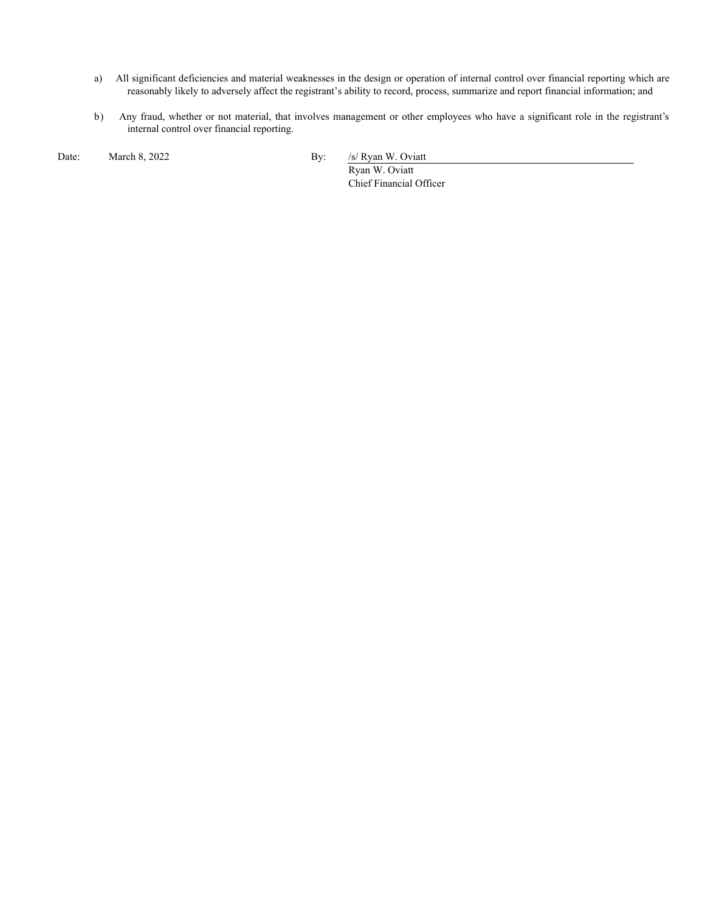a) All significant deficiencies and material weaknesses in the design or operation of internal control over financial reporting which are reasonably likely to adversely affect the registrant's ability to record, process, summarize and report financial information; and

b) Any fraud, whether or not material, that involves management or other employees who have a significant role in the registrant's internal control over financial reporting.

Date: March 8, 2022

By: /s/ Ryan W. Oviatt
Ryan W. Oviatt
Chief Financial Officer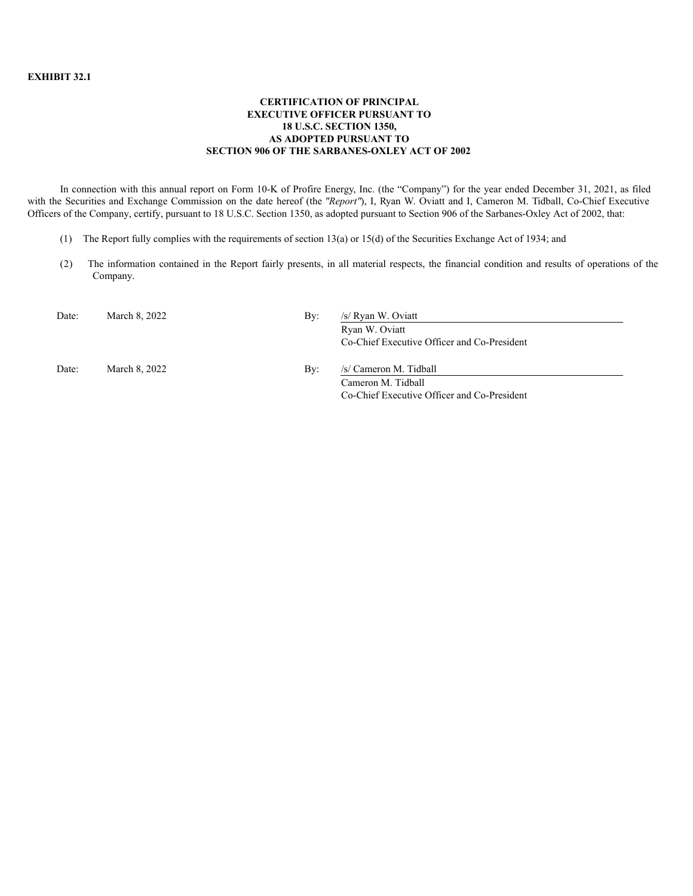**EXHIBIT 32.1**

**CERTIFICATION OF PRINCIPAL EXECUTIVE OFFICER PURSUANT TO 18 U.S.C. SECTION 1350, AS ADOPTED PURSUANT TO SECTION 906 OF THE SARBANES-OXLEY ACT OF 2002**

In connection with this annual report on Form 10-K of Profire Energy, Inc. (the "Company") for the year ended December 31, 2021, as filed with the Securities and Exchange Commission on the date hereof (the *"Report"*), I, Ryan W. Oviatt and I, Cameron M. Tidball, Co-Chief Executive Officers of the Company, certify, pursuant to 18 U.S.C. Section 1350, as adopted pursuant to Section 906 of the Sarbanes-Oxley Act of 2002, that:

(1) The Report fully complies with the requirements of section 13(a) or 15(d) of the Securities Exchange Act of 1934; and

(2) The information contained in the Report fairly presents, in all material respects, the financial condition and results of operations of the Company.

| | | | |
|---|---|---|---|
| Date: | March 8, 2022 | By: | /s/ Ryan W. Oviatt |
| | | | Ryan W. Oviatt |
| | | | Co-Chief Executive Officer and Co-President |
| Date: | March 8, 2022 | By: | /s/ Cameron M. Tidball |
| | | | Cameron M. Tidball |
| | | | Co-Chief Executive Officer and Co-President |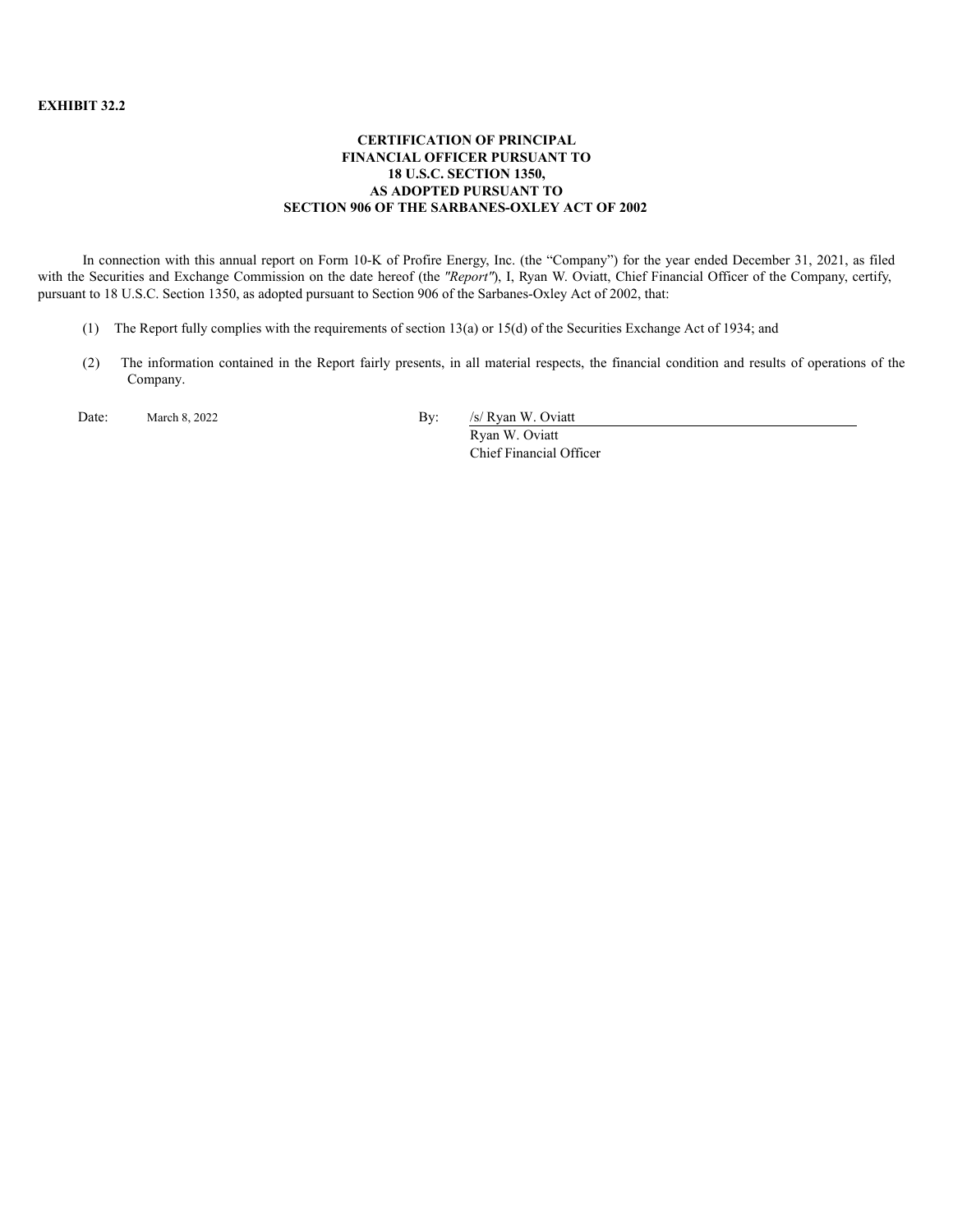**EXHIBIT 32.2**

**CERTIFICATION OF PRINCIPAL FINANCIAL OFFICER PURSUANT TO 18 U.S.C. SECTION 1350, AS ADOPTED PURSUANT TO SECTION 906 OF THE SARBANES-OXLEY ACT OF 2002**

In connection with this annual report on Form 10-K of Profire Energy, Inc. (the "Company") for the year ended December 31, 2021, as filed with the Securities and Exchange Commission on the date hereof (the *"Report"*), I, Ryan W. Oviatt, Chief Financial Officer of the Company, certify, pursuant to 18 U.S.C. Section 1350, as adopted pursuant to Section 906 of the Sarbanes-Oxley Act of 2002, that:

(1) The Report fully complies with the requirements of section 13(a) or 15(d) of the Securities Exchange Act of 1934; and

(2) The information contained in the Report fairly presents, in all material respects, the financial condition and results of operations of the Company.

Date: March 8, 2022

By: /s/ Ryan W. Oviatt
Ryan W. Oviatt
Chief Financial Officer